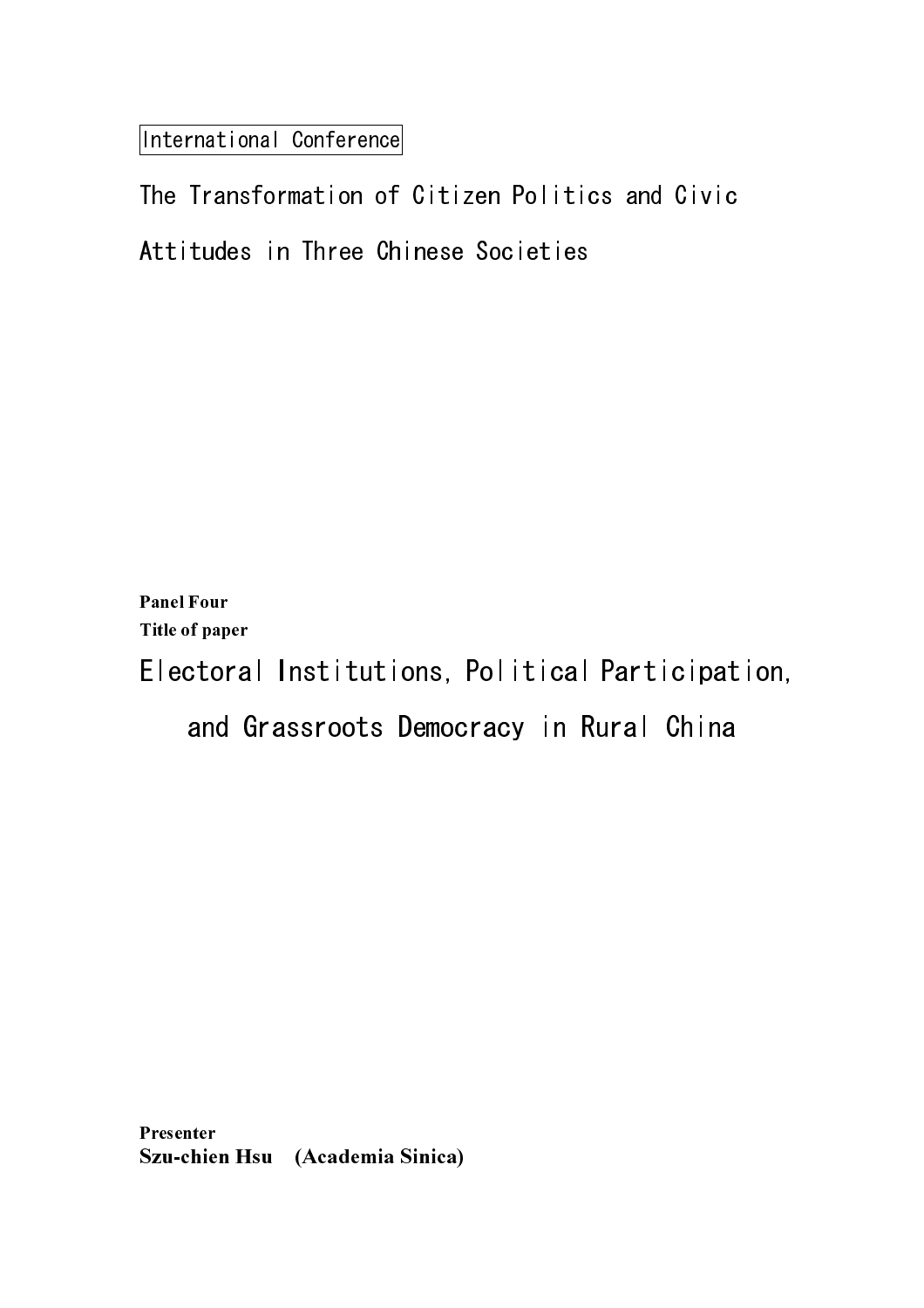International Conference

# The Transformation of Citizen Politics and Civic Attitudes in Three Chinese Societies

**Panel Four**
**Title of paper**

## Electoral Institutions, Political Participation, and Grassroots Democracy in Rural China

**Presenter**
**Szu-chien Hsu (Academia Sinica)**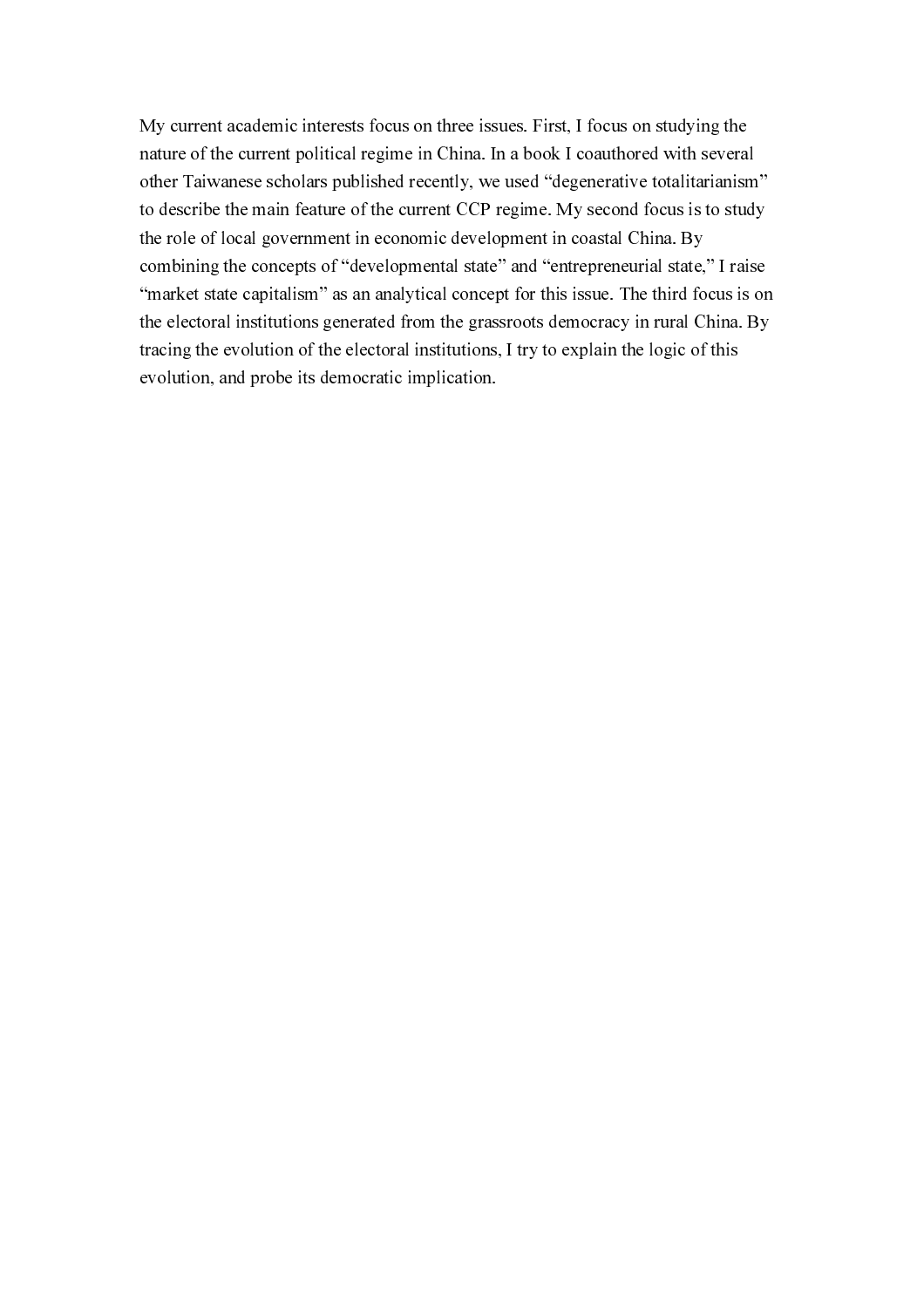My current academic interests focus on three issues. First, I focus on studying the nature of the current political regime in China. In a book I coauthored with several other Taiwanese scholars published recently, we used “degenerative totalitarianism” to describe the main feature of the current CCP regime. My second focus is to study the role of local government in economic development in coastal China. By combining the concepts of “developmental state” and “entrepreneurial state,” I raise “market state capitalism” as an analytical concept for this issue. The third focus is on the electoral institutions generated from the grassroots democracy in rural China. By tracing the evolution of the electoral institutions, I try to explain the logic of this evolution, and probe its democratic implication.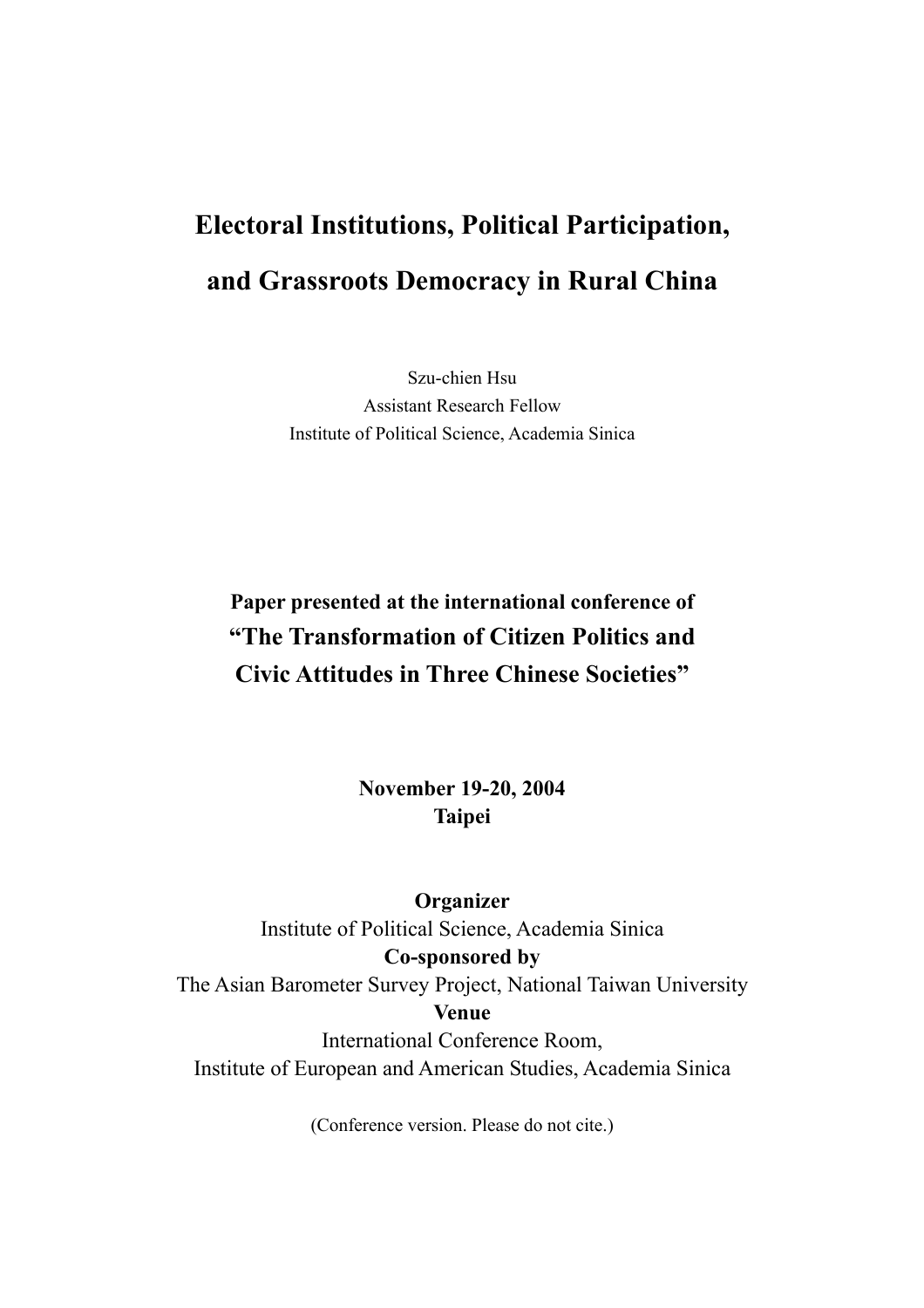# Electoral Institutions, Political Participation, and Grassroots Democracy in Rural China

Szu-chien Hsu
Assistant Research Fellow
Institute of Political Science, Academia Sinica

**Paper presented at the international conference of**
**"The Transformation of Citizen Politics and Civic Attitudes in Three Chinese Societies"**

**November 19-20, 2004**
**Taipei**

**Organizer**
Institute of Political Science, Academia Sinica
**Co-sponsored by**
The Asian Barometer Survey Project, National Taiwan University
**Venue**
International Conference Room,
Institute of European and American Studies, Academia Sinica

(Conference version. Please do not cite.)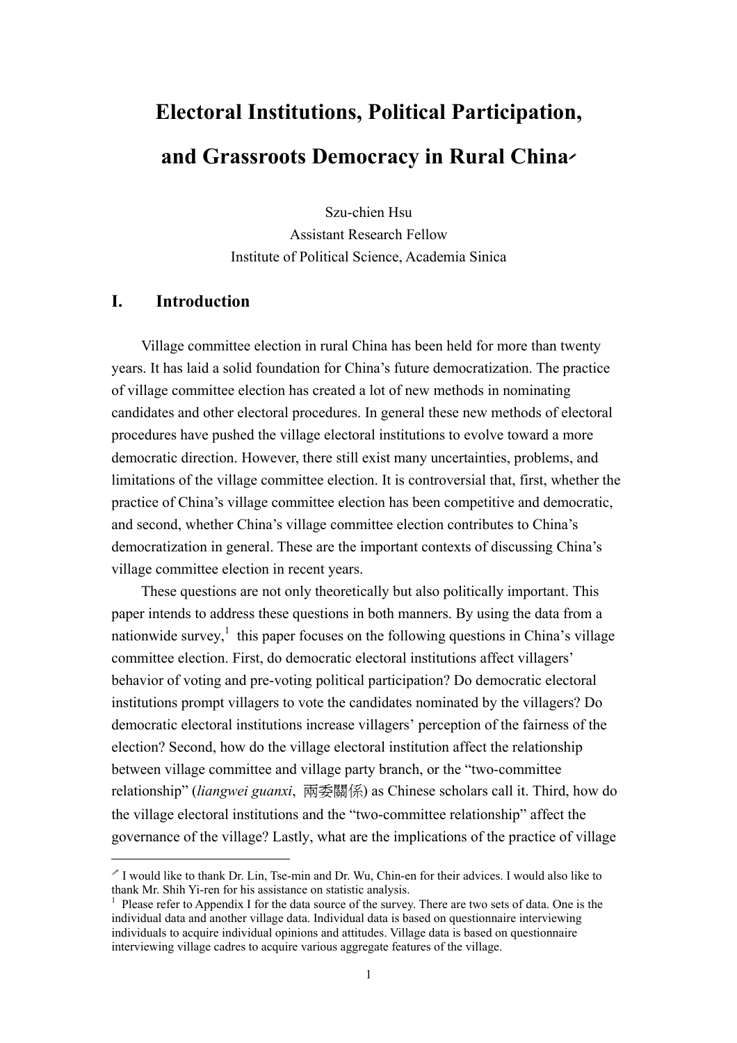# Electoral Institutions, Political Participation, and Grassroots Democracy in Rural China[*]

Szu-chien Hsu
Assistant Research Fellow
Institute of Political Science, Academia Sinica

## I. Introduction

Village committee election in rural China has been held for more than twenty years. It has laid a solid foundation for China's future democratization. The practice of village committee election has created a lot of new methods in nominating candidates and other electoral procedures. In general these new methods of electoral procedures have pushed the village electoral institutions to evolve toward a more democratic direction. However, there still exist many uncertainties, problems, and limitations of the village committee election. It is controversial that, first, whether the practice of China's village committee election has been competitive and democratic, and second, whether China's village committee election contributes to China's democratization in general. These are the important contexts of discussing China's village committee election in recent years.

These questions are not only theoretically but also politically important. This paper intends to address these questions in both manners. By using the data from a nationwide survey,[1] this paper focuses on the following questions in China's village committee election. First, do democratic electoral institutions affect villagers' behavior of voting and pre-voting political participation? Do democratic electoral institutions prompt villagers to vote the candidates nominated by the villagers? Do democratic electoral institutions increase villagers' perception of the fairness of the election? Second, how do the village electoral institution affect the relationship between village committee and village party branch, or the "two-committee relationship" (*liangwei guanxi*, 兩委關係) as Chinese scholars call it. Third, how do the village electoral institutions and the "two-committee relationship" affect the governance of the village? Lastly, what are the implications of the practice of village

---

[*] I would like to thank Dr. Lin, Tse-min and Dr. Wu, Chin-en for their advices. I would also like to thank Mr. Shih Yi-ren for his assistance on statistic analysis.

[1] Please refer to Appendix I for the data source of the survey. There are two sets of data. One is the individual data and another village data. Individual data is based on questionnaire interviewing individuals to acquire individual opinions and attitudes. Village data is based on questionnaire interviewing village cadres to acquire various aggregate features of the village.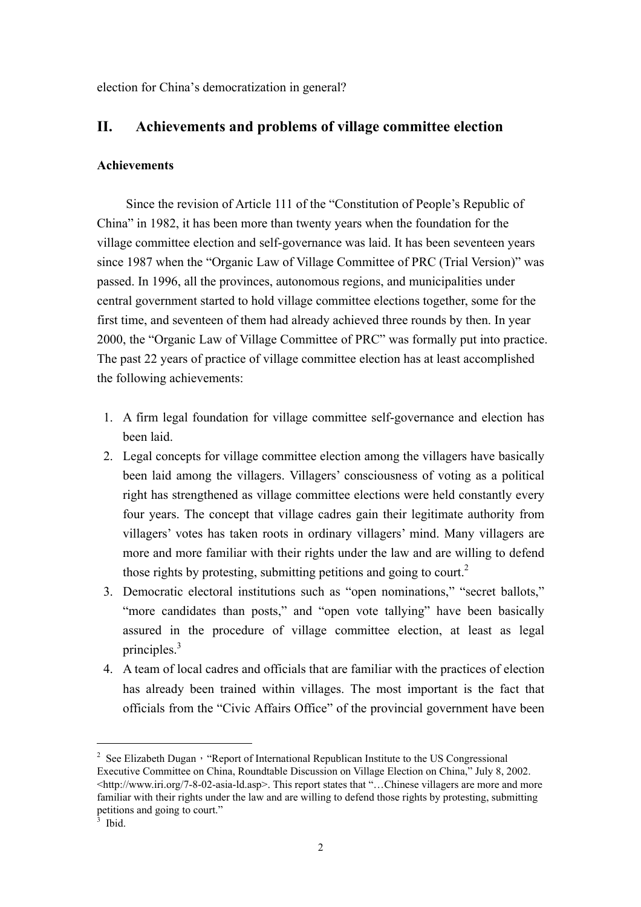election for China's democratization in general?

## II. Achievements and problems of village committee election

### Achievements

Since the revision of Article 111 of the "Constitution of People's Republic of China" in 1982, it has been more than twenty years when the foundation for the village committee election and self-governance was laid. It has been seventeen years since 1987 when the "Organic Law of Village Committee of PRC (Trial Version)" was passed. In 1996, all the provinces, autonomous regions, and municipalities under central government started to hold village committee elections together, some for the first time, and seventeen of them had already achieved three rounds by then. In year 2000, the "Organic Law of Village Committee of PRC" was formally put into practice. The past 22 years of practice of village committee election has at least accomplished the following achievements:

1. A firm legal foundation for village committee self-governance and election has been laid.
2. Legal concepts for village committee election among the villagers have basically been laid among the villagers. Villagers' consciousness of voting as a political right has strengthened as village committee elections were held constantly every four years. The concept that village cadres gain their legitimate authority from villagers' votes has taken roots in ordinary villagers' mind. Many villagers are more and more familiar with their rights under the law and are willing to defend those rights by protesting, submitting petitions and going to court.[2]
3. Democratic electoral institutions such as "open nominations," "secret ballots," "more candidates than posts," and "open vote tallying" have been basically assured in the procedure of village committee election, at least as legal principles.[3]
4. A team of local cadres and officials that are familiar with the practices of election has already been trained within villages. The most important is the fact that officials from the "Civic Affairs Office" of the provincial government have been

---

[2] See Elizabeth Dugan，"Report of International Republican Institute to the US Congressional Executive Committee on China, Roundtable Discussion on Village Election on China," July 8, 2002. <http://www.iri.org/7-8-02-asia-ld.asp>. This report states that "…Chinese villagers are more and more familiar with their rights under the law and are willing to defend those rights by protesting, submitting petitions and going to court."

[3] Ibid.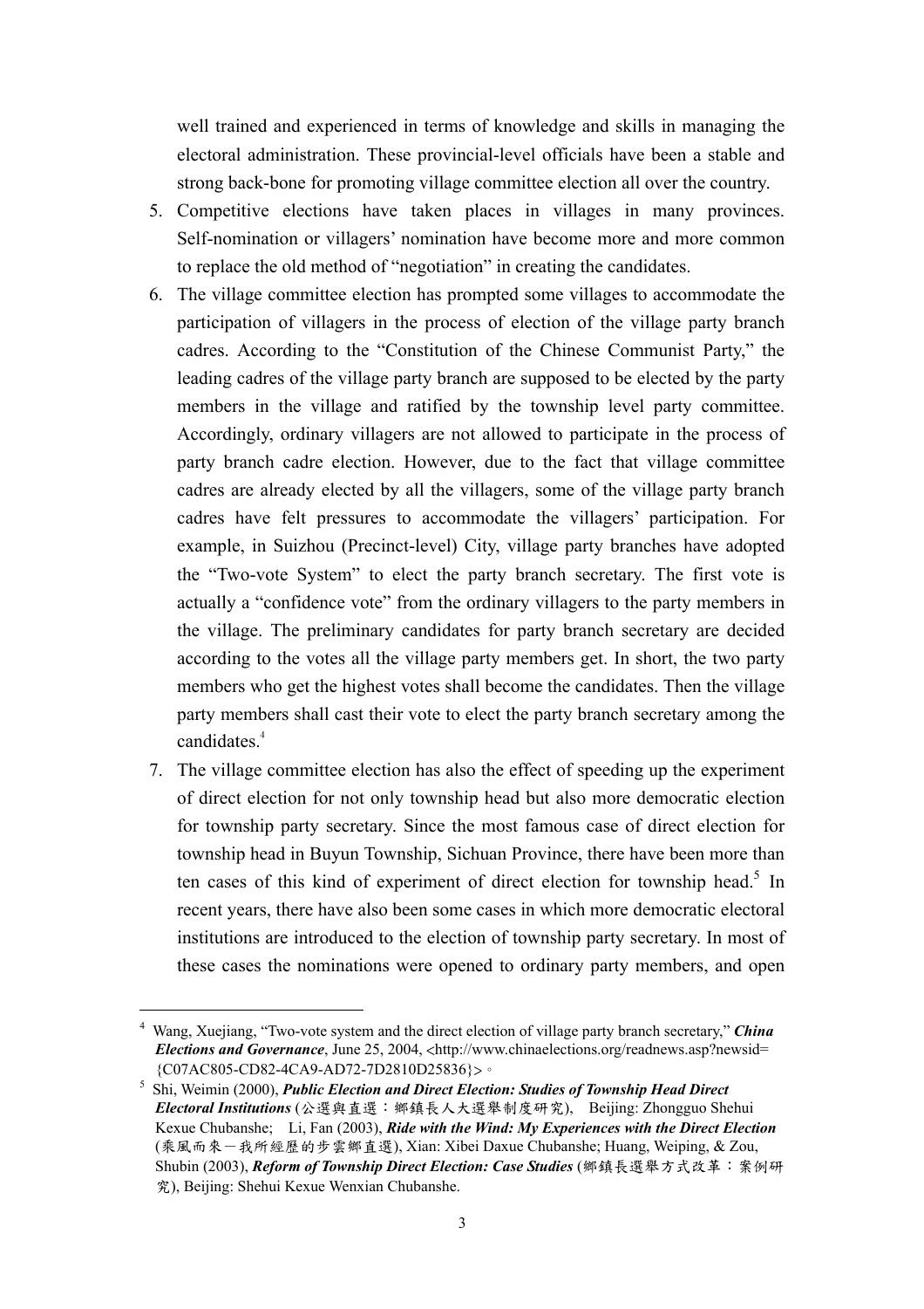well trained and experienced in terms of knowledge and skills in managing the electoral administration. These provincial-level officials have been a stable and strong back-bone for promoting village committee election all over the country.

5. Competitive elections have taken places in villages in many provinces. Self-nomination or villagers' nomination have become more and more common to replace the old method of "negotiation" in creating the candidates.
6. The village committee election has prompted some villages to accommodate the participation of villagers in the process of election of the village party branch cadres. According to the "Constitution of the Chinese Communist Party," the leading cadres of the village party branch are supposed to be elected by the party members in the village and ratified by the township level party committee. Accordingly, ordinary villagers are not allowed to participate in the process of party branch cadre election. However, due to the fact that village committee cadres are already elected by all the villagers, some of the village party branch cadres have felt pressures to accommodate the villagers' participation. For example, in Suizhou (Precinct-level) City, village party branches have adopted the "Two-vote System" to elect the party branch secretary. The first vote is actually a "confidence vote" from the ordinary villagers to the party members in the village. The preliminary candidates for party branch secretary are decided according to the votes all the village party members get. In short, the two party members who get the highest votes shall become the candidates. Then the village party members shall cast their vote to elect the party branch secretary among the candidates.[4]
7. The village committee election has also the effect of speeding up the experiment of direct election for not only township head but also more democratic election for township party secretary. Since the most famous case of direct election for township head in Buyun Township, Sichuan Province, there have been more than ten cases of this kind of experiment of direct election for township head.[5] In recent years, there have also been some cases in which more democratic electoral institutions are introduced to the election of township party secretary. In most of these cases the nominations were opened to ordinary party members, and open

---

[4] Wang, Xuejiang, "Two-vote system and the direct election of village party branch secretary," ***China Elections and Governance***, June 25, 2004, <http://www.chinaelections.org/readnews.asp?newsid={C07AC805-CD82-4CA9-AD72-7D2810D25836}>。

[5] Shi, Weimin (2000), ***Public Election and Direct Election: Studies of Township Head Direct Electoral Institutions*** (公選與直選：鄉鎮長人大選舉制度研究), Beijing: Zhongguo Shehui Kexue Chubanshe; Li, Fan (2003), ***Ride with the Wind: My Experiences with the Direct Election*** (乘風而來－我所經歷的步雲鄉直選), Xian: Xibei Daxue Chubanshe; Huang, Weiping, & Zou, Shubin (2003), ***Reform of Township Direct Election: Case Studies*** (鄉鎮長選舉方式改革：案例研究), Beijing: Shehui Kexue Wenxian Chubanshe.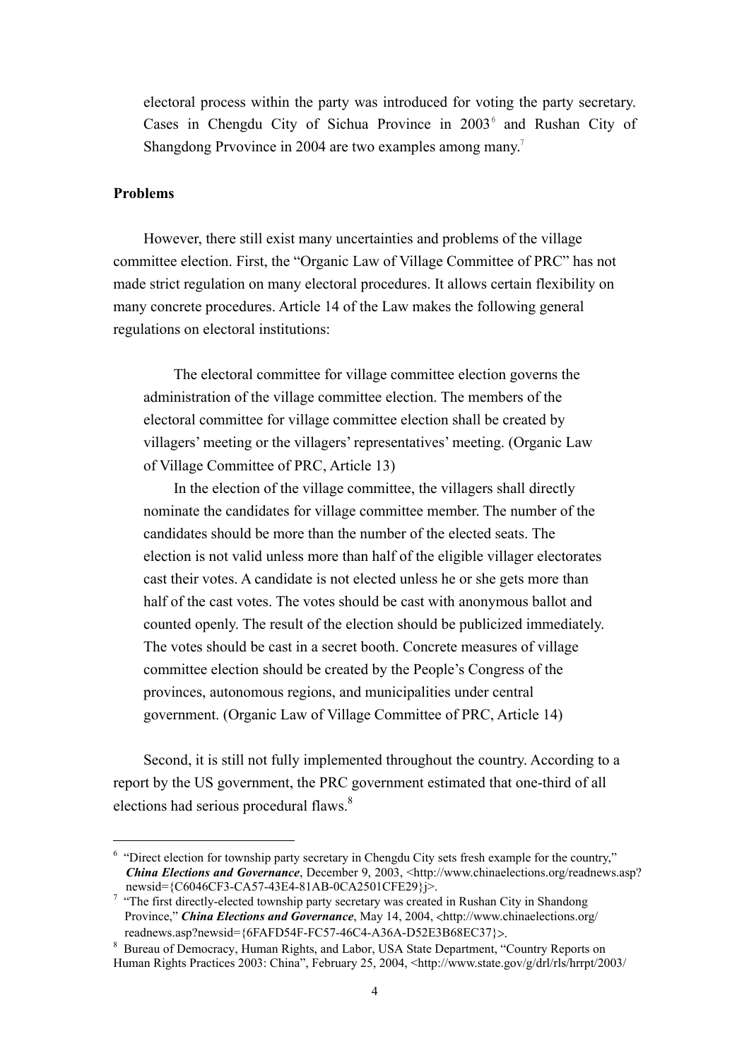electoral process within the party was introduced for voting the party secretary. Cases in Chengdu City of Sichua Province in 2003[6] and Rushan City of Shangdong Prvovince in 2004 are two examples among many.[7]

**Problems**

However, there still exist many uncertainties and problems of the village committee election. First, the "Organic Law of Village Committee of PRC" has not made strict regulation on many electoral procedures. It allows certain flexibility on many concrete procedures. Article 14 of the Law makes the following general regulations on electoral institutions:

> The electoral committee for village committee election governs the administration of the village committee election. The members of the electoral committee for village committee election shall be created by villagers' meeting or the villagers' representatives' meeting. (Organic Law of Village Committee of PRC, Article 13)
>
> In the election of the village committee, the villagers shall directly nominate the candidates for village committee member. The number of the candidates should be more than the number of the elected seats. The election is not valid unless more than half of the eligible villager electorates cast their votes. A candidate is not elected unless he or she gets more than half of the cast votes. The votes should be cast with anonymous ballot and counted openly. The result of the election should be publicized immediately. The votes should be cast in a secret booth. Concrete measures of village committee election should be created by the People's Congress of the provinces, autonomous regions, and municipalities under central government. (Organic Law of Village Committee of PRC, Article 14)

Second, it is still not fully implemented throughout the country. According to a report by the US government, the PRC government estimated that one-third of all elections had serious procedural flaws.[8]

---

[6] "Direct election for township party secretary in Chengdu City sets fresh example for the country," ***China Elections and Governance***, December 9, 2003, <http://www.chinaelections.org/readnews.asp?newsid={C6046CF3-CA57-43E4-81AB-0CA2501CFE29}j>.

[7] "The first directly-elected township party secretary was created in Rushan City in Shandong Province," ***China Elections and Governance***, May 14, 2004, <http://www.chinaelections.org/readnews.asp?newsid={6FAFD54F-FC57-46C4-A36A-D52E3B68EC37}>.

[8] Bureau of Democracy, Human Rights, and Labor, USA State Department, "Country Reports on Human Rights Practices 2003: China", February 25, 2004, <http://www.state.gov/g/drl/rls/hrrpt/2003/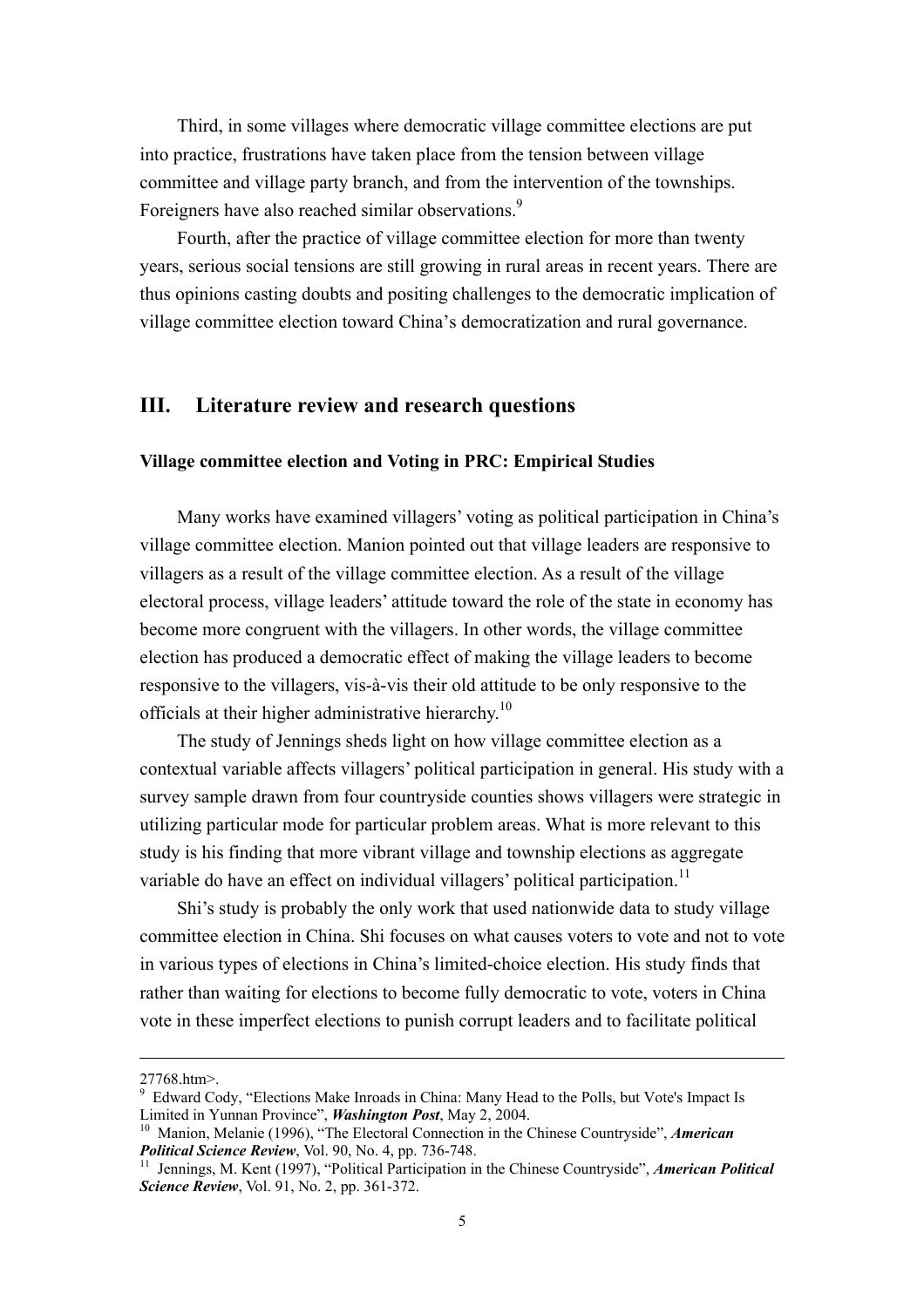Third, in some villages where democratic village committee elections are put into practice, frustrations have taken place from the tension between village committee and village party branch, and from the intervention of the townships. Foreigners have also reached similar observations.[9]

Fourth, after the practice of village committee election for more than twenty years, serious social tensions are still growing in rural areas in recent years. There are thus opinions casting doubts and positing challenges to the democratic implication of village committee election toward China's democratization and rural governance.

## III. Literature review and research questions

### Village committee election and Voting in PRC: Empirical Studies

Many works have examined villagers' voting as political participation in China's village committee election. Manion pointed out that village leaders are responsive to villagers as a result of the village committee election. As a result of the village electoral process, village leaders' attitude toward the role of the state in economy has become more congruent with the villagers. In other words, the village committee election has produced a democratic effect of making the village leaders to become responsive to the villagers, vis-à-vis their old attitude to be only responsive to the officials at their higher administrative hierarchy.[10]

The study of Jennings sheds light on how village committee election as a contextual variable affects villagers' political participation in general. His study with a survey sample drawn from four countryside counties shows villagers were strategic in utilizing particular mode for particular problem areas. What is more relevant to this study is his finding that more vibrant village and township elections as aggregate variable do have an effect on individual villagers' political participation.[11]

Shi's study is probably the only work that used nationwide data to study village committee election in China. Shi focuses on what causes voters to vote and not to vote in various types of elections in China's limited-choice election. His study finds that rather than waiting for elections to become fully democratic to vote, voters in China vote in these imperfect elections to punish corrupt leaders and to facilitate political

---

27768.htm>.

[9] Edward Cody, "Elections Make Inroads in China: Many Head to the Polls, but Vote's Impact Is Limited in Yunnan Province", ***Washington Post***, May 2, 2004.

[10] Manion, Melanie (1996), "The Electoral Connection in the Chinese Countryside", ***American Political Science Review***, Vol. 90, No. 4, pp. 736-748.

[11] Jennings, M. Kent (1997), "Political Participation in the Chinese Countryside", ***American Political Science Review***, Vol. 91, No. 2, pp. 361-372.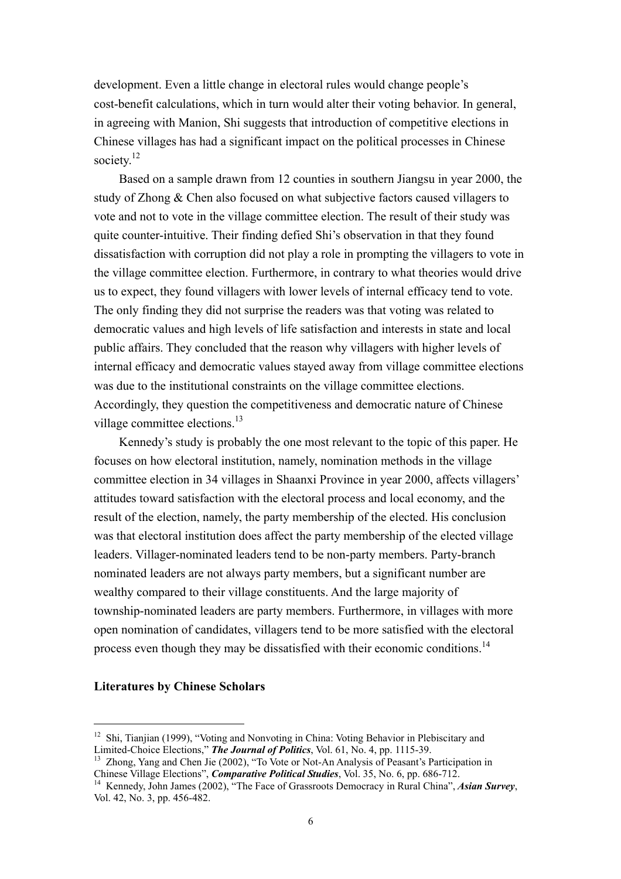development. Even a little change in electoral rules would change people's cost-benefit calculations, which in turn would alter their voting behavior. In general, in agreeing with Manion, Shi suggests that introduction of competitive elections in Chinese villages has had a significant impact on the political processes in Chinese society.[12]

Based on a sample drawn from 12 counties in southern Jiangsu in year 2000, the study of Zhong & Chen also focused on what subjective factors caused villagers to vote and not to vote in the village committee election. The result of their study was quite counter-intuitive. Their finding defied Shi's observation in that they found dissatisfaction with corruption did not play a role in prompting the villagers to vote in the village committee election. Furthermore, in contrary to what theories would drive us to expect, they found villagers with lower levels of internal efficacy tend to vote. The only finding they did not surprise the readers was that voting was related to democratic values and high levels of life satisfaction and interests in state and local public affairs. They concluded that the reason why villagers with higher levels of internal efficacy and democratic values stayed away from village committee elections was due to the institutional constraints on the village committee elections. Accordingly, they question the competitiveness and democratic nature of Chinese village committee elections.[13]

Kennedy's study is probably the one most relevant to the topic of this paper. He focuses on how electoral institution, namely, nomination methods in the village committee election in 34 villages in Shaanxi Province in year 2000, affects villagers' attitudes toward satisfaction with the electoral process and local economy, and the result of the election, namely, the party membership of the elected. His conclusion was that electoral institution does affect the party membership of the elected village leaders. Villager-nominated leaders tend to be non-party members. Party-branch nominated leaders are not always party members, but a significant number are wealthy compared to their village constituents. And the large majority of township-nominated leaders are party members. Furthermore, in villages with more open nomination of candidates, villagers tend to be more satisfied with the electoral process even though they may be dissatisfied with their economic conditions.[14]

**Literatures by Chinese Scholars**

---

[12] Shi, Tianjian (1999), "Voting and Nonvoting in China: Voting Behavior in Plebiscitary and Limited-Choice Elections," ***The Journal of Politics***, Vol. 61, No. 4, pp. 1115-39.

[13] Zhong, Yang and Chen Jie (2002), "To Vote or Not-An Analysis of Peasant's Participation in Chinese Village Elections", ***Comparative Political Studies***, Vol. 35, No. 6, pp. 686-712.

[14] Kennedy, John James (2002), "The Face of Grassroots Democracy in Rural China", ***Asian Survey***, Vol. 42, No. 3, pp. 456-482.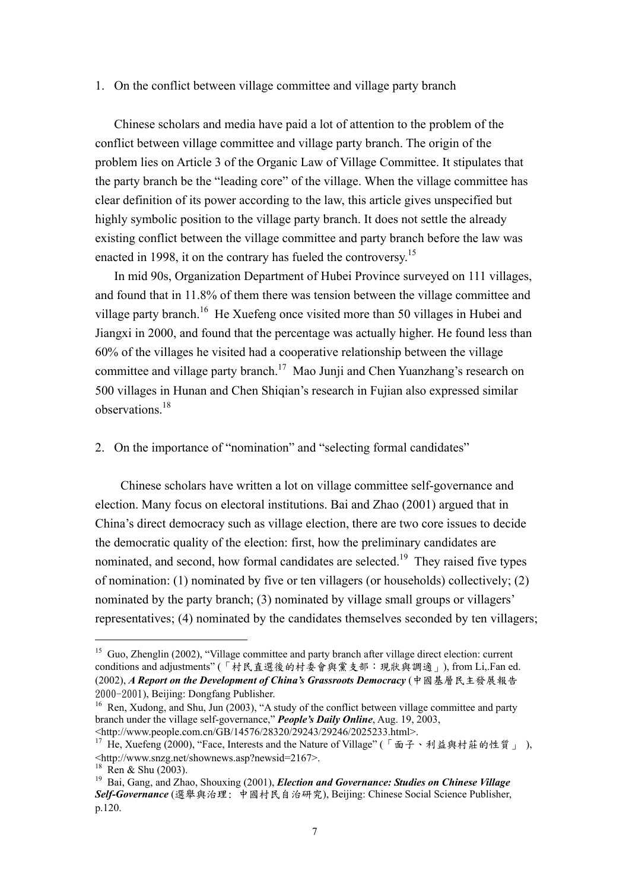1. On the conflict between village committee and village party branch

Chinese scholars and media have paid a lot of attention to the problem of the conflict between village committee and village party branch. The origin of the problem lies on Article 3 of the Organic Law of Village Committee. It stipulates that the party branch be the "leading core" of the village. When the village committee has clear definition of its power according to the law, this article gives unspecified but highly symbolic position to the village party branch. It does not settle the already existing conflict between the village committee and party branch before the law was enacted in 1998, it on the contrary has fueled the controversy.[15]

In mid 90s, Organization Department of Hubei Province surveyed on 111 villages, and found that in 11.8% of them there was tension between the village committee and village party branch.[16] He Xuefeng once visited more than 50 villages in Hubei and Jiangxi in 2000, and found that the percentage was actually higher. He found less than 60% of the villages he visited had a cooperative relationship between the village committee and village party branch.[17] Mao Junji and Chen Yuanzhang's research on 500 villages in Hunan and Chen Shiqian's research in Fujian also expressed similar observations.[18]

2. On the importance of "nomination" and "selecting formal candidates"

Chinese scholars have written a lot on village committee self-governance and election. Many focus on electoral institutions. Bai and Zhao (2001) argued that in China's direct democracy such as village election, there are two core issues to decide the democratic quality of the election: first, how the preliminary candidates are nominated, and second, how formal candidates are selected.[19] They raised five types of nomination: (1) nominated by five or ten villagers (or households) collectively; (2) nominated by the party branch; (3) nominated by village small groups or villagers' representatives; (4) nominated by the candidates themselves seconded by ten villagers;

---

[15] Guo, Zhenglin (2002), "Village committee and party branch after village direct election: current conditions and adjustments" (「村民直選後的村委會與黨支部：現狀與調適」), from Li,.Fan ed. (2002), ***A Report on the Development of China's Grassroots Democracy*** (中國基層民主發展報告 2000-2001), Beijing: Dongfang Publisher.

[16] Ren, Xudong, and Shu, Jun (2003), "A study of the conflict between village committee and party branch under the village self-governance," ***People's Daily Online***, Aug. 19, 2003, <http://www.people.com.cn/GB/14576/28320/29243/29246/2025233.html>.

[17] He, Xuefeng (2000), "Face, Interests and the Nature of Village" (「面子、利益與村莊的性質」), <http://www.snzg.net/shownews.asp?newsid=2167>.

[18] Ren & Shu (2003).

[19] Bai, Gang, and Zhao, Shouxing (2001), ***Election and Governance: Studies on Chinese Village Self-Governance*** (選舉與治理：中國村民自治研究), Beijing: Chinese Social Science Publisher, p.120.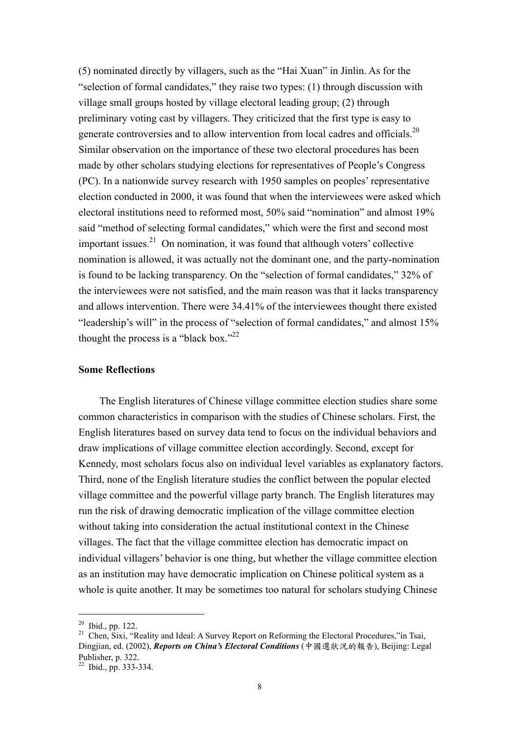(5) nominated directly by villagers, such as the "Hai Xuan" in Jinlin. As for the "selection of formal candidates," they raise two types: (1) through discussion with village small groups hosted by village electoral leading group; (2) through preliminary voting cast by villagers. They criticized that the first type is easy to generate controversies and to allow intervention from local cadres and officials.[20] Similar observation on the importance of these two electoral procedures has been made by other scholars studying elections for representatives of People's Congress (PC). In a nationwide survey research with 1950 samples on peoples' representative election conducted in 2000, it was found that when the interviewees were asked which electoral institutions need to reformed most, 50% said "nomination" and almost 19% said "method of selecting formal candidates," which were the first and second most important issues.[21] On nomination, it was found that although voters' collective nomination is allowed, it was actually not the dominant one, and the party-nomination is found to be lacking transparency. On the "selection of formal candidates," 32% of the interviewees were not satisfied, and the main reason was that it lacks transparency and allows intervention. There were 34.41% of the interviewees thought there existed "leadership's will" in the process of "selection of formal candidates," and almost 15% thought the process is a "black box."[22]

**Some Reflections**

The English literatures of Chinese village committee election studies share some common characteristics in comparison with the studies of Chinese scholars. First, the English literatures based on survey data tend to focus on the individual behaviors and draw implications of village committee election accordingly. Second, except for Kennedy, most scholars focus also on individual level variables as explanatory factors. Third, none of the English literature studies the conflict between the popular elected village committee and the powerful village party branch. The English literatures may run the risk of drawing democratic implication of the village committee election without taking into consideration the actual institutional context in the Chinese villages. The fact that the village committee election has democratic impact on individual villagers' behavior is one thing, but whether the village committee election as an institution may have democratic implication on Chinese political system as a whole is quite another. It may be sometimes too natural for scholars studying Chinese

---

[20] Ibid., pp. 122.

[21] Chen, Sixi, "Reality and Ideal: A Survey Report on Reforming the Electoral Procedures,"in Tsai, Dingjian, ed. (2002), ***Reports on China's Electoral Conditions*** (中國選狀況的報告), Beijing: Legal Publisher, p. 322.

[22] Ibid., pp. 333-334.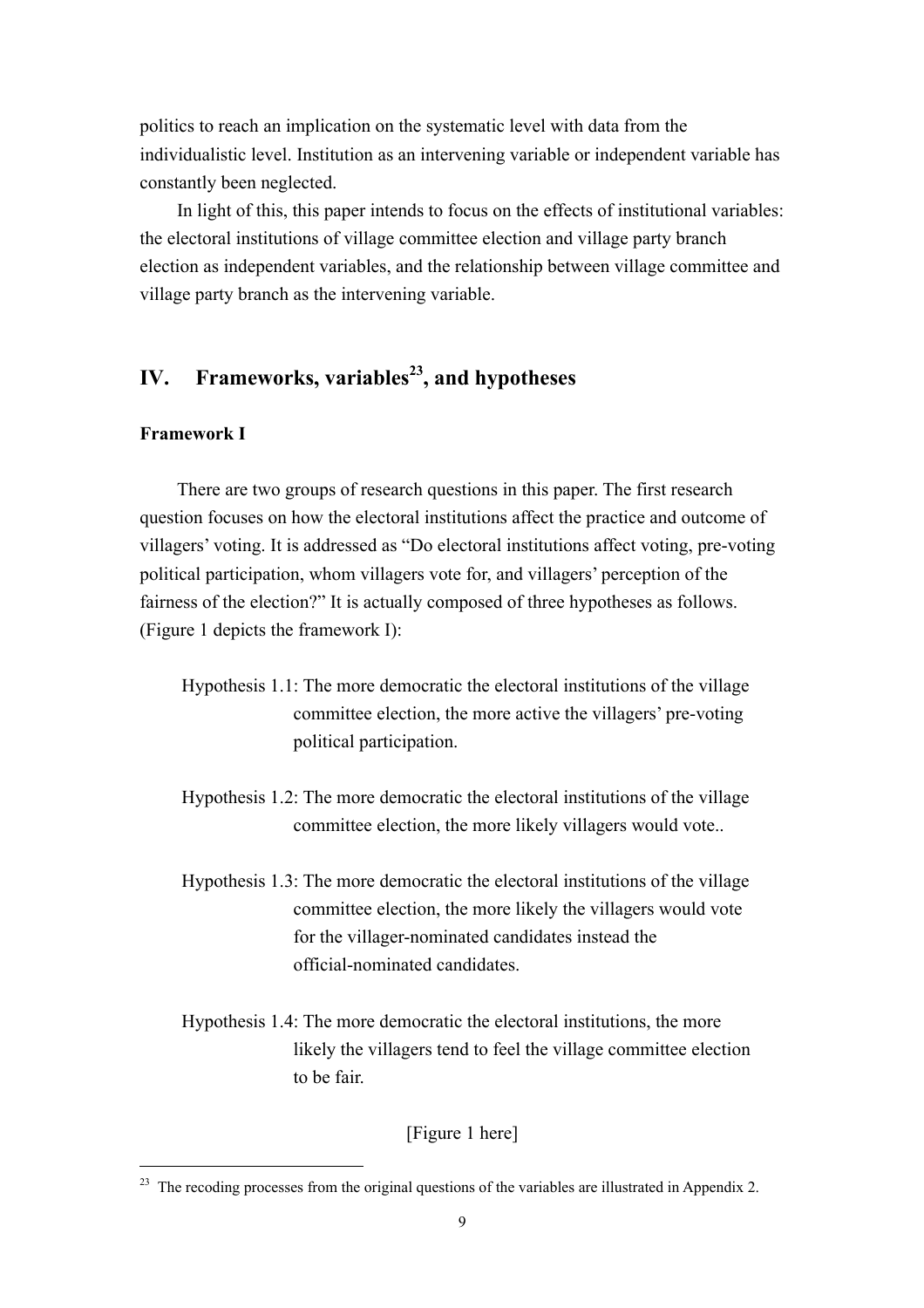politics to reach an implication on the systematic level with data from the individualistic level. Institution as an intervening variable or independent variable has constantly been neglected.

In light of this, this paper intends to focus on the effects of institutional variables: the electoral institutions of village committee election and village party branch election as independent variables, and the relationship between village committee and village party branch as the intervening variable.

## IV. Frameworks, variables[23], and hypotheses

### Framework I

There are two groups of research questions in this paper. The first research question focuses on how the electoral institutions affect the practice and outcome of villagers' voting. It is addressed as "Do electoral institutions affect voting, pre-voting political participation, whom villagers vote for, and villagers' perception of the fairness of the election?" It is actually composed of three hypotheses as follows. (Figure 1 depicts the framework I):

Hypothesis 1.1: The more democratic the electoral institutions of the village committee election, the more active the villagers' pre-voting political participation.

Hypothesis 1.2: The more democratic the electoral institutions of the village committee election, the more likely villagers would vote..

Hypothesis 1.3: The more democratic the electoral institutions of the village committee election, the more likely the villagers would vote for the villager-nominated candidates instead the official-nominated candidates.

Hypothesis 1.4: The more democratic the electoral institutions, the more likely the villagers tend to feel the village committee election to be fair.

[Figure 1 here]

[23] The recoding processes from the original questions of the variables are illustrated in Appendix 2.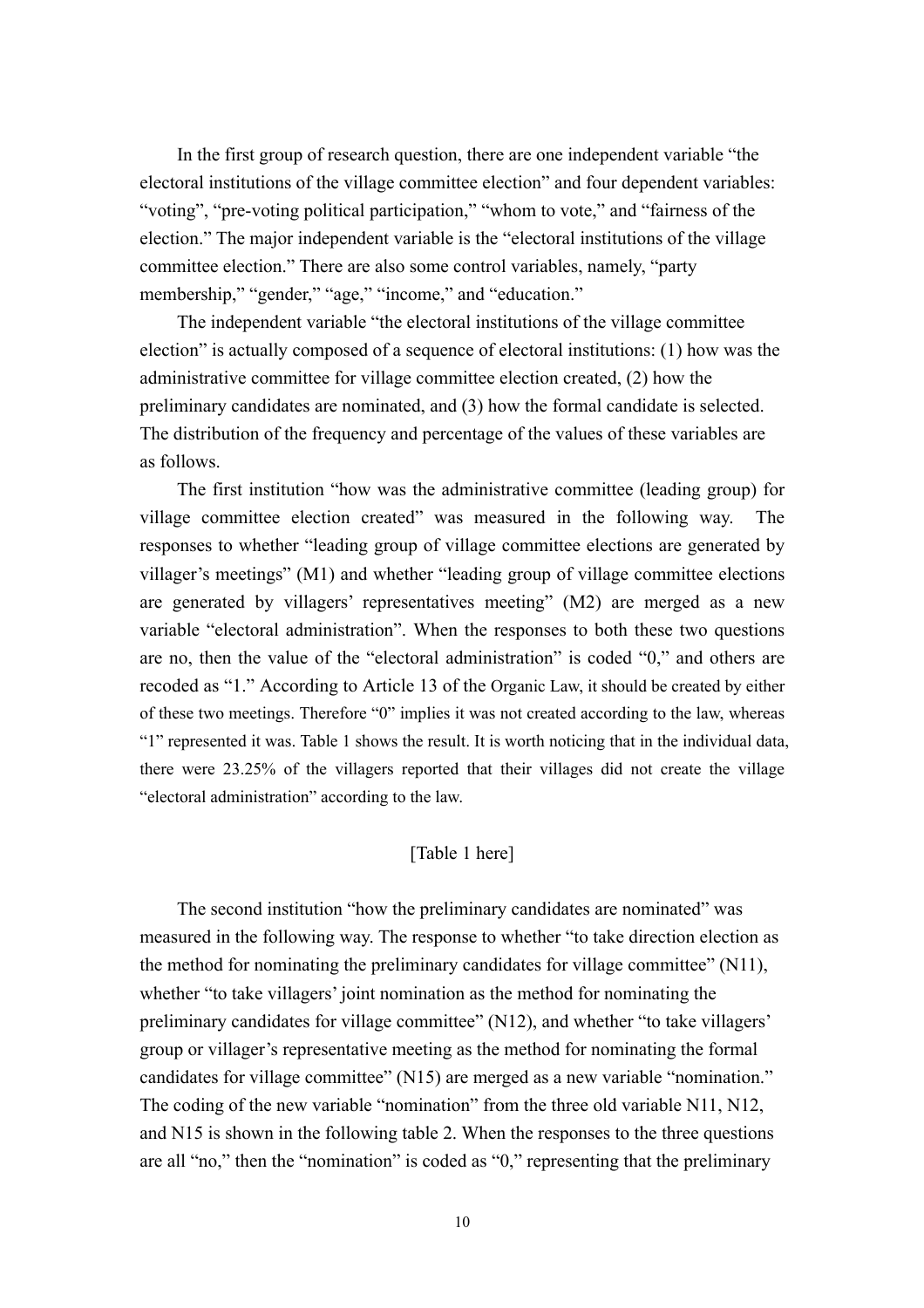In the first group of research question, there are one independent variable "the electoral institutions of the village committee election" and four dependent variables: "voting", "pre-voting political participation," "whom to vote," and "fairness of the election." The major independent variable is the "electoral institutions of the village committee election." There are also some control variables, namely, "party membership," "gender," "age," "income," and "education."

The independent variable "the electoral institutions of the village committee election" is actually composed of a sequence of electoral institutions: (1) how was the administrative committee for village committee election created, (2) how the preliminary candidates are nominated, and (3) how the formal candidate is selected. The distribution of the frequency and percentage of the values of these variables are as follows.

The first institution "how was the administrative committee (leading group) for village committee election created" was measured in the following way. The responses to whether "leading group of village committee elections are generated by villager's meetings" (M1) and whether "leading group of village committee elections are generated by villagers' representatives meeting" (M2) are merged as a new variable "electoral administration". When the responses to both these two questions are no, then the value of the "electoral administration" is coded "0," and others are recoded as "1." According to Article 13 of the Organic Law, it should be created by either of these two meetings. Therefore "0" implies it was not created according to the law, whereas "1" represented it was. Table 1 shows the result. It is worth noticing that in the individual data, there were 23.25% of the villagers reported that their villages did not create the village "electoral administration" according to the law.

[Table 1 here]

The second institution "how the preliminary candidates are nominated" was measured in the following way. The response to whether "to take direction election as the method for nominating the preliminary candidates for village committee" (N11), whether "to take villagers' joint nomination as the method for nominating the preliminary candidates for village committee" (N12), and whether "to take villagers' group or villager's representative meeting as the method for nominating the formal candidates for village committee" (N15) are merged as a new variable "nomination." The coding of the new variable "nomination" from the three old variable N11, N12, and N15 is shown in the following table 2. When the responses to the three questions are all "no," then the "nomination" is coded as "0," representing that the preliminary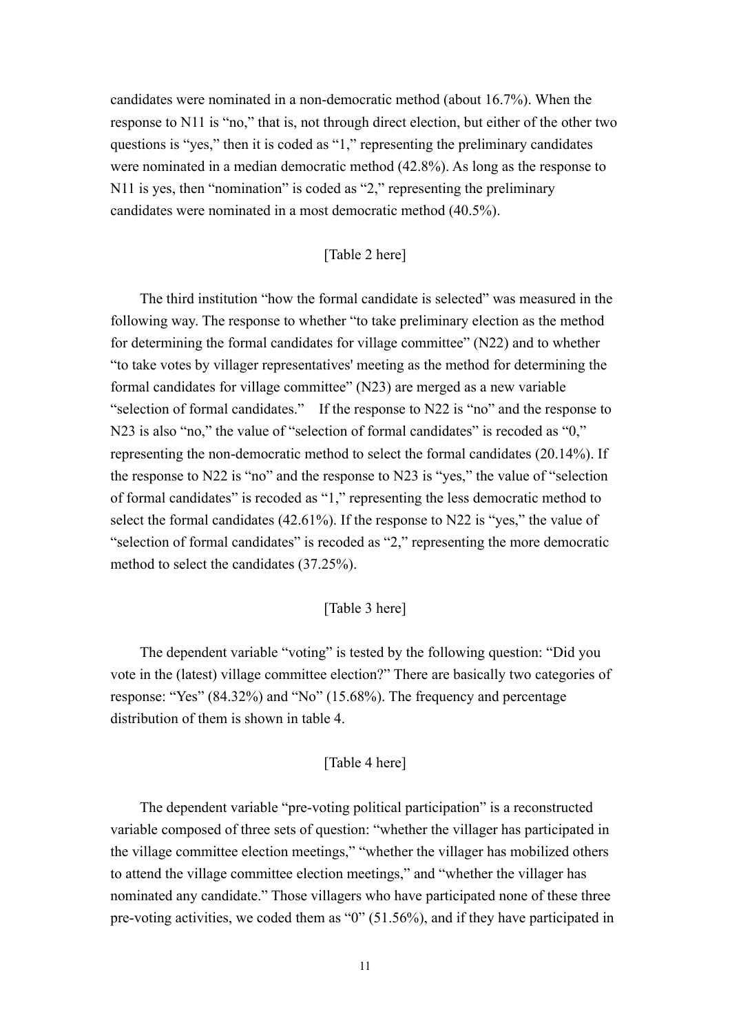candidates were nominated in a non-democratic method (about 16.7%). When the response to N11 is "no," that is, not through direct election, but either of the other two questions is "yes," then it is coded as "1," representing the preliminary candidates were nominated in a median democratic method (42.8%). As long as the response to N11 is yes, then "nomination" is coded as "2," representing the preliminary candidates were nominated in a most democratic method (40.5%).

[Table 2 here]

The third institution "how the formal candidate is selected" was measured in the following way. The response to whether "to take preliminary election as the method for determining the formal candidates for village committee" (N22) and to whether "to take votes by villager representatives' meeting as the method for determining the formal candidates for village committee" (N23) are merged as a new variable "selection of formal candidates." If the response to N22 is "no" and the response to N23 is also "no," the value of "selection of formal candidates" is recoded as "0," representing the non-democratic method to select the formal candidates (20.14%). If the response to N22 is "no" and the response to N23 is "yes," the value of "selection of formal candidates" is recoded as "1," representing the less democratic method to select the formal candidates (42.61%). If the response to N22 is "yes," the value of "selection of formal candidates" is recoded as "2," representing the more democratic method to select the candidates (37.25%).

[Table 3 here]

The dependent variable "voting" is tested by the following question: "Did you vote in the (latest) village committee election?" There are basically two categories of response: "Yes" (84.32%) and "No" (15.68%). The frequency and percentage distribution of them is shown in table 4.

[Table 4 here]

The dependent variable "pre-voting political participation" is a reconstructed variable composed of three sets of question: "whether the villager has participated in the village committee election meetings," "whether the villager has mobilized others to attend the village committee election meetings," and "whether the villager has nominated any candidate." Those villagers who have participated none of these three pre-voting activities, we coded them as "0" (51.56%), and if they have participated in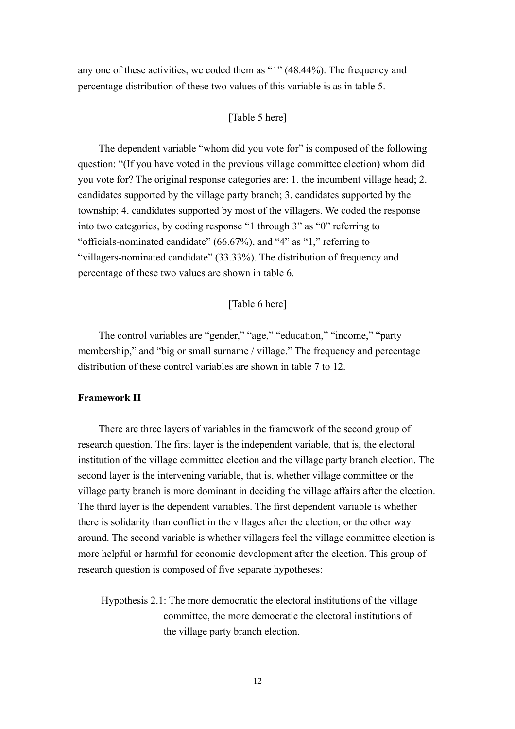any one of these activities, we coded them as "1" (48.44%). The frequency and percentage distribution of these two values of this variable is as in table 5.

[Table 5 here]

The dependent variable "whom did you vote for" is composed of the following question: "(If you have voted in the previous village committee election) whom did you vote for? The original response categories are: 1. the incumbent village head; 2. candidates supported by the village party branch; 3. candidates supported by the township; 4. candidates supported by most of the villagers. We coded the response into two categories, by coding response "1 through 3" as "0" referring to "officials-nominated candidate" (66.67%), and "4" as "1," referring to "villagers-nominated candidate" (33.33%). The distribution of frequency and percentage of these two values are shown in table 6.

[Table 6 here]

The control variables are "gender," "age," "education," "income," "party membership," and "big or small surname / village." The frequency and percentage distribution of these control variables are shown in table 7 to 12.

**Framework II**

There are three layers of variables in the framework of the second group of research question. The first layer is the independent variable, that is, the electoral institution of the village committee election and the village party branch election. The second layer is the intervening variable, that is, whether village committee or the village party branch is more dominant in deciding the village affairs after the election. The third layer is the dependent variables. The first dependent variable is whether there is solidarity than conflict in the villages after the election, or the other way around. The second variable is whether villagers feel the village committee election is more helpful or harmful for economic development after the election. This group of research question is composed of five separate hypotheses:

Hypothesis 2.1: The more democratic the electoral institutions of the village committee, the more democratic the electoral institutions of the village party branch election.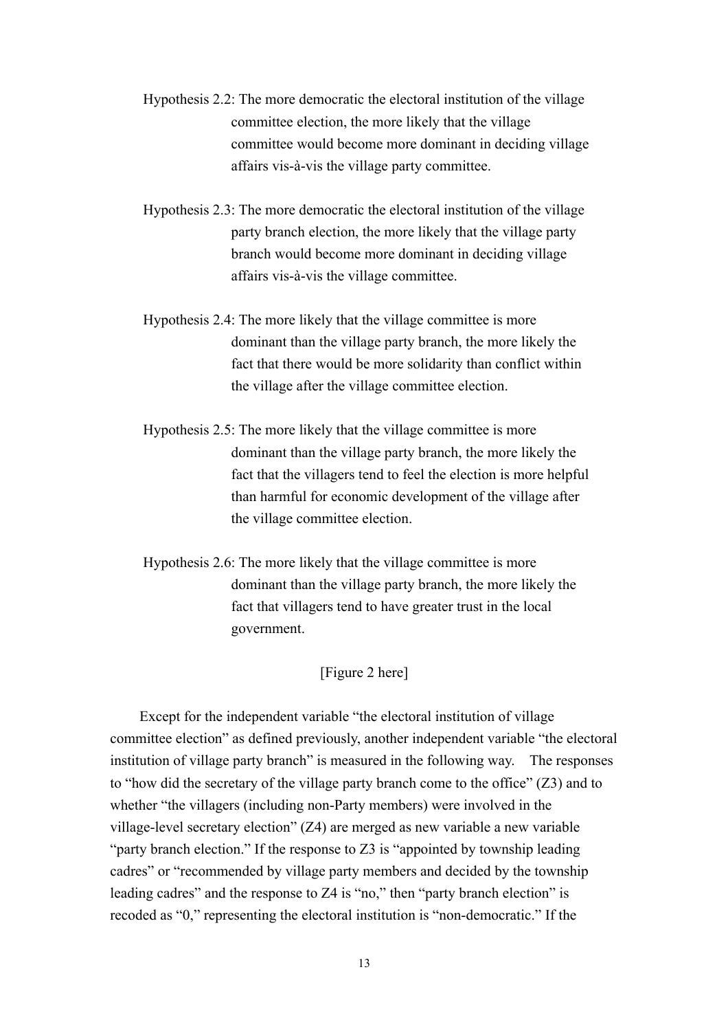Hypothesis 2.2: The more democratic the electoral institution of the village committee election, the more likely that the village committee would become more dominant in deciding village affairs vis-à-vis the village party committee.

Hypothesis 2.3: The more democratic the electoral institution of the village party branch election, the more likely that the village party branch would become more dominant in deciding village affairs vis-à-vis the village committee.

Hypothesis 2.4: The more likely that the village committee is more dominant than the village party branch, the more likely the fact that there would be more solidarity than conflict within the village after the village committee election.

Hypothesis 2.5: The more likely that the village committee is more dominant than the village party branch, the more likely the fact that the villagers tend to feel the election is more helpful than harmful for economic development of the village after the village committee election.

Hypothesis 2.6: The more likely that the village committee is more dominant than the village party branch, the more likely the fact that villagers tend to have greater trust in the local government.

[Figure 2 here]

Except for the independent variable "the electoral institution of village committee election" as defined previously, another independent variable "the electoral institution of village party branch" is measured in the following way. The responses to "how did the secretary of the village party branch come to the office" (Z3) and to whether "the villagers (including non-Party members) were involved in the village-level secretary election" (Z4) are merged as new variable a new variable "party branch election." If the response to Z3 is "appointed by township leading cadres" or "recommended by village party members and decided by the township leading cadres" and the response to Z4 is "no," then "party branch election" is recoded as "0," representing the electoral institution is "non-democratic." If the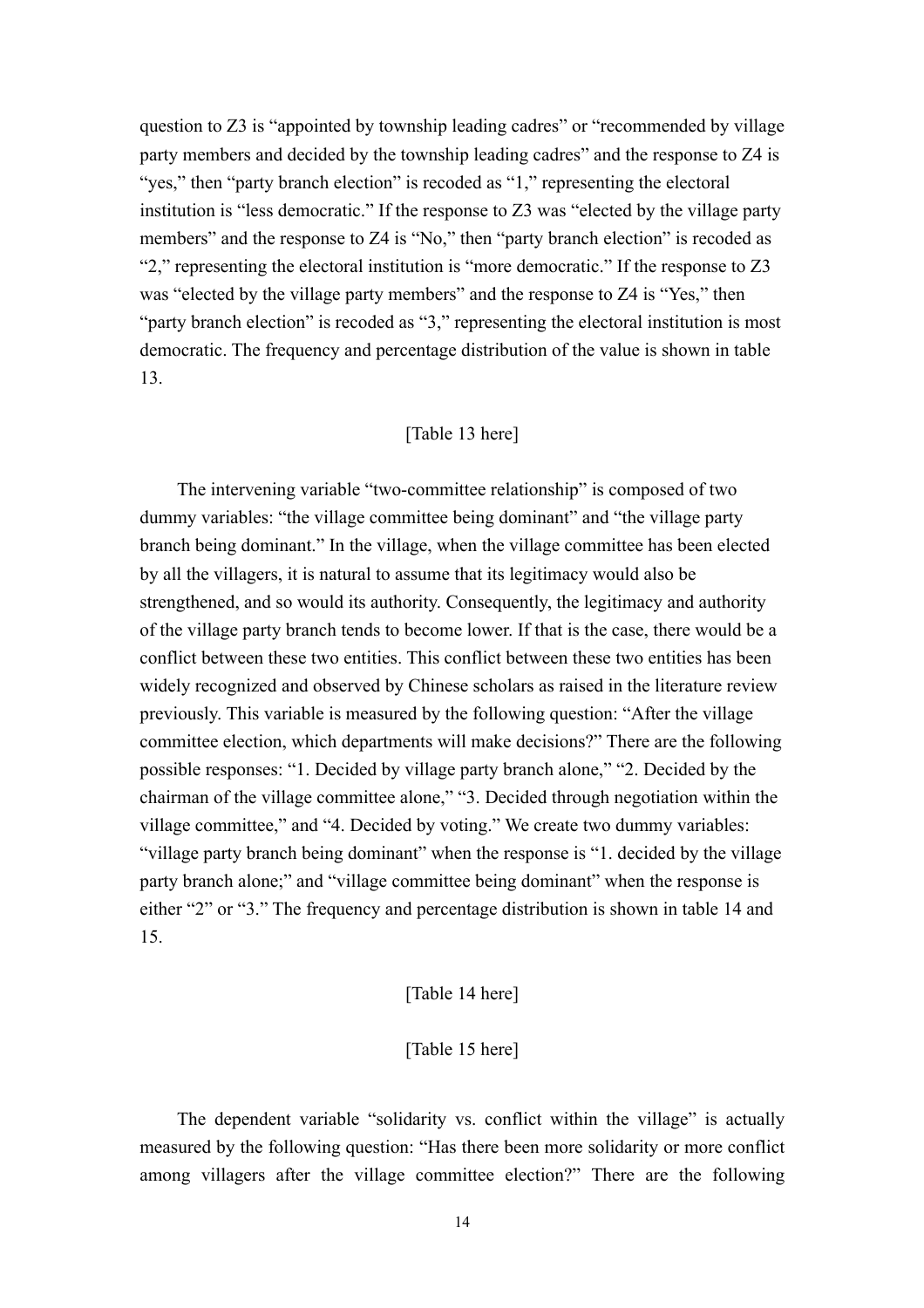question to Z3 is "appointed by township leading cadres" or "recommended by village party members and decided by the township leading cadres" and the response to Z4 is "yes," then "party branch election" is recoded as "1," representing the electoral institution is "less democratic." If the response to Z3 was "elected by the village party members" and the response to Z4 is "No," then "party branch election" is recoded as "2," representing the electoral institution is "more democratic." If the response to Z3 was "elected by the village party members" and the response to Z4 is "Yes," then "party branch election" is recoded as "3," representing the electoral institution is most democratic. The frequency and percentage distribution of the value is shown in table 13.

[Table 13 here]

The intervening variable "two-committee relationship" is composed of two dummy variables: "the village committee being dominant" and "the village party branch being dominant." In the village, when the village committee has been elected by all the villagers, it is natural to assume that its legitimacy would also be strengthened, and so would its authority. Consequently, the legitimacy and authority of the village party branch tends to become lower. If that is the case, there would be a conflict between these two entities. This conflict between these two entities has been widely recognized and observed by Chinese scholars as raised in the literature review previously. This variable is measured by the following question: "After the village committee election, which departments will make decisions?" There are the following possible responses: "1. Decided by village party branch alone," "2. Decided by the chairman of the village committee alone," "3. Decided through negotiation within the village committee," and "4. Decided by voting." We create two dummy variables: "village party branch being dominant" when the response is "1. decided by the village party branch alone;" and "village committee being dominant" when the response is either "2" or "3." The frequency and percentage distribution is shown in table 14 and 15.

[Table 14 here]

[Table 15 here]

The dependent variable "solidarity vs. conflict within the village" is actually measured by the following question: "Has there been more solidarity or more conflict among villagers after the village committee election?" There are the following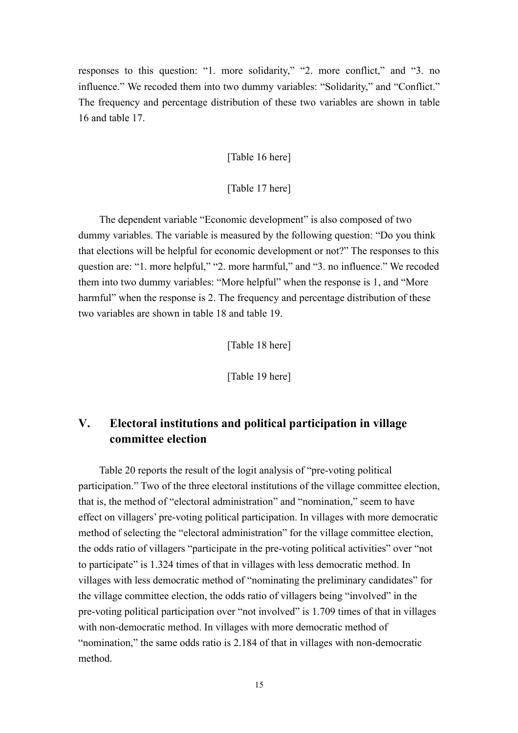responses to this question: “1. more solidarity,” “2. more conflict,” and “3. no influence.” We recoded them into two dummy variables: “Solidarity,” and “Conflict.” The frequency and percentage distribution of these two variables are shown in table 16 and table 17.

[Table 16 here]

[Table 17 here]

The dependent variable “Economic development” is also composed of two dummy variables. The variable is measured by the following question: “Do you think that elections will be helpful for economic development or not?” The responses to this question are: “1. more helpful,” “2. more harmful,” and “3. no influence.” We recoded them into two dummy variables: “More helpful” when the response is 1, and “More harmful” when the response is 2. The frequency and percentage distribution of these two variables are shown in table 18 and table 19.

[Table 18 here]

[Table 19 here]

## V. Electoral institutions and political participation in village committee election

Table 20 reports the result of the logit analysis of “pre-voting political participation.” Two of the three electoral institutions of the village committee election, that is, the method of “electoral administration” and “nomination,” seem to have effect on villagers’ pre-voting political participation. In villages with more democratic method of selecting the “electoral administration” for the village committee election, the odds ratio of villagers “participate in the pre-voting political activities” over “not to participate” is 1.324 times of that in villages with less democratic method. In villages with less democratic method of “nominating the preliminary candidates” for the village committee election, the odds ratio of villagers being “involved” in the pre-voting political participation over “not involved” is 1.709 times of that in villages with non-democratic method. In villages with more democratic method of “nomination,” the same odds ratio is 2.184 of that in villages with non-democratic method.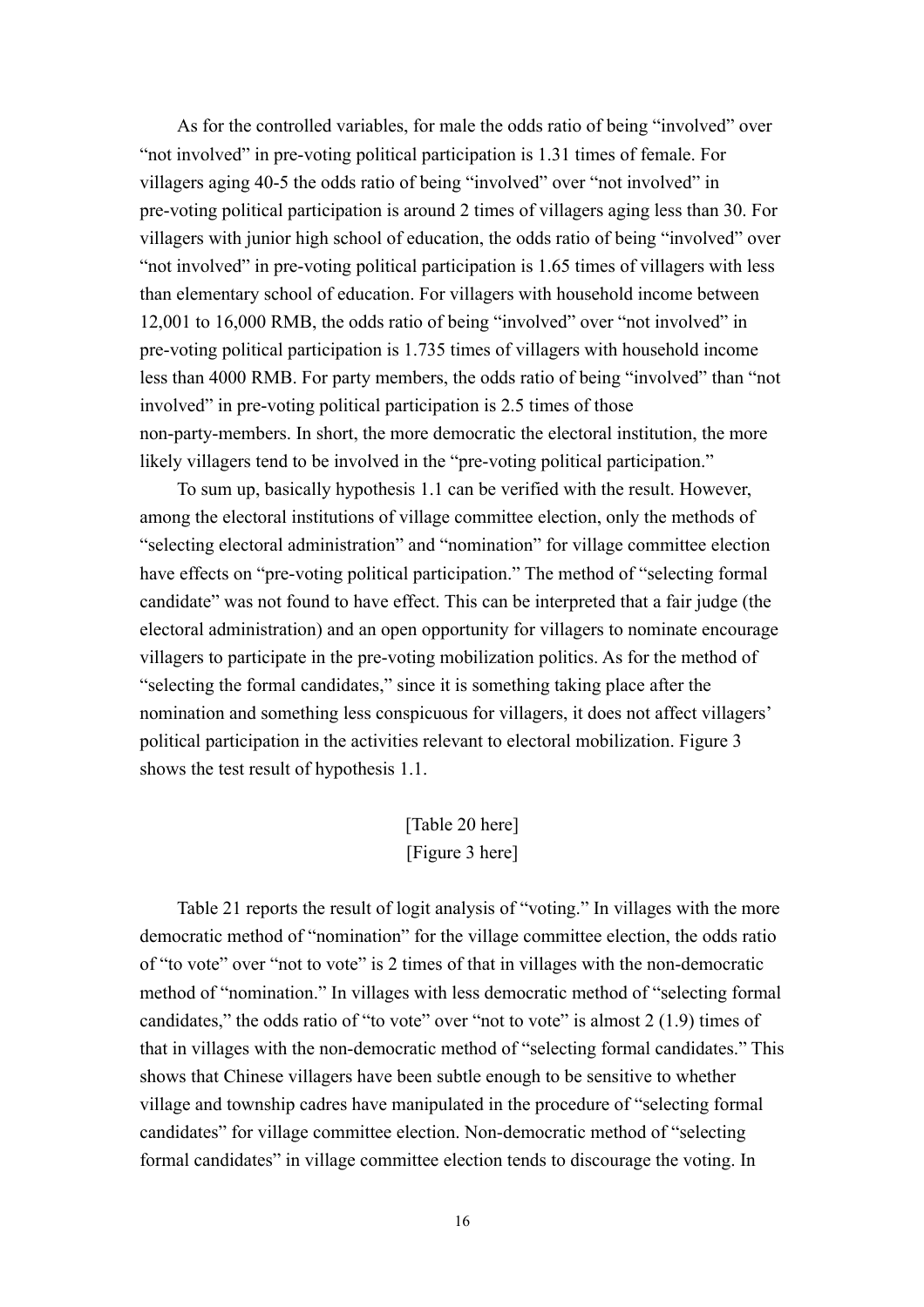As for the controlled variables, for male the odds ratio of being "involved" over "not involved" in pre-voting political participation is 1.31 times of female. For villagers aging 40-5 the odds ratio of being "involved" over "not involved" in pre-voting political participation is around 2 times of villagers aging less than 30. For villagers with junior high school of education, the odds ratio of being "involved" over "not involved" in pre-voting political participation is 1.65 times of villagers with less than elementary school of education. For villagers with household income between 12,001 to 16,000 RMB, the odds ratio of being "involved" over "not involved" in pre-voting political participation is 1.735 times of villagers with household income less than 4000 RMB. For party members, the odds ratio of being "involved" than "not involved" in pre-voting political participation is 2.5 times of those non-party-members. In short, the more democratic the electoral institution, the more likely villagers tend to be involved in the "pre-voting political participation."

To sum up, basically hypothesis 1.1 can be verified with the result. However, among the electoral institutions of village committee election, only the methods of "selecting electoral administration" and "nomination" for village committee election have effects on "pre-voting political participation." The method of "selecting formal candidate" was not found to have effect. This can be interpreted that a fair judge (the electoral administration) and an open opportunity for villagers to nominate encourage villagers to participate in the pre-voting mobilization politics. As for the method of "selecting the formal candidates," since it is something taking place after the nomination and something less conspicuous for villagers, it does not affect villagers' political participation in the activities relevant to electoral mobilization. Figure 3 shows the test result of hypothesis 1.1.

[Table 20 here]
[Figure 3 here]

Table 21 reports the result of logit analysis of "voting." In villages with the more democratic method of "nomination" for the village committee election, the odds ratio of "to vote" over "not to vote" is 2 times of that in villages with the non-democratic method of "nomination." In villages with less democratic method of "selecting formal candidates," the odds ratio of "to vote" over "not to vote" is almost 2 (1.9) times of that in villages with the non-democratic method of "selecting formal candidates." This shows that Chinese villagers have been subtle enough to be sensitive to whether village and township cadres have manipulated in the procedure of "selecting formal candidates" for village committee election. Non-democratic method of "selecting formal candidates" in village committee election tends to discourage the voting. In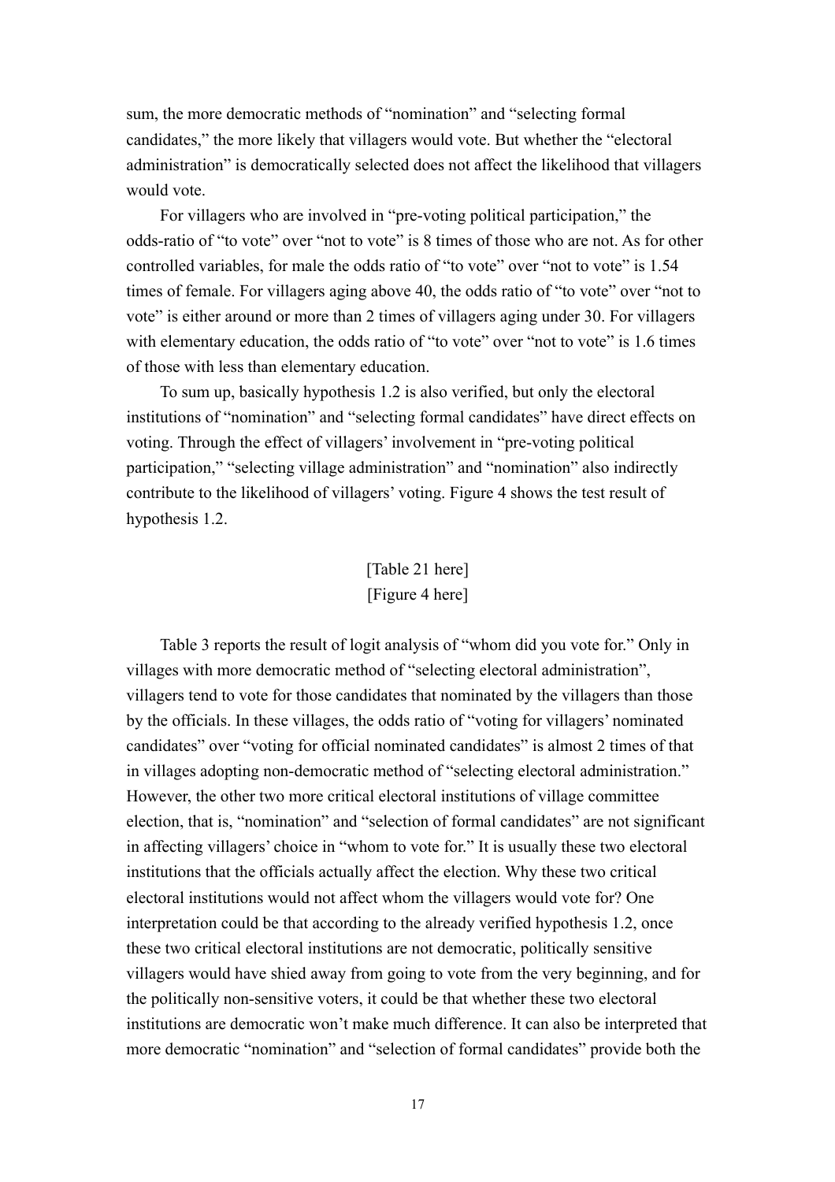sum, the more democratic methods of "nomination" and "selecting formal candidates," the more likely that villagers would vote. But whether the "electoral administration" is democratically selected does not affect the likelihood that villagers would vote.

For villagers who are involved in "pre-voting political participation," the odds-ratio of "to vote" over "not to vote" is 8 times of those who are not. As for other controlled variables, for male the odds ratio of "to vote" over "not to vote" is 1.54 times of female. For villagers aging above 40, the odds ratio of "to vote" over "not to vote" is either around or more than 2 times of villagers aging under 30. For villagers with elementary education, the odds ratio of "to vote" over "not to vote" is 1.6 times of those with less than elementary education.

To sum up, basically hypothesis 1.2 is also verified, but only the electoral institutions of "nomination" and "selecting formal candidates" have direct effects on voting. Through the effect of villagers' involvement in "pre-voting political participation," "selecting village administration" and "nomination" also indirectly contribute to the likelihood of villagers' voting. Figure 4 shows the test result of hypothesis 1.2.

[Table 21 here]
[Figure 4 here]

Table 3 reports the result of logit analysis of "whom did you vote for." Only in villages with more democratic method of "selecting electoral administration", villagers tend to vote for those candidates that nominated by the villagers than those by the officials. In these villages, the odds ratio of "voting for villagers' nominated candidates" over "voting for official nominated candidates" is almost 2 times of that in villages adopting non-democratic method of "selecting electoral administration." However, the other two more critical electoral institutions of village committee election, that is, "nomination" and "selection of formal candidates" are not significant in affecting villagers' choice in "whom to vote for." It is usually these two electoral institutions that the officials actually affect the election. Why these two critical electoral institutions would not affect whom the villagers would vote for? One interpretation could be that according to the already verified hypothesis 1.2, once these two critical electoral institutions are not democratic, politically sensitive villagers would have shied away from going to vote from the very beginning, and for the politically non-sensitive voters, it could be that whether these two electoral institutions are democratic won't make much difference. It can also be interpreted that more democratic "nomination" and "selection of formal candidates" provide both the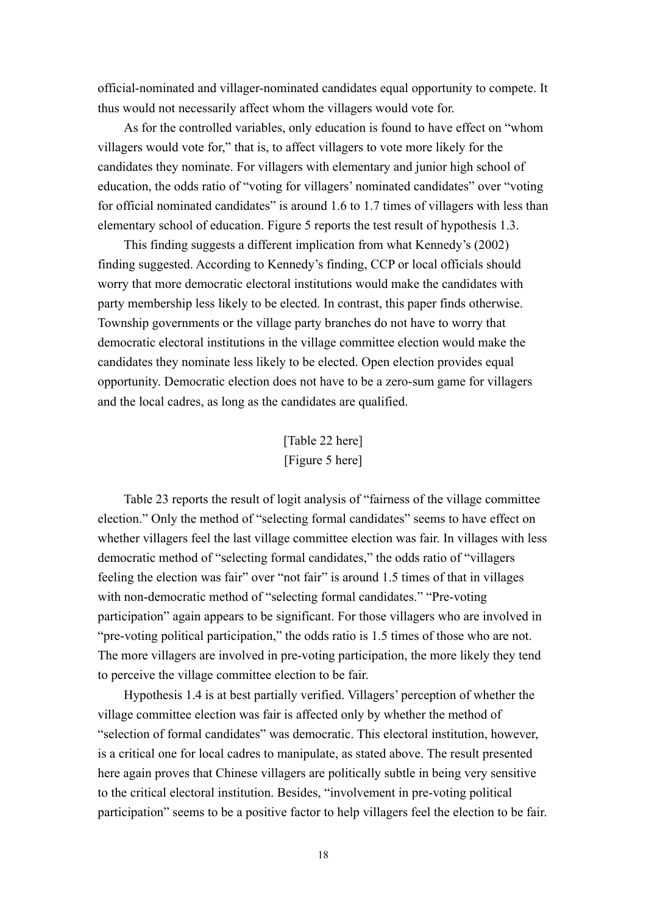official-nominated and villager-nominated candidates equal opportunity to compete. It thus would not necessarily affect whom the villagers would vote for.

As for the controlled variables, only education is found to have effect on "whom villagers would vote for," that is, to affect villagers to vote more likely for the candidates they nominate. For villagers with elementary and junior high school of education, the odds ratio of "voting for villagers' nominated candidates" over "voting for official nominated candidates" is around 1.6 to 1.7 times of villagers with less than elementary school of education. Figure 5 reports the test result of hypothesis 1.3.

This finding suggests a different implication from what Kennedy's (2002) finding suggested. According to Kennedy's finding, CCP or local officials should worry that more democratic electoral institutions would make the candidates with party membership less likely to be elected. In contrast, this paper finds otherwise. Township governments or the village party branches do not have to worry that democratic electoral institutions in the village committee election would make the candidates they nominate less likely to be elected. Open election provides equal opportunity. Democratic election does not have to be a zero-sum game for villagers and the local cadres, as long as the candidates are qualified.

[Table 22 here]

[Figure 5 here]

Table 23 reports the result of logit analysis of "fairness of the village committee election." Only the method of "selecting formal candidates" seems to have effect on whether villagers feel the last village committee election was fair. In villages with less democratic method of "selecting formal candidates," the odds ratio of "villagers feeling the election was fair" over "not fair" is around 1.5 times of that in villages with non-democratic method of "selecting formal candidates." "Pre-voting participation" again appears to be significant. For those villagers who are involved in "pre-voting political participation," the odds ratio is 1.5 times of those who are not. The more villagers are involved in pre-voting participation, the more likely they tend to perceive the village committee election to be fair.

Hypothesis 1.4 is at best partially verified. Villagers' perception of whether the village committee election was fair is affected only by whether the method of "selection of formal candidates" was democratic. This electoral institution, however, is a critical one for local cadres to manipulate, as stated above. The result presented here again proves that Chinese villagers are politically subtle in being very sensitive to the critical electoral institution. Besides, "involvement in pre-voting political participation" seems to be a positive factor to help villagers feel the election to be fair.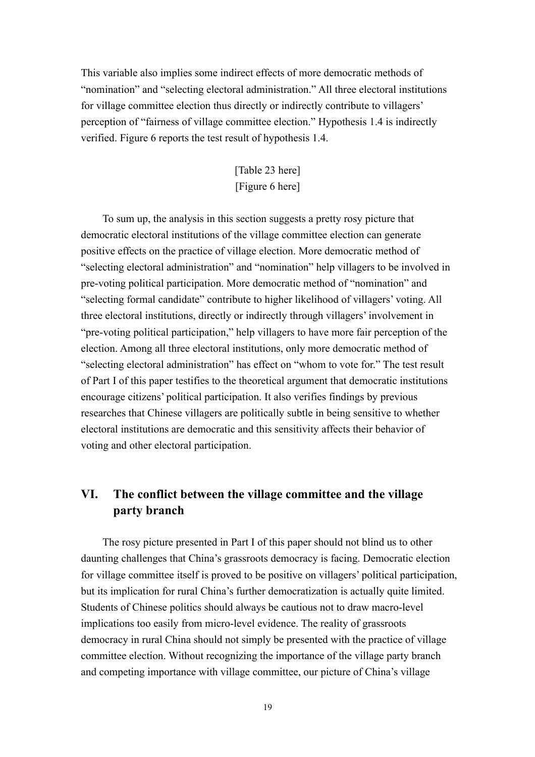This variable also implies some indirect effects of more democratic methods of "nomination" and "selecting electoral administration." All three electoral institutions for village committee election thus directly or indirectly contribute to villagers' perception of "fairness of village committee election." Hypothesis 1.4 is indirectly verified. Figure 6 reports the test result of hypothesis 1.4.

[Table 23 here]
[Figure 6 here]

To sum up, the analysis in this section suggests a pretty rosy picture that democratic electoral institutions of the village committee election can generate positive effects on the practice of village election. More democratic method of "selecting electoral administration" and "nomination" help villagers to be involved in pre-voting political participation. More democratic method of "nomination" and "selecting formal candidate" contribute to higher likelihood of villagers' voting. All three electoral institutions, directly or indirectly through villagers' involvement in "pre-voting political participation," help villagers to have more fair perception of the election. Among all three electoral institutions, only more democratic method of "selecting electoral administration" has effect on "whom to vote for." The test result of Part I of this paper testifies to the theoretical argument that democratic institutions encourage citizens' political participation. It also verifies findings by previous researches that Chinese villagers are politically subtle in being sensitive to whether electoral institutions are democratic and this sensitivity affects their behavior of voting and other electoral participation.

## VI. The conflict between the village committee and the village party branch

The rosy picture presented in Part I of this paper should not blind us to other daunting challenges that China's grassroots democracy is facing. Democratic election for village committee itself is proved to be positive on villagers' political participation, but its implication for rural China's further democratization is actually quite limited. Students of Chinese politics should always be cautious not to draw macro-level implications too easily from micro-level evidence. The reality of grassroots democracy in rural China should not simply be presented with the practice of village committee election. Without recognizing the importance of the village party branch and competing importance with village committee, our picture of China's village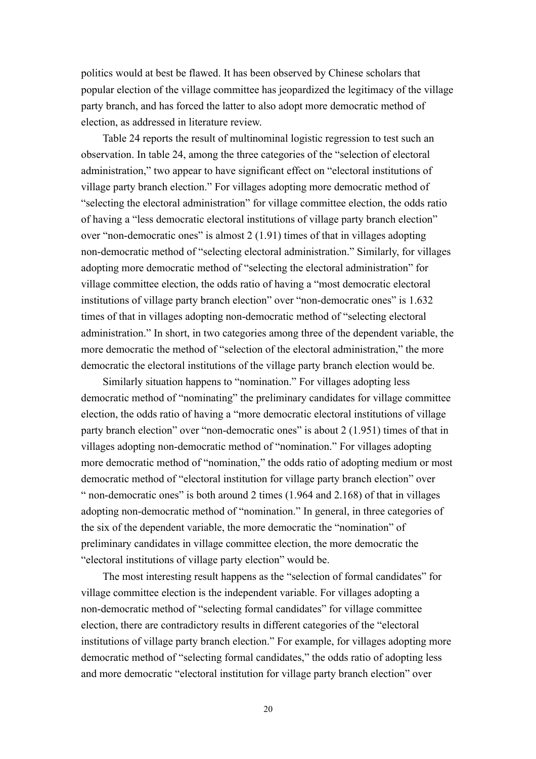politics would at best be flawed. It has been observed by Chinese scholars that popular election of the village committee has jeopardized the legitimacy of the village party branch, and has forced the latter to also adopt more democratic method of election, as addressed in literature review.

Table 24 reports the result of multinominal logistic regression to test such an observation. In table 24, among the three categories of the "selection of electoral administration," two appear to have significant effect on "electoral institutions of village party branch election." For villages adopting more democratic method of "selecting the electoral administration" for village committee election, the odds ratio of having a "less democratic electoral institutions of village party branch election" over "non-democratic ones" is almost 2 (1.91) times of that in villages adopting non-democratic method of "selecting electoral administration." Similarly, for villages adopting more democratic method of "selecting the electoral administration" for village committee election, the odds ratio of having a "most democratic electoral institutions of village party branch election" over "non-democratic ones" is 1.632 times of that in villages adopting non-democratic method of "selecting electoral administration." In short, in two categories among three of the dependent variable, the more democratic the method of "selection of the electoral administration," the more democratic the electoral institutions of the village party branch election would be.

Similarly situation happens to "nomination." For villages adopting less democratic method of "nominating" the preliminary candidates for village committee election, the odds ratio of having a "more democratic electoral institutions of village party branch election" over "non-democratic ones" is about 2 (1.951) times of that in villages adopting non-democratic method of "nomination." For villages adopting more democratic method of "nomination," the odds ratio of adopting medium or most democratic method of "electoral institution for village party branch election" over " non-democratic ones" is both around 2 times (1.964 and 2.168) of that in villages adopting non-democratic method of "nomination." In general, in three categories of the six of the dependent variable, the more democratic the "nomination" of preliminary candidates in village committee election, the more democratic the "electoral institutions of village party election" would be.

The most interesting result happens as the "selection of formal candidates" for village committee election is the independent variable. For villages adopting a non-democratic method of "selecting formal candidates" for village committee election, there are contradictory results in different categories of the "electoral institutions of village party branch election." For example, for villages adopting more democratic method of "selecting formal candidates," the odds ratio of adopting less and more democratic "electoral institution for village party branch election" over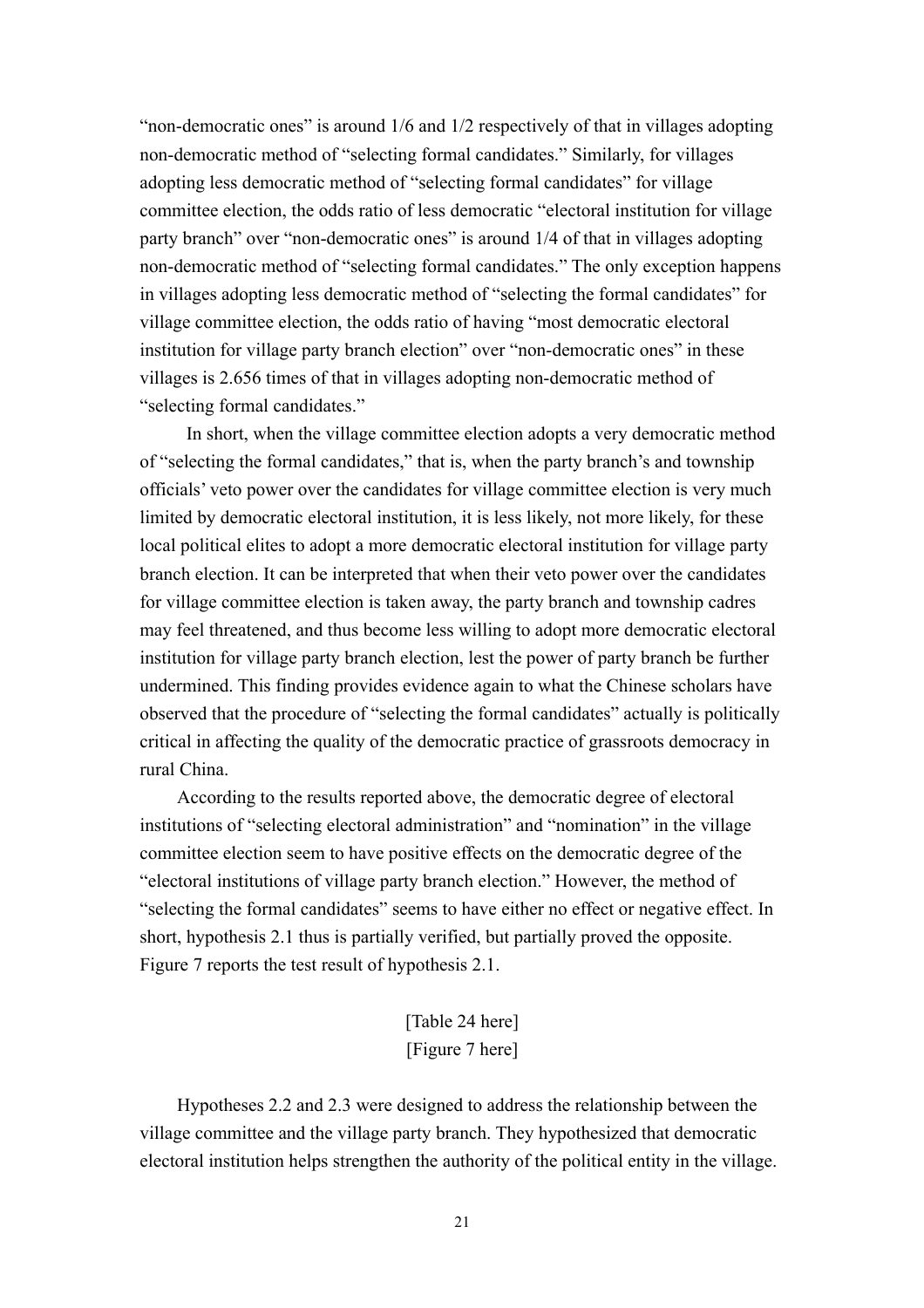"non-democratic ones" is around 1/6 and 1/2 respectively of that in villages adopting non-democratic method of "selecting formal candidates." Similarly, for villages adopting less democratic method of "selecting formal candidates" for village committee election, the odds ratio of less democratic "electoral institution for village party branch" over "non-democratic ones" is around 1/4 of that in villages adopting non-democratic method of "selecting formal candidates." The only exception happens in villages adopting less democratic method of "selecting the formal candidates" for village committee election, the odds ratio of having "most democratic electoral institution for village party branch election" over "non-democratic ones" in these villages is 2.656 times of that in villages adopting non-democratic method of "selecting formal candidates."

In short, when the village committee election adopts a very democratic method of "selecting the formal candidates," that is, when the party branch's and township officials' veto power over the candidates for village committee election is very much limited by democratic electoral institution, it is less likely, not more likely, for these local political elites to adopt a more democratic electoral institution for village party branch election. It can be interpreted that when their veto power over the candidates for village committee election is taken away, the party branch and township cadres may feel threatened, and thus become less willing to adopt more democratic electoral institution for village party branch election, lest the power of party branch be further undermined. This finding provides evidence again to what the Chinese scholars have observed that the procedure of "selecting the formal candidates" actually is politically critical in affecting the quality of the democratic practice of grassroots democracy in rural China.

According to the results reported above, the democratic degree of electoral institutions of "selecting electoral administration" and "nomination" in the village committee election seem to have positive effects on the democratic degree of the "electoral institutions of village party branch election." However, the method of "selecting the formal candidates" seems to have either no effect or negative effect. In short, hypothesis 2.1 thus is partially verified, but partially proved the opposite. Figure 7 reports the test result of hypothesis 2.1.

[Table 24 here]
[Figure 7 here]

Hypotheses 2.2 and 2.3 were designed to address the relationship between the village committee and the village party branch. They hypothesized that democratic electoral institution helps strengthen the authority of the political entity in the village.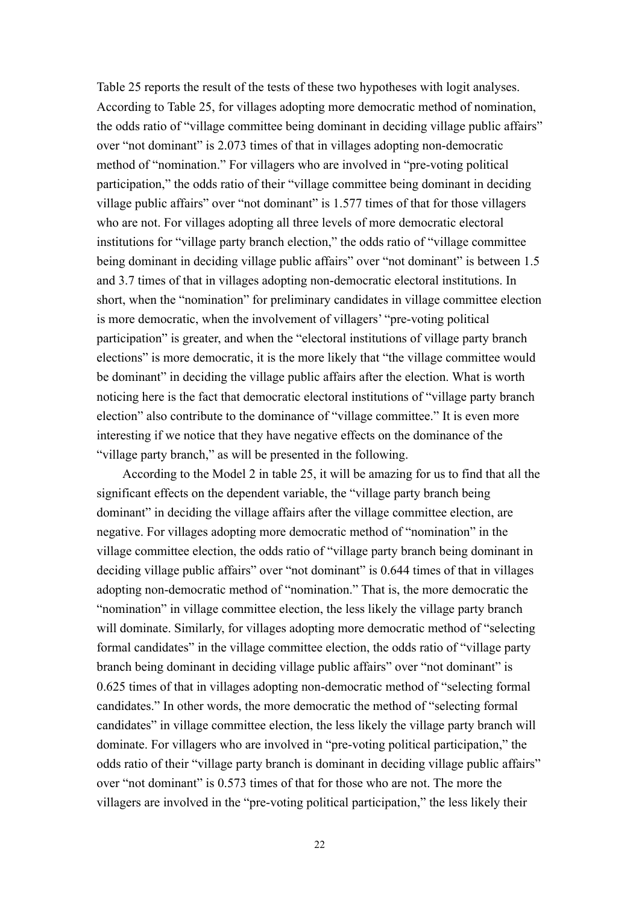Table 25 reports the result of the tests of these two hypotheses with logit analyses. According to Table 25, for villages adopting more democratic method of nomination, the odds ratio of "village committee being dominant in deciding village public affairs" over "not dominant" is 2.073 times of that in villages adopting non-democratic method of "nomination." For villagers who are involved in "pre-voting political participation," the odds ratio of their "village committee being dominant in deciding village public affairs" over "not dominant" is 1.577 times of that for those villagers who are not. For villages adopting all three levels of more democratic electoral institutions for "village party branch election," the odds ratio of "village committee being dominant in deciding village public affairs" over "not dominant" is between 1.5 and 3.7 times of that in villages adopting non-democratic electoral institutions. In short, when the "nomination" for preliminary candidates in village committee election is more democratic, when the involvement of villagers' "pre-voting political participation" is greater, and when the "electoral institutions of village party branch elections" is more democratic, it is the more likely that "the village committee would be dominant" in deciding the village public affairs after the election. What is worth noticing here is the fact that democratic electoral institutions of "village party branch election" also contribute to the dominance of "village committee." It is even more interesting if we notice that they have negative effects on the dominance of the "village party branch," as will be presented in the following.

According to the Model 2 in table 25, it will be amazing for us to find that all the significant effects on the dependent variable, the "village party branch being dominant" in deciding the village affairs after the village committee election, are negative. For villages adopting more democratic method of "nomination" in the village committee election, the odds ratio of "village party branch being dominant in deciding village public affairs" over "not dominant" is 0.644 times of that in villages adopting non-democratic method of "nomination." That is, the more democratic the "nomination" in village committee election, the less likely the village party branch will dominate. Similarly, for villages adopting more democratic method of "selecting formal candidates" in the village committee election, the odds ratio of "village party branch being dominant in deciding village public affairs" over "not dominant" is 0.625 times of that in villages adopting non-democratic method of "selecting formal candidates." In other words, the more democratic the method of "selecting formal candidates" in village committee election, the less likely the village party branch will dominate. For villagers who are involved in "pre-voting political participation," the odds ratio of their "village party branch is dominant in deciding village public affairs" over "not dominant" is 0.573 times of that for those who are not. The more the villagers are involved in the "pre-voting political participation," the less likely their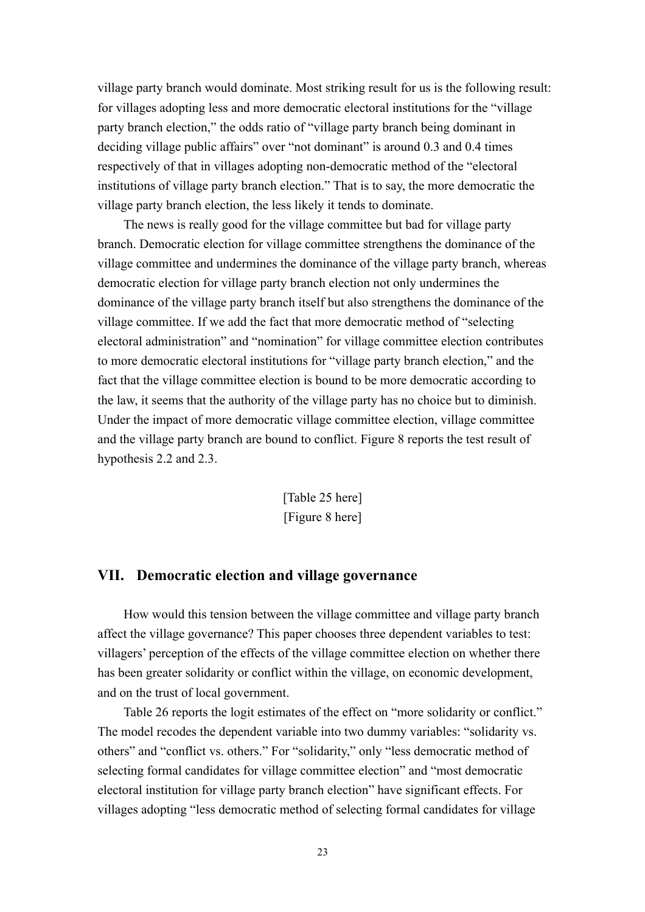village party branch would dominate. Most striking result for us is the following result: for villages adopting less and more democratic electoral institutions for the "village party branch election," the odds ratio of "village party branch being dominant in deciding village public affairs" over "not dominant" is around 0.3 and 0.4 times respectively of that in villages adopting non-democratic method of the "electoral institutions of village party branch election." That is to say, the more democratic the village party branch election, the less likely it tends to dominate.

The news is really good for the village committee but bad for village party branch. Democratic election for village committee strengthens the dominance of the village committee and undermines the dominance of the village party branch, whereas democratic election for village party branch election not only undermines the dominance of the village party branch itself but also strengthens the dominance of the village committee. If we add the fact that more democratic method of "selecting electoral administration" and "nomination" for village committee election contributes to more democratic electoral institutions for "village party branch election," and the fact that the village committee election is bound to be more democratic according to the law, it seems that the authority of the village party has no choice but to diminish. Under the impact of more democratic village committee election, village committee and the village party branch are bound to conflict. Figure 8 reports the test result of hypothesis 2.2 and 2.3.

[Table 25 here]

[Figure 8 here]

## VII. Democratic election and village governance

How would this tension between the village committee and village party branch affect the village governance? This paper chooses three dependent variables to test: villagers' perception of the effects of the village committee election on whether there has been greater solidarity or conflict within the village, on economic development, and on the trust of local government.

Table 26 reports the logit estimates of the effect on "more solidarity or conflict." The model recodes the dependent variable into two dummy variables: "solidarity vs. others" and "conflict vs. others." For "solidarity," only "less democratic method of selecting formal candidates for village committee election" and "most democratic electoral institution for village party branch election" have significant effects. For villages adopting "less democratic method of selecting formal candidates for village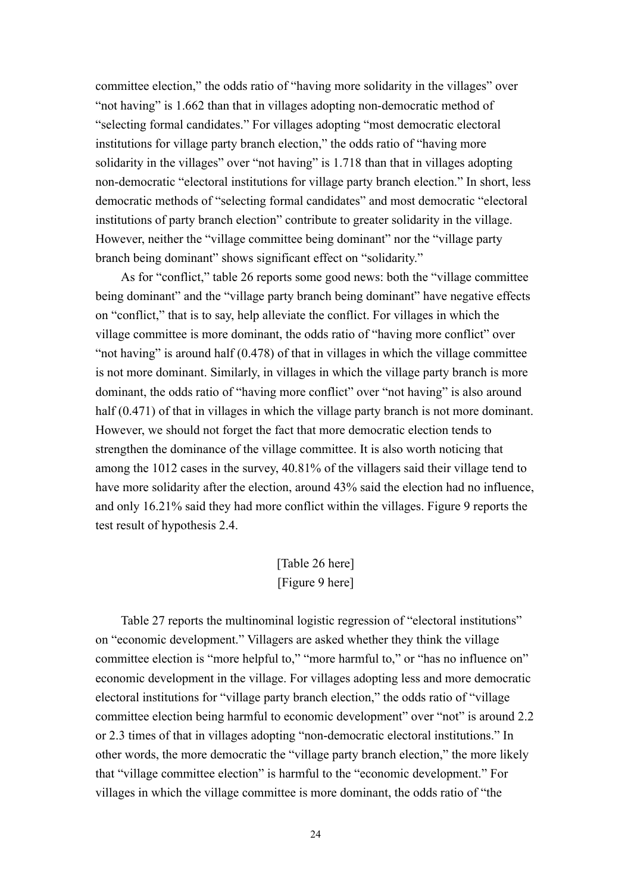committee election," the odds ratio of "having more solidarity in the villages" over "not having" is 1.662 than that in villages adopting non-democratic method of "selecting formal candidates." For villages adopting "most democratic electoral institutions for village party branch election," the odds ratio of "having more solidarity in the villages" over "not having" is 1.718 than that in villages adopting non-democratic "electoral institutions for village party branch election." In short, less democratic methods of "selecting formal candidates" and most democratic "electoral institutions of party branch election" contribute to greater solidarity in the village. However, neither the "village committee being dominant" nor the "village party branch being dominant" shows significant effect on "solidarity."

As for "conflict," table 26 reports some good news: both the "village committee being dominant" and the "village party branch being dominant" have negative effects on "conflict," that is to say, help alleviate the conflict. For villages in which the village committee is more dominant, the odds ratio of "having more conflict" over "not having" is around half (0.478) of that in villages in which the village committee is not more dominant. Similarly, in villages in which the village party branch is more dominant, the odds ratio of "having more conflict" over "not having" is also around half (0.471) of that in villages in which the village party branch is not more dominant. However, we should not forget the fact that more democratic election tends to strengthen the dominance of the village committee. It is also worth noticing that among the 1012 cases in the survey, 40.81% of the villagers said their village tend to have more solidarity after the election, around 43% said the election had no influence, and only 16.21% said they had more conflict within the villages. Figure 9 reports the test result of hypothesis 2.4.

[Table 26 here]
[Figure 9 here]

Table 27 reports the multinominal logistic regression of "electoral institutions" on "economic development." Villagers are asked whether they think the village committee election is "more helpful to," "more harmful to," or "has no influence on" economic development in the village. For villages adopting less and more democratic electoral institutions for "village party branch election," the odds ratio of "village committee election being harmful to economic development" over "not" is around 2.2 or 2.3 times of that in villages adopting "non-democratic electoral institutions." In other words, the more democratic the "village party branch election," the more likely that "village committee election" is harmful to the "economic development." For villages in which the village committee is more dominant, the odds ratio of "the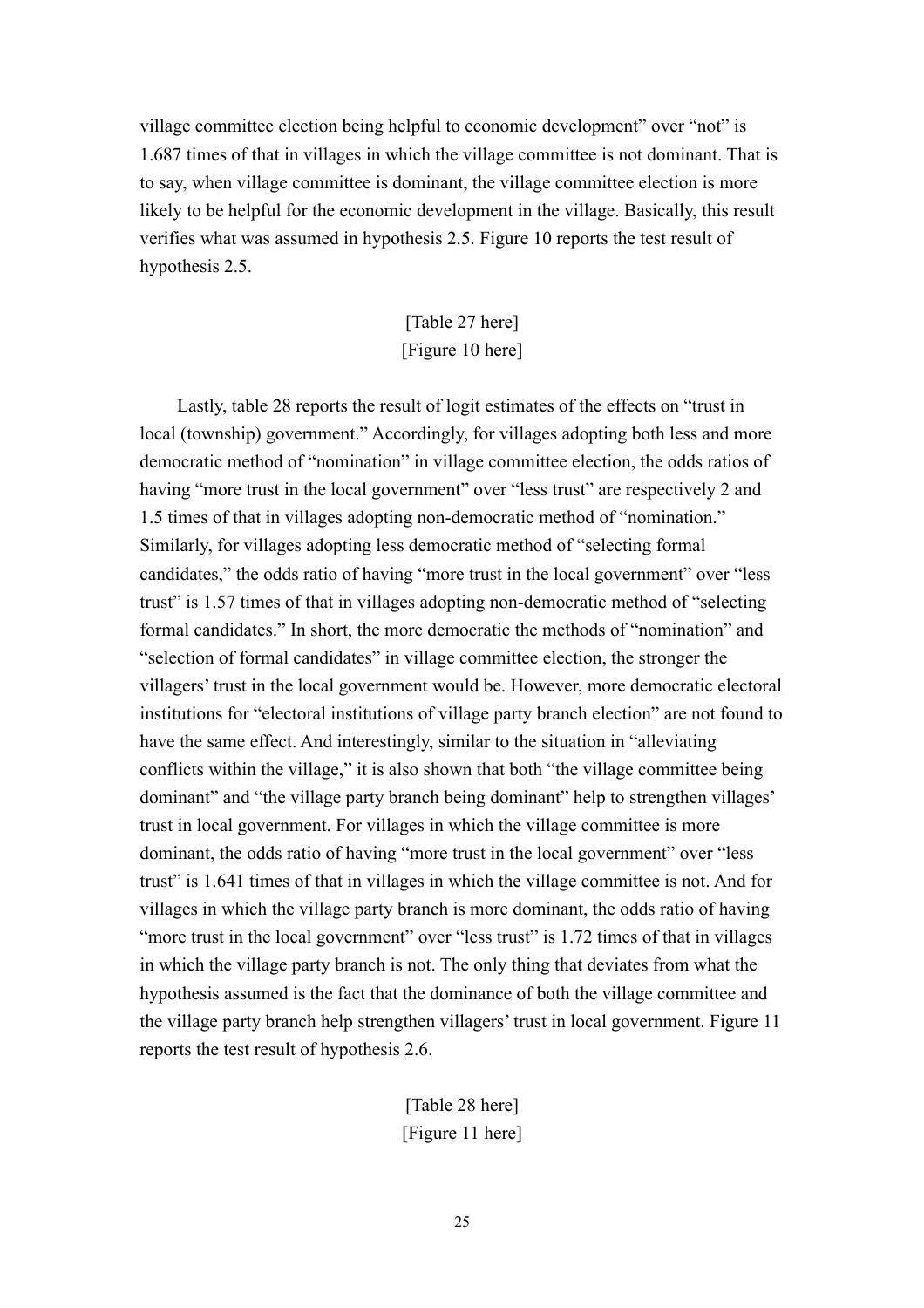village committee election being helpful to economic development" over "not" is 1.687 times of that in villages in which the village committee is not dominant. That is to say, when village committee is dominant, the village committee election is more likely to be helpful for the economic development in the village. Basically, this result verifies what was assumed in hypothesis 2.5. Figure 10 reports the test result of hypothesis 2.5.

[Table 27 here]
[Figure 10 here]

Lastly, table 28 reports the result of logit estimates of the effects on "trust in local (township) government." Accordingly, for villages adopting both less and more democratic method of "nomination" in village committee election, the odds ratios of having "more trust in the local government" over "less trust" are respectively 2 and 1.5 times of that in villages adopting non-democratic method of "nomination." Similarly, for villages adopting less democratic method of "selecting formal candidates," the odds ratio of having "more trust in the local government" over "less trust" is 1.57 times of that in villages adopting non-democratic method of "selecting formal candidates." In short, the more democratic the methods of "nomination" and "selection of formal candidates" in village committee election, the stronger the villagers' trust in the local government would be. However, more democratic electoral institutions for "electoral institutions of village party branch election" are not found to have the same effect. And interestingly, similar to the situation in "alleviating conflicts within the village," it is also shown that both "the village committee being dominant" and "the village party branch being dominant" help to strengthen villages' trust in local government. For villages in which the village committee is more dominant, the odds ratio of having "more trust in the local government" over "less trust" is 1.641 times of that in villages in which the village committee is not. And for villages in which the village party branch is more dominant, the odds ratio of having "more trust in the local government" over "less trust" is 1.72 times of that in villages in which the village party branch is not. The only thing that deviates from what the hypothesis assumed is the fact that the dominance of both the village committee and the village party branch help strengthen villagers' trust in local government. Figure 11 reports the test result of hypothesis 2.6.

[Table 28 here]
[Figure 11 here]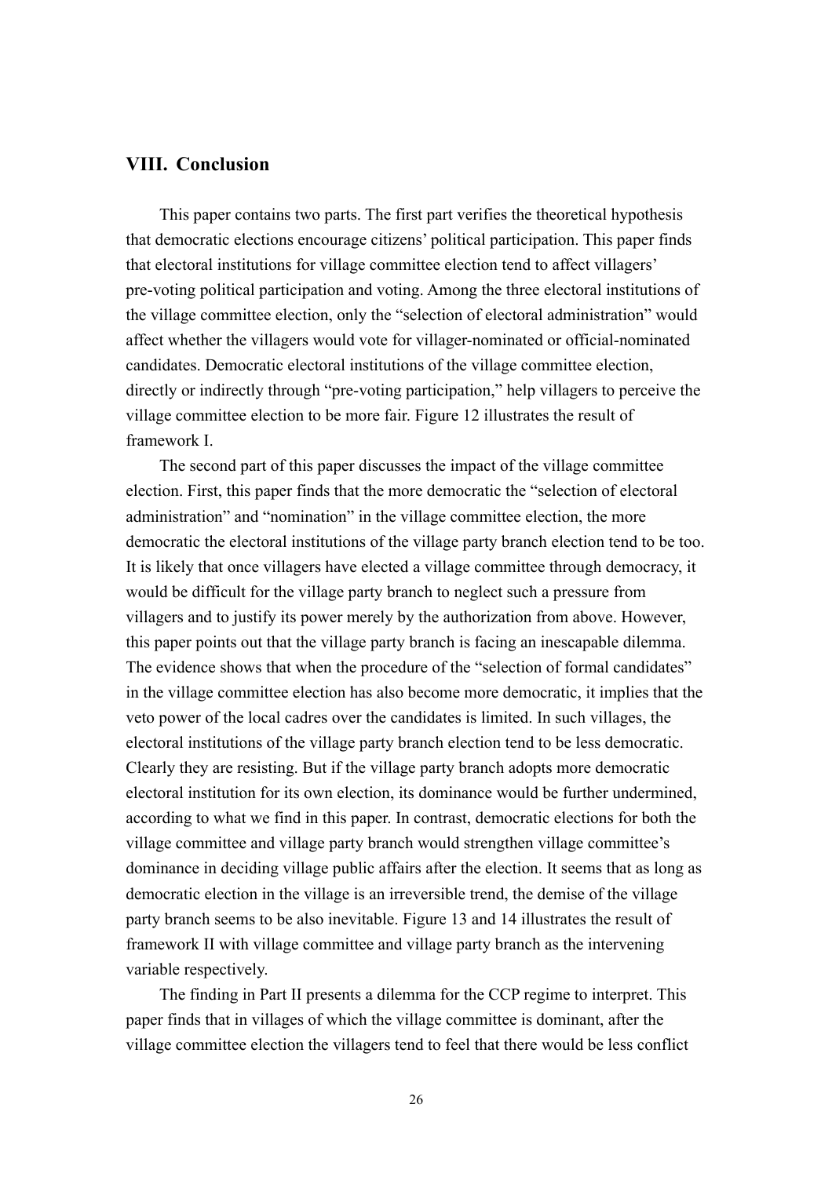## VIII. Conclusion

This paper contains two parts. The first part verifies the theoretical hypothesis that democratic elections encourage citizens' political participation. This paper finds that electoral institutions for village committee election tend to affect villagers' pre-voting political participation and voting. Among the three electoral institutions of the village committee election, only the "selection of electoral administration" would affect whether the villagers would vote for villager-nominated or official-nominated candidates. Democratic electoral institutions of the village committee election, directly or indirectly through "pre-voting participation," help villagers to perceive the village committee election to be more fair. Figure 12 illustrates the result of framework I.

The second part of this paper discusses the impact of the village committee election. First, this paper finds that the more democratic the "selection of electoral administration" and "nomination" in the village committee election, the more democratic the electoral institutions of the village party branch election tend to be too. It is likely that once villagers have elected a village committee through democracy, it would be difficult for the village party branch to neglect such a pressure from villagers and to justify its power merely by the authorization from above. However, this paper points out that the village party branch is facing an inescapable dilemma. The evidence shows that when the procedure of the "selection of formal candidates" in the village committee election has also become more democratic, it implies that the veto power of the local cadres over the candidates is limited. In such villages, the electoral institutions of the village party branch election tend to be less democratic. Clearly they are resisting. But if the village party branch adopts more democratic electoral institution for its own election, its dominance would be further undermined, according to what we find in this paper. In contrast, democratic elections for both the village committee and village party branch would strengthen village committee's dominance in deciding village public affairs after the election. It seems that as long as democratic election in the village is an irreversible trend, the demise of the village party branch seems to be also inevitable. Figure 13 and 14 illustrates the result of framework II with village committee and village party branch as the intervening variable respectively.

The finding in Part II presents a dilemma for the CCP regime to interpret. This paper finds that in villages of which the village committee is dominant, after the village committee election the villagers tend to feel that there would be less conflict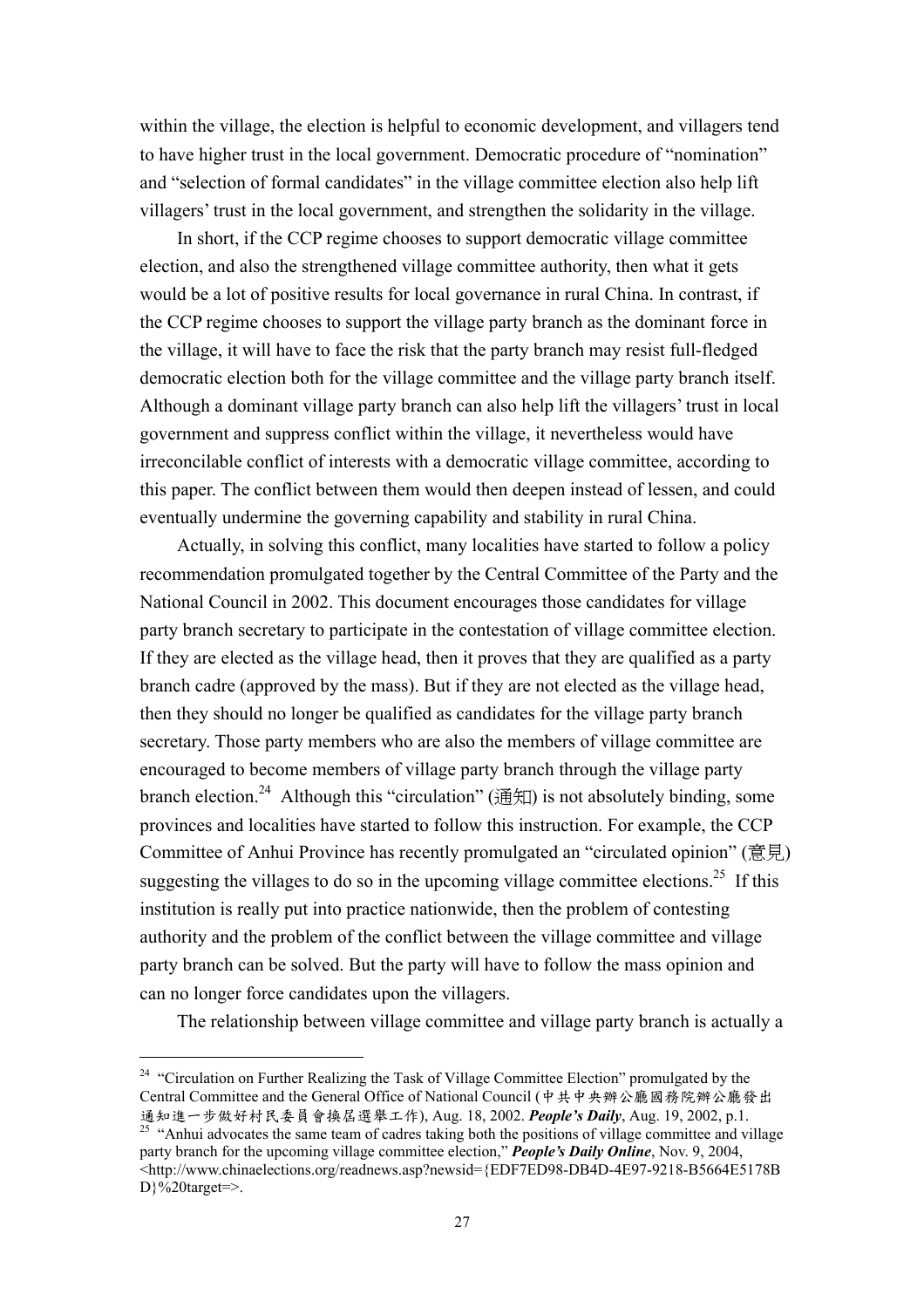within the village, the election is helpful to economic development, and villagers tend to have higher trust in the local government. Democratic procedure of "nomination" and "selection of formal candidates" in the village committee election also help lift villagers' trust in the local government, and strengthen the solidarity in the village.

In short, if the CCP regime chooses to support democratic village committee election, and also the strengthened village committee authority, then what it gets would be a lot of positive results for local governance in rural China. In contrast, if the CCP regime chooses to support the village party branch as the dominant force in the village, it will have to face the risk that the party branch may resist full-fledged democratic election both for the village committee and the village party branch itself. Although a dominant village party branch can also help lift the villagers' trust in local government and suppress conflict within the village, it nevertheless would have irreconcilable conflict of interests with a democratic village committee, according to this paper. The conflict between them would then deepen instead of lessen, and could eventually undermine the governing capability and stability in rural China.

Actually, in solving this conflict, many localities have started to follow a policy recommendation promulgated together by the Central Committee of the Party and the National Council in 2002. This document encourages those candidates for village party branch secretary to participate in the contestation of village committee election. If they are elected as the village head, then it proves that they are qualified as a party branch cadre (approved by the mass). But if they are not elected as the village head, then they should no longer be qualified as candidates for the village party branch secretary. Those party members who are also the members of village committee are encouraged to become members of village party branch through the village party branch election.[24] Although this "circulation" (通知) is not absolutely binding, some provinces and localities have started to follow this instruction. For example, the CCP Committee of Anhui Province has recently promulgated an "circulated opinion" (意見) suggesting the villages to do so in the upcoming village committee elections.[25] If this institution is really put into practice nationwide, then the problem of contesting authority and the problem of the conflict between the village committee and village party branch can be solved. But the party will have to follow the mass opinion and can no longer force candidates upon the villagers.

The relationship between village committee and village party branch is actually a

---

[24] "Circulation on Further Realizing the Task of Village Committee Election" promulgated by the Central Committee and the General Office of National Council (中共中央辦公廳國務院辦公廳發出通知進一步做好村民委員會換居選舉工作), Aug. 18, 2002. ***People's Daily***, Aug. 19, 2002, p.1.

[25] "Anhui advocates the same team of cadres taking both the positions of village committee and village party branch for the upcoming village committee election," ***People's Daily Online***, Nov. 9, 2004, <http://www.chinaelections.org/readnews.asp?newsid={EDF7ED98-DB4D-4E97-9218-B5664E5178BD}%20target=>.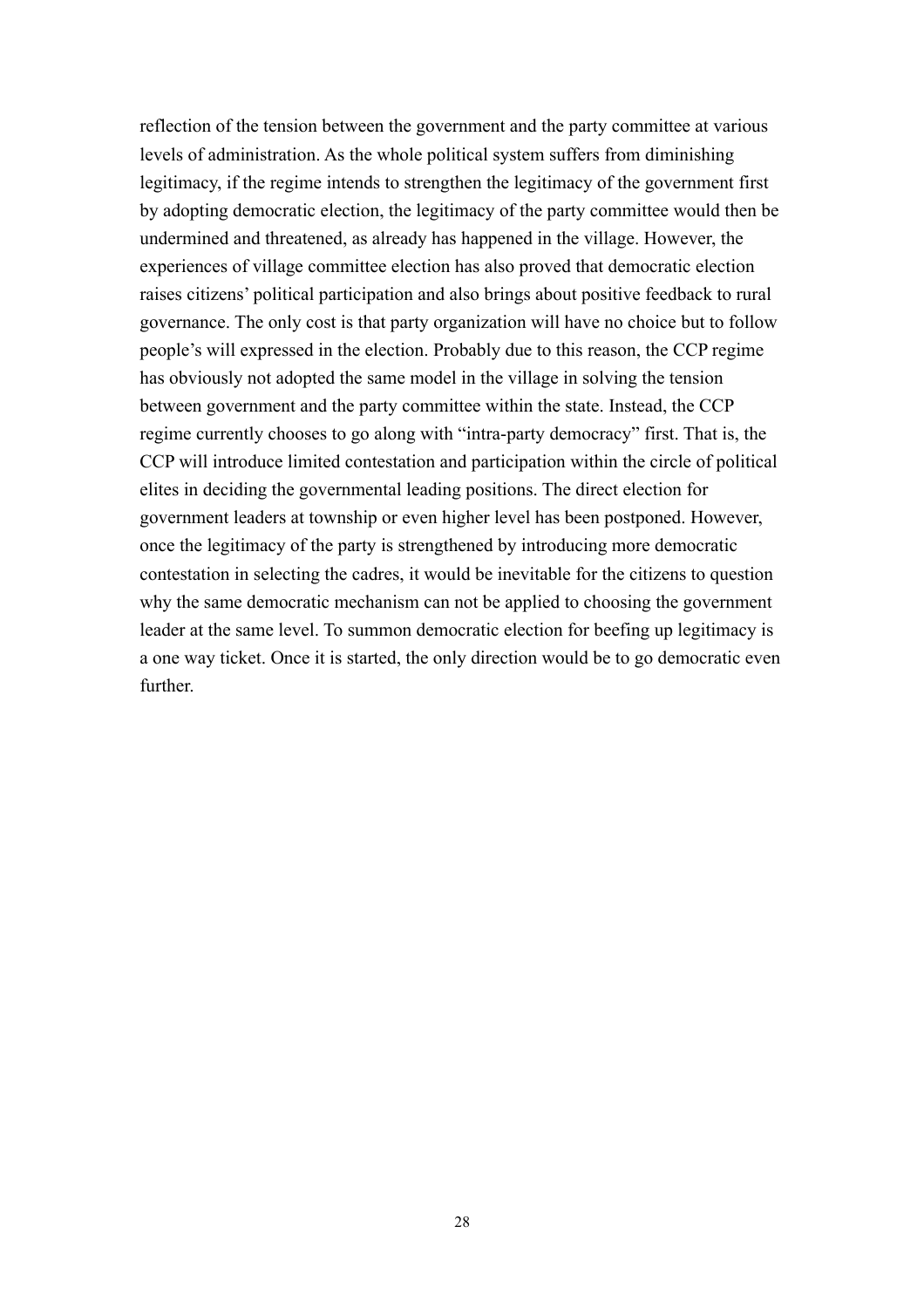reflection of the tension between the government and the party committee at various levels of administration. As the whole political system suffers from diminishing legitimacy, if the regime intends to strengthen the legitimacy of the government first by adopting democratic election, the legitimacy of the party committee would then be undermined and threatened, as already has happened in the village. However, the experiences of village committee election has also proved that democratic election raises citizens' political participation and also brings about positive feedback to rural governance. The only cost is that party organization will have no choice but to follow people's will expressed in the election. Probably due to this reason, the CCP regime has obviously not adopted the same model in the village in solving the tension between government and the party committee within the state. Instead, the CCP regime currently chooses to go along with "intra-party democracy" first. That is, the CCP will introduce limited contestation and participation within the circle of political elites in deciding the governmental leading positions. The direct election for government leaders at township or even higher level has been postponed. However, once the legitimacy of the party is strengthened by introducing more democratic contestation in selecting the cadres, it would be inevitable for the citizens to question why the same democratic mechanism can not be applied to choosing the government leader at the same level. To summon democratic election for beefing up legitimacy is a one way ticket. Once it is started, the only direction would be to go democratic even further.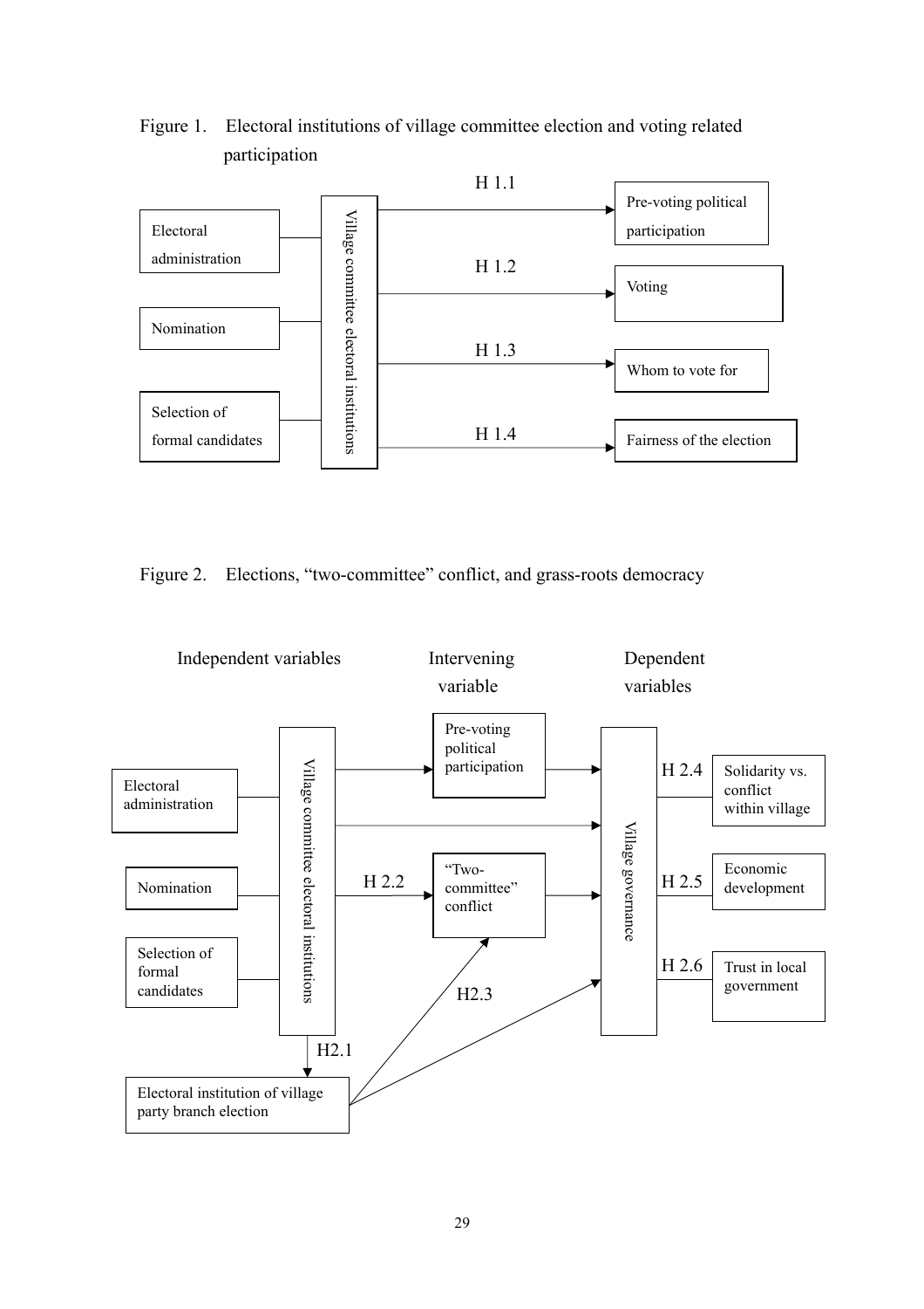Figure 1. Electoral institutions of village committee election and voting related participation

Electoral administration

Nomination

Selection of formal candidates

Village committee electoral institutions

H 1.1

Pre-voting political participation

H 1.2

Voting

H 1.3

Whom to vote for

H 1.4

Fairness of the election

Figure 2. Elections, "two-committee" conflict, and grass-roots democracy

Independent variables

Intervening variable

Dependent variables

Electoral administration

Nomination

Selection of formal candidates

Village committee electoral institutions

Pre-voting political participation

H 2.2

"Two-committee" conflict

H2.3

H2.1

Electoral institution of village party branch election

Village governance

H 2.4

Solidarity vs. conflict within village

H 2.5

Economic development

H 2.6

Trust in local government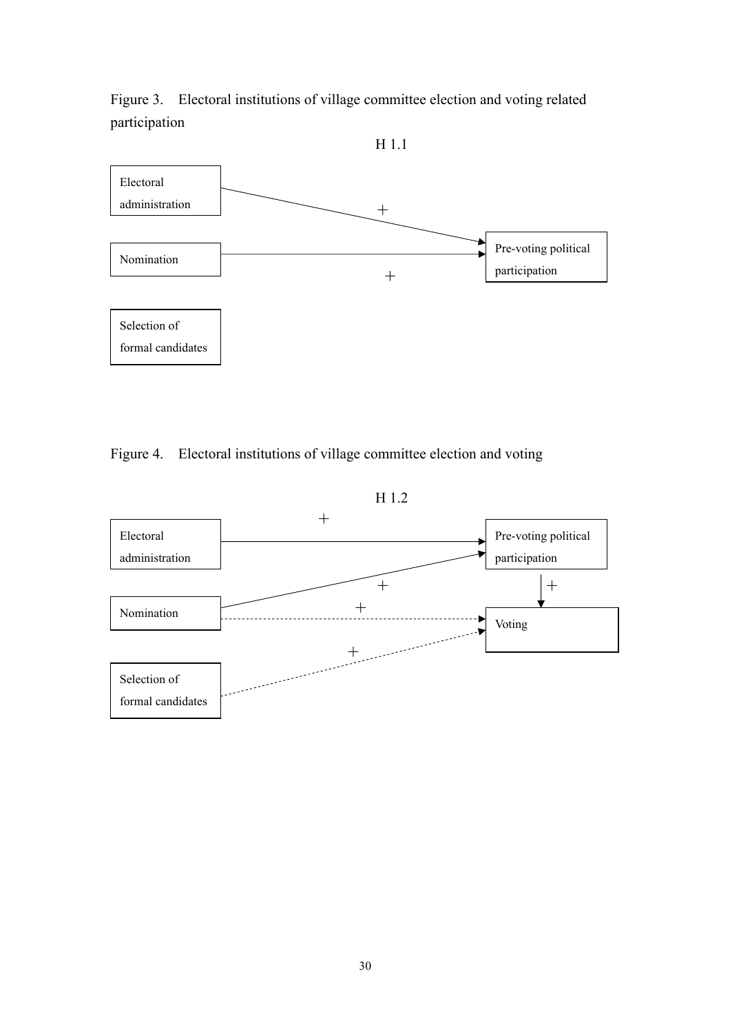Figure 3. Electoral institutions of village committee election and voting related participation

H 1.1

Electoral administration

Nomination

Selection of formal candidates

Pre-voting political participation

Figure 4. Electoral institutions of village committee election and voting

H 1.2

Electoral administration

Nomination

Selection of formal candidates

Pre-voting political participation

Voting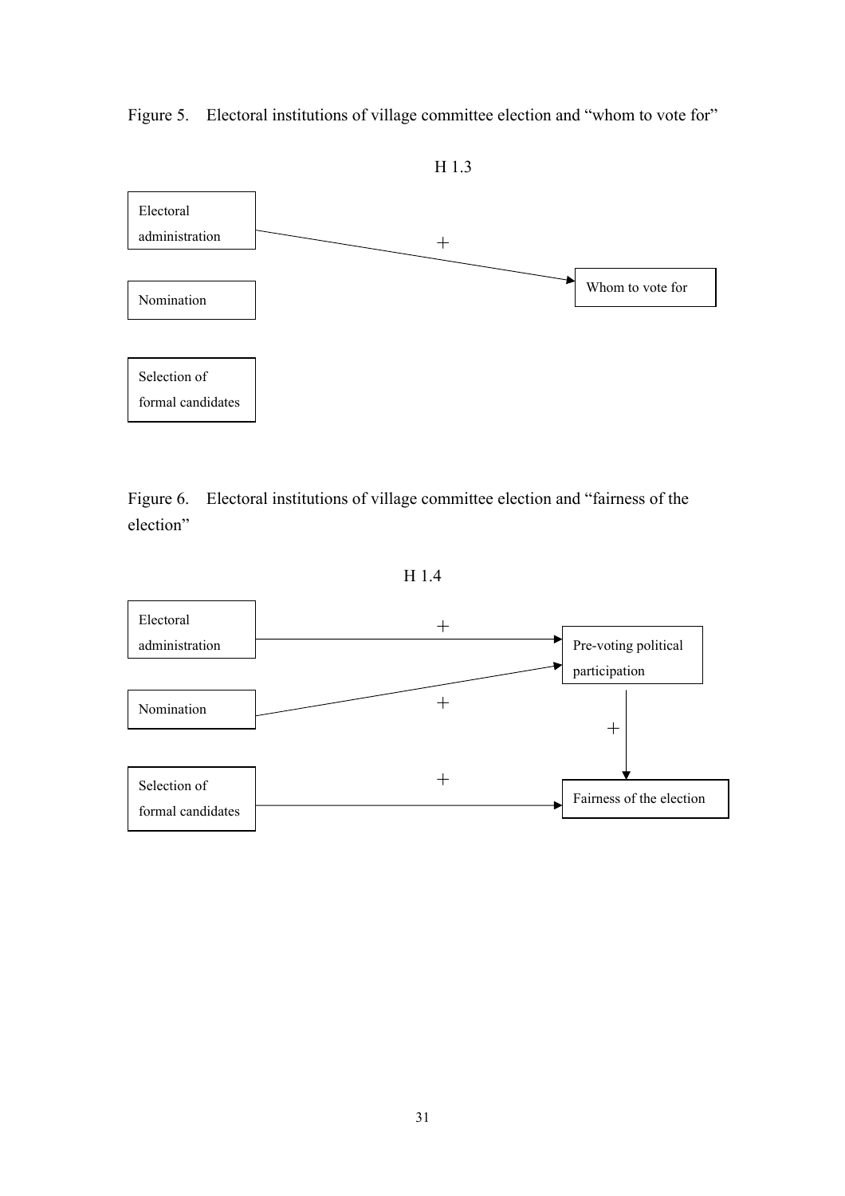Figure 5. Electoral institutions of village committee election and "whom to vote for"

H 1.3

Electoral administration

Nomination

Selection of formal candidates

+

Whom to vote for

Figure 6. Electoral institutions of village committee election and "fairness of the election"

H 1.4

Electoral administration

Nomination

Selection of formal candidates

+

+

+

Pre-voting political participation

+

Fairness of the election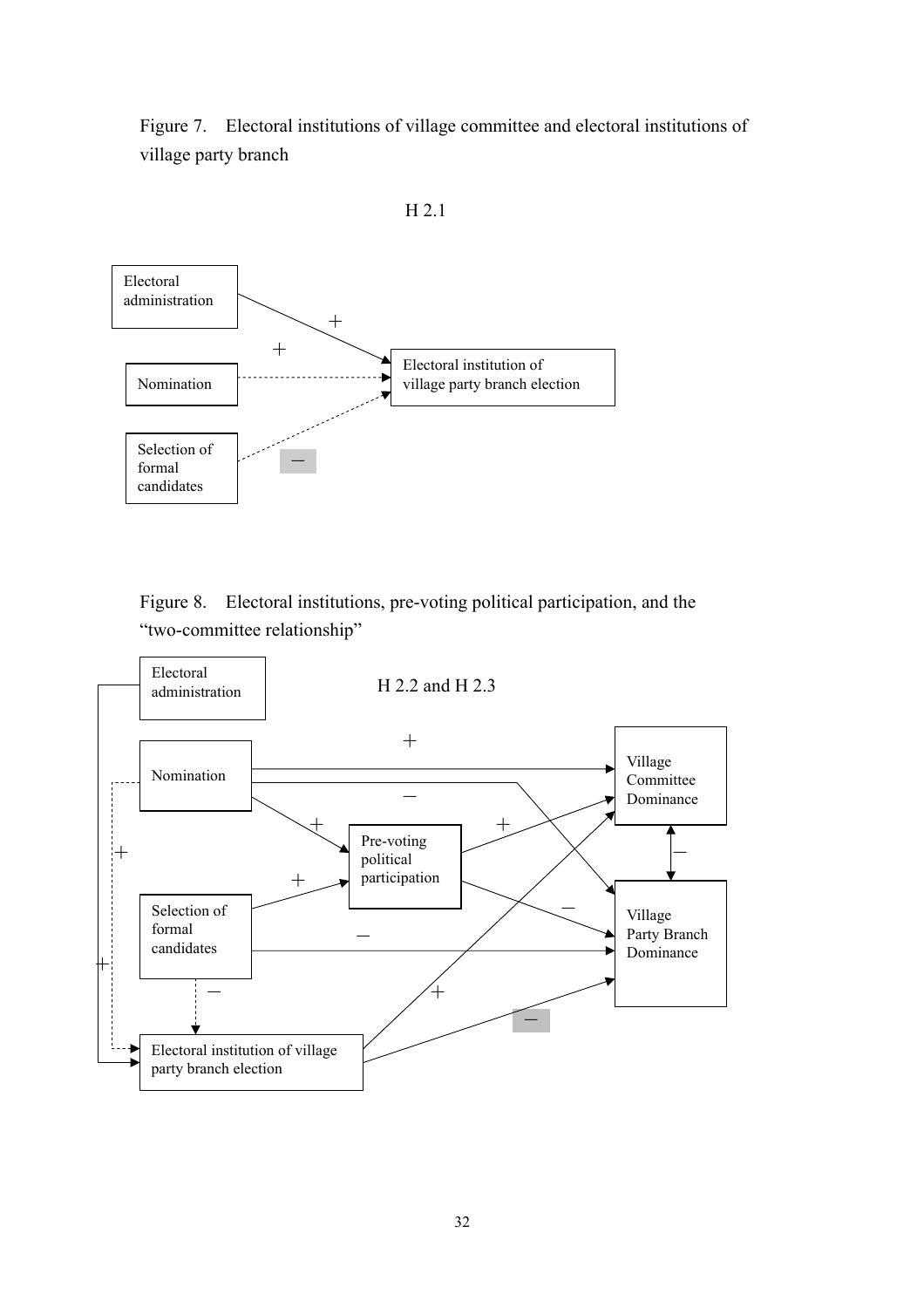Figure 7. Electoral institutions of village committee and electoral institutions of village party branch

H 2.1

Electoral administration

Nomination

Selection of formal candidates

Electoral institution of village party branch election

+

+

—

Figure 8. Electoral institutions, pre-voting political participation, and the "two-committee relationship"

H 2.2 and H 2.3

Electoral administration

Nomination

Selection of formal candidates

Pre-voting political participation

Village Committee Dominance

Village Party Branch Dominance

Electoral institution of village party branch election

+

—

+

+

+

—

—

—

+

+

—

+

—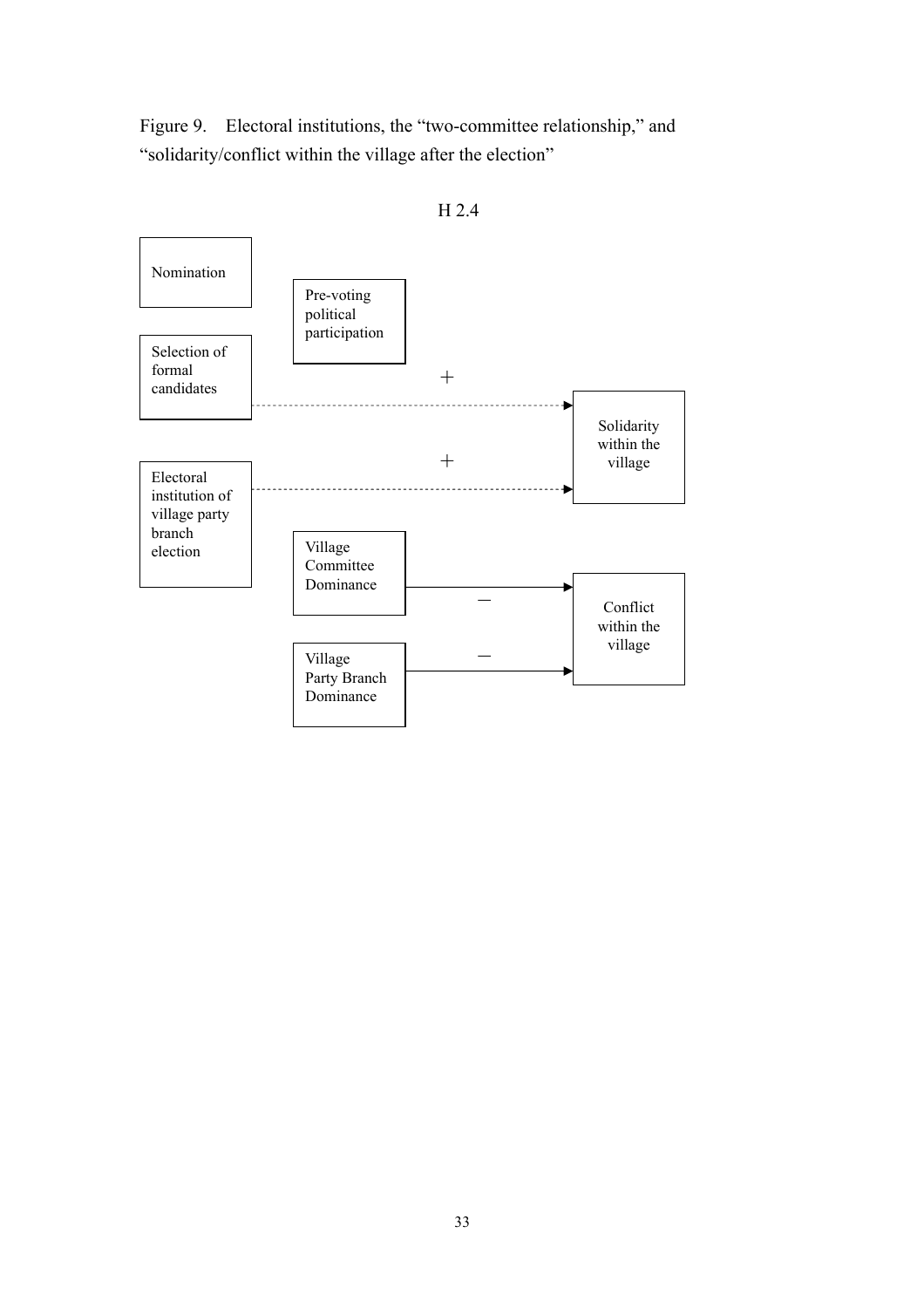Figure 9. Electoral institutions, the "two-committee relationship," and "solidarity/conflict within the village after the election"

H 2.4

Nomination

Pre-voting political participation

Selection of formal candidates

+

Solidarity within the village

+

Electoral institution of village party branch election

Village Committee Dominance

−

Conflict within the village

Village Party Branch Dominance

−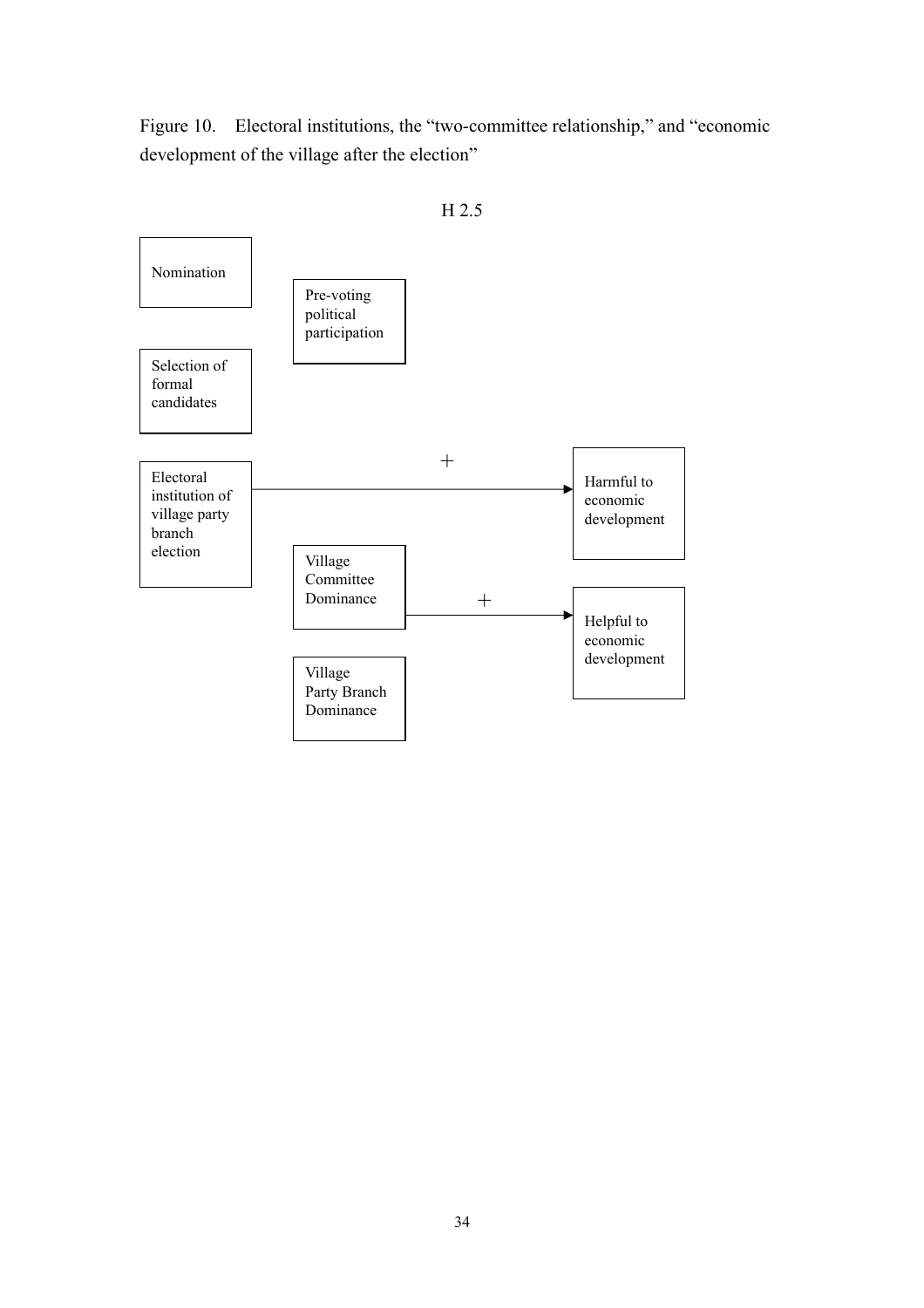Figure 10. Electoral institutions, the "two-committee relationship," and "economic development of the village after the election"

H 2.5

Nomination

Pre-voting political participation

Selection of formal candidates

Electoral institution of village party branch election

+

Harmful to economic development

Village Committee Dominance

+

Helpful to economic development

Village Party Branch Dominance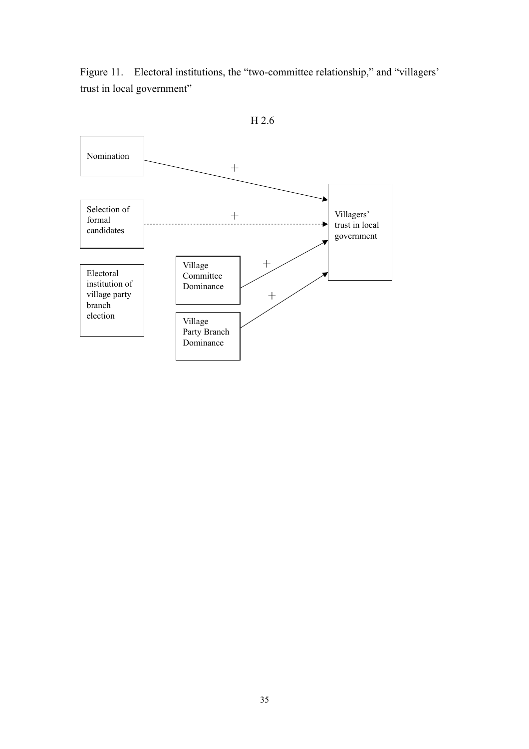Figure 11. Electoral institutions, the "two-committee relationship," and "villagers' trust in local government"

H 2.6

Nomination

Selection of formal candidates

Electoral institution of village party branch election

Village Committee Dominance

Village Party Branch Dominance

Villagers' trust in local government

+

+

+

+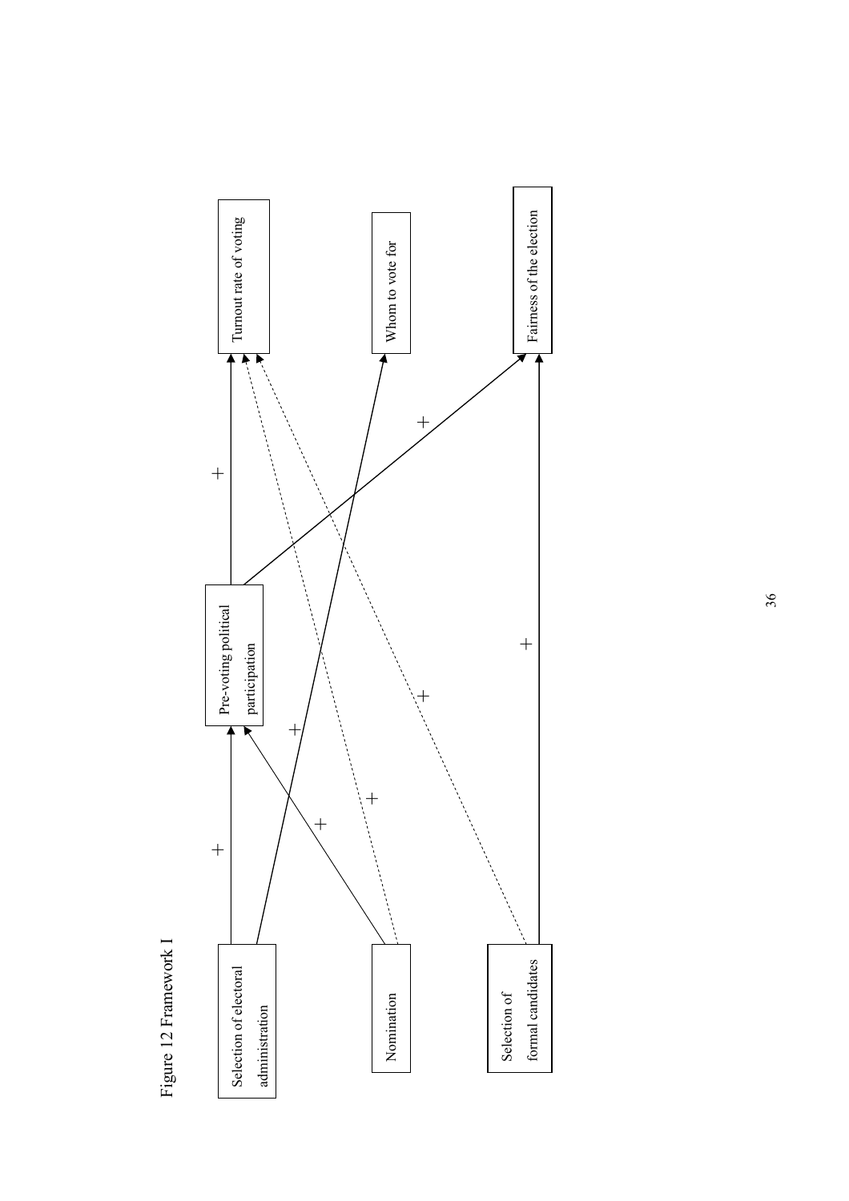Figure 12 Framework I

Selection of electoral administration

Nomination

Selection of formal candidates

Pre-voting political participation

Turnout rate of voting

Whom to vote for

Fairness of the election

+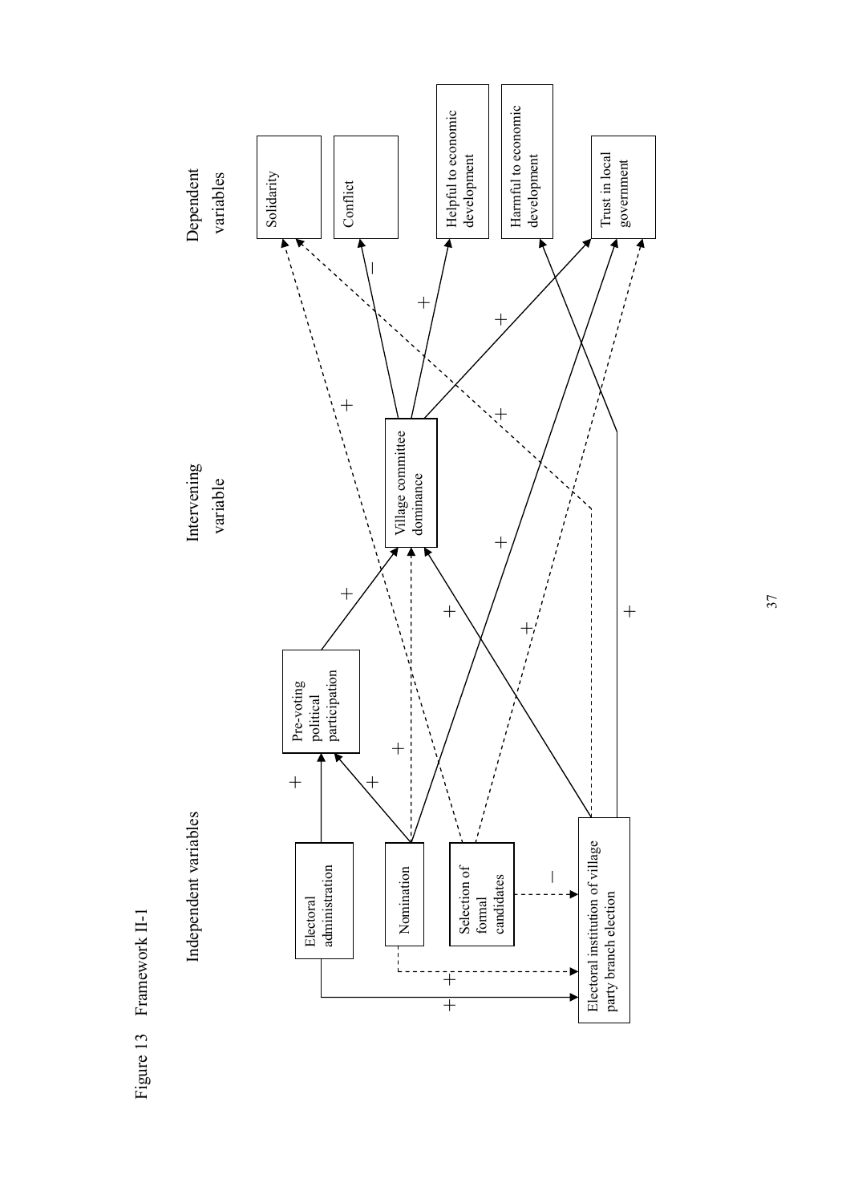Figure 13 Framework II-1

Independent variables | Intervening variable | Dependent variables

- Electoral administration
- Nomination
- Selection of formal candidates
- Electoral institution of village party branch election
- Pre-voting political participation
- Village committee dominance
- Solidarity
- Conflict
- Helpful to economic development
- Harmful to economic development
- Trust in local government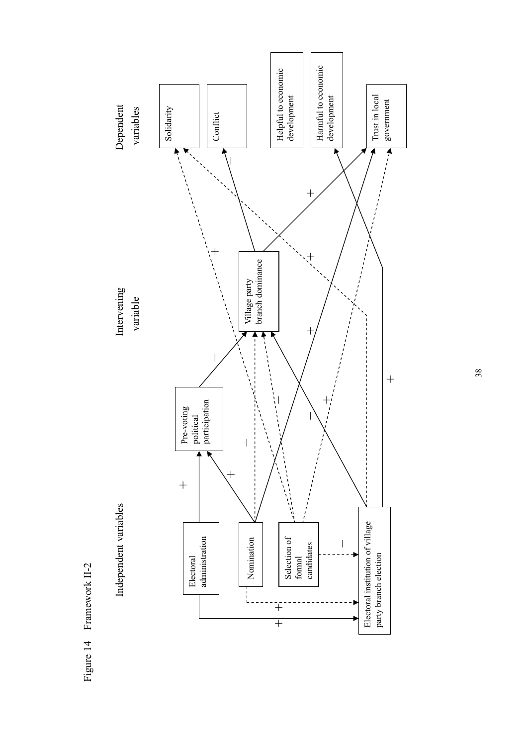Figure 14 Framework II-2

Independent variables

Electoral administration

Nomination

Selection of formal candidates

Electoral institution of village party branch election

Pre-voting political participation

Intervening variable

Village party branch dominance

Dependent variables

Solidarity

Conflict

Helpful to economic development

Harmful to economic development

Trust in local government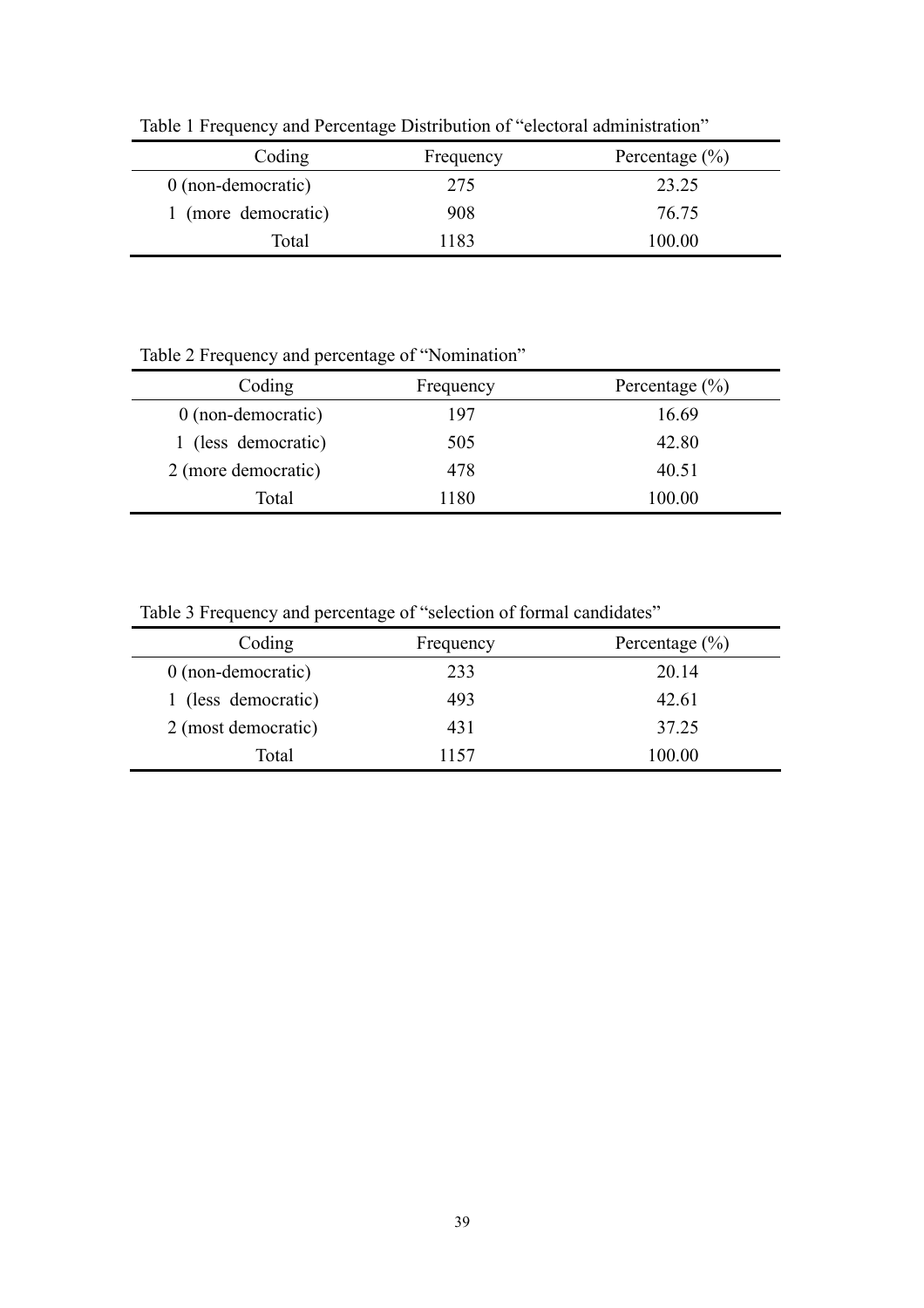Table 1 Frequency and Percentage Distribution of "electoral administration"

| Coding | Frequency | Percentage (%) |
|---|---|---|
| 0 (non-democratic) | 275 | 23.25 |
| 1 (more democratic) | 908 | 76.75 |
| Total | 1183 | 100.00 |

Table 2 Frequency and percentage of "Nomination"

| Coding | Frequency | Percentage (%) |
|---|---|---|
| 0 (non-democratic) | 197 | 16.69 |
| 1 (less democratic) | 505 | 42.80 |
| 2 (more democratic) | 478 | 40.51 |
| Total | 1180 | 100.00 |

Table 3 Frequency and percentage of "selection of formal candidates"

| Coding | Frequency | Percentage (%) |
|---|---|---|
| 0 (non-democratic) | 233 | 20.14 |
| 1 (less democratic) | 493 | 42.61 |
| 2 (most democratic) | 431 | 37.25 |
| Total | 1157 | 100.00 |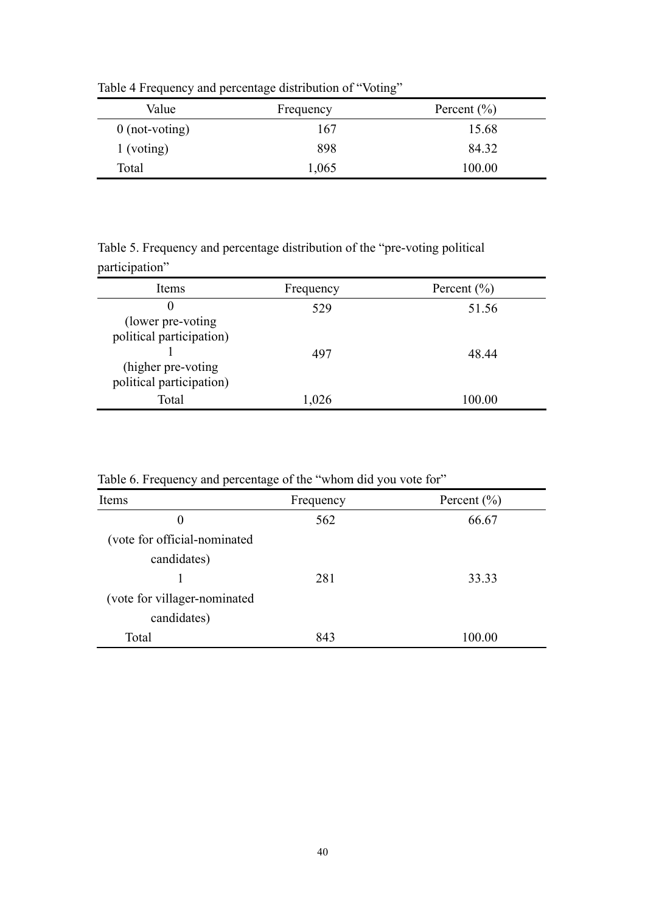Table 4 Frequency and percentage distribution of "Voting"

| Value | Frequency | Percent (%) |
|---|---|---|
| 0 (not-voting) | 167 | 15.68 |
| 1 (voting) | 898 | 84.32 |
| Total | 1,065 | 100.00 |

Table 5. Frequency and percentage distribution of the "pre-voting political participation"

| Items | Frequency | Percent (%) |
|---|---|---|
| 0 (lower pre-voting political participation) | 529 | 51.56 |
| 1 (higher pre-voting political participation) | 497 | 48.44 |
| Total | 1,026 | 100.00 |

Table 6. Frequency and percentage of the "whom did you vote for"

| Items | Frequency | Percent (%) |
|---|---|---|
| 0 (vote for official-nominated candidates) | 562 | 66.67 |
| 1 (vote for villager-nominated candidates) | 281 | 33.33 |
| Total | 843 | 100.00 |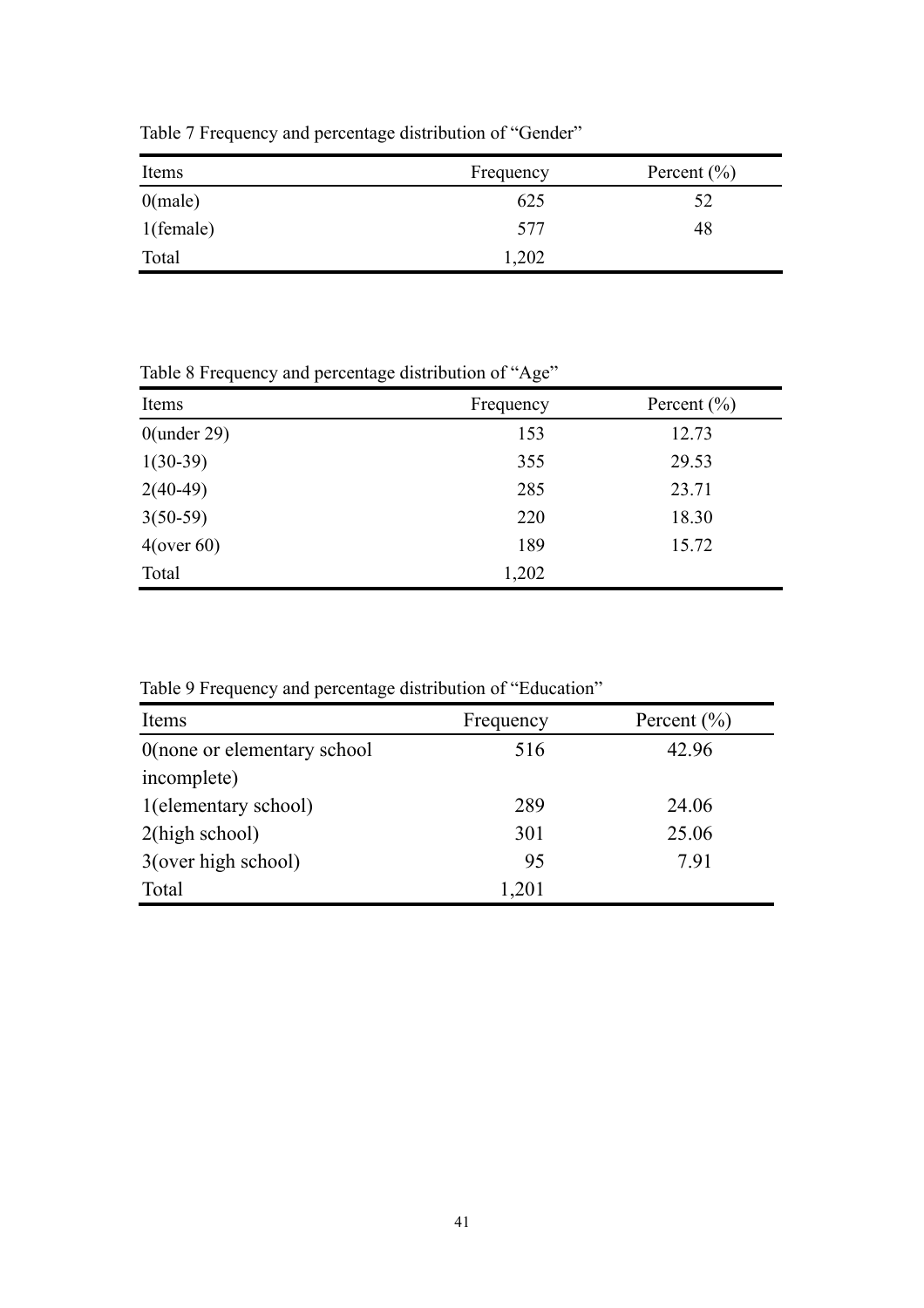Table 7 Frequency and percentage distribution of "Gender"

| Items | Frequency | Percent (%) |
|---|---|---|
| 0(male) | 625 | 52 |
| 1(female) | 577 | 48 |
| Total | 1,202 | |

Table 8 Frequency and percentage distribution of "Age"

| Items | Frequency | Percent (%) |
|---|---|---|
| 0(under 29) | 153 | 12.73 |
| 1(30-39) | 355 | 29.53 |
| 2(40-49) | 285 | 23.71 |
| 3(50-59) | 220 | 18.30 |
| 4(over 60) | 189 | 15.72 |
| Total | 1,202 | |

Table 9 Frequency and percentage distribution of "Education"

| Items | Frequency | Percent (%) |
|---|---|---|
| 0(none or elementary school incomplete) | 516 | 42.96 |
| 1(elementary school) | 289 | 24.06 |
| 2(high school) | 301 | 25.06 |
| 3(over high school) | 95 | 7.91 |
| Total | 1,201 | |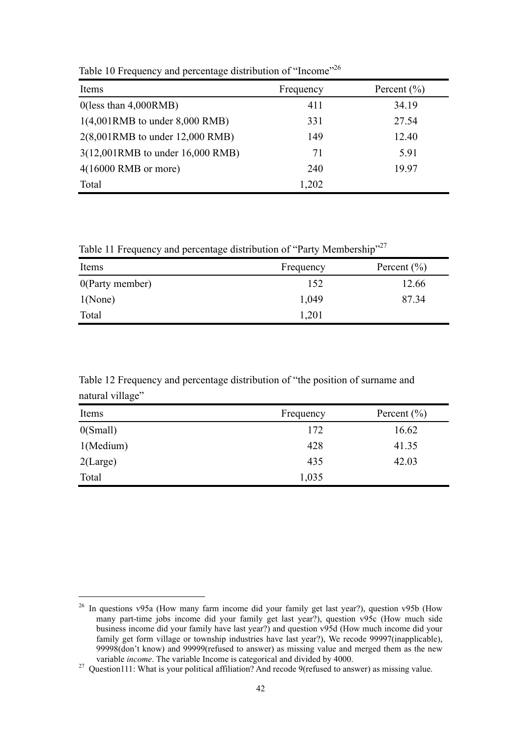Table 10 Frequency and percentage distribution of "Income"[26]

| Items | Frequency | Percent (%) |
|---|---|---|
| 0(less than 4,000RMB) | 411 | 34.19 |
| 1(4,001RMB to under 8,000 RMB) | 331 | 27.54 |
| 2(8,001RMB to under 12,000 RMB) | 149 | 12.40 |
| 3(12,001RMB to under 16,000 RMB) | 71 | 5.91 |
| 4(16000 RMB or more) | 240 | 19.97 |
| Total | 1,202 | |

Table 11 Frequency and percentage distribution of "Party Membership"[27]

| Items | Frequency | Percent (%) |
|---|---|---|
| 0(Party member) | 152 | 12.66 |
| 1(None) | 1,049 | 87.34 |
| Total | 1,201 | |

Table 12 Frequency and percentage distribution of "the position of surname and natural village"

| Items | Frequency | Percent (%) |
|---|---|---|
| 0(Small) | 172 | 16.62 |
| 1(Medium) | 428 | 41.35 |
| 2(Large) | 435 | 42.03 |
| Total | 1,035 | |

[26] In questions v95a (How many farm income did your family get last year?), question v95b (How many part-time jobs income did your family get last year?), question v95c (How much side business income did your family have last year?) and question v95d (How much income did your family get form village or township industries have last year?), We recode 99997(inapplicable), 99998(don't know) and 99999(refused to answer) as missing value and merged them as the new variable *income*. The variable Income is categorical and divided by 4000.

[27] Question111: What is your political affiliation? And recode 9(refused to answer) as missing value.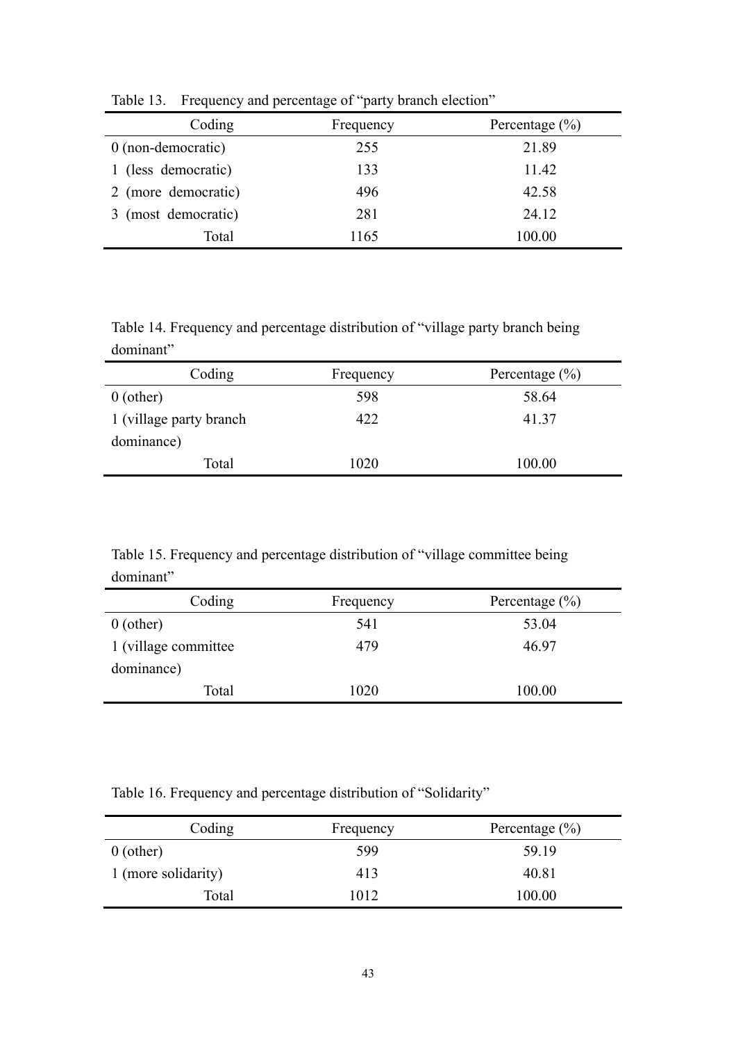Table 13. Frequency and percentage of "party branch election"

| Coding | Frequency | Percentage (%) |
|---|---|---|
| 0 (non-democratic) | 255 | 21.89 |
| 1 (less democratic) | 133 | 11.42 |
| 2 (more democratic) | 496 | 42.58 |
| 3 (most democratic) | 281 | 24.12 |
| Total | 1165 | 100.00 |

Table 14. Frequency and percentage distribution of "village party branch being dominant"

| Coding | Frequency | Percentage (%) |
|---|---|---|
| 0 (other) | 598 | 58.64 |
| 1 (village party branch dominance) | 422 | 41.37 |
| Total | 1020 | 100.00 |

Table 15. Frequency and percentage distribution of "village committee being dominant"

| Coding | Frequency | Percentage (%) |
|---|---|---|
| 0 (other) | 541 | 53.04 |
| 1 (village committee dominance) | 479 | 46.97 |
| Total | 1020 | 100.00 |

Table 16. Frequency and percentage distribution of "Solidarity"

| Coding | Frequency | Percentage (%) |
|---|---|---|
| 0 (other) | 599 | 59.19 |
| 1 (more solidarity) | 413 | 40.81 |
| Total | 1012 | 100.00 |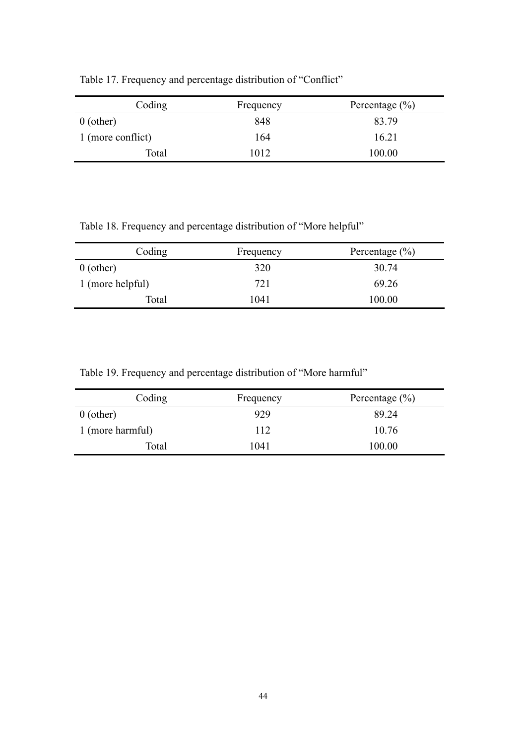Table 17. Frequency and percentage distribution of "Conflict"

| Coding | Frequency | Percentage (%) |
|---|---|---|
| 0 (other) | 848 | 83.79 |
| 1 (more conflict) | 164 | 16.21 |
| Total | 1012 | 100.00 |

Table 18. Frequency and percentage distribution of "More helpful"

| Coding | Frequency | Percentage (%) |
|---|---|---|
| 0 (other) | 320 | 30.74 |
| 1 (more helpful) | 721 | 69.26 |
| Total | 1041 | 100.00 |

Table 19. Frequency and percentage distribution of "More harmful"

| Coding | Frequency | Percentage (%) |
|---|---|---|
| 0 (other) | 929 | 89.24 |
| 1 (more harmful) | 112 | 10.76 |
| Total | 1041 | 100.00 |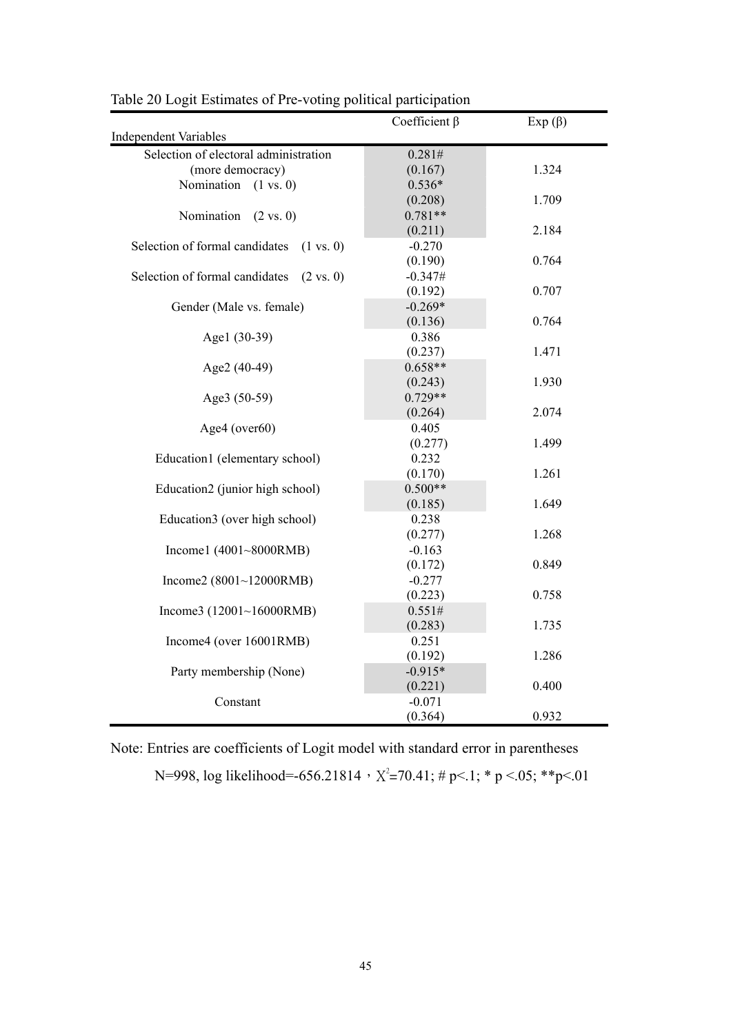Table 20 Logit Estimates of Pre-voting political participation

| Independent Variables | Coefficient β | Exp (β) |
|---|---|---|
| Selection of electoral administration (more democracy) | 0.281# (0.167) | 1.324 |
| Nomination (1 vs. 0) | 0.536* (0.208) | 1.709 |
| Nomination (2 vs. 0) | 0.781** (0.211) | 2.184 |
| Selection of formal candidates (1 vs. 0) | -0.270 (0.190) | 0.764 |
| Selection of formal candidates (2 vs. 0) | -0.347# (0.192) | 0.707 |
| Gender (Male vs. female) | -0.269* (0.136) | 0.764 |
| Age1 (30-39) | 0.386 (0.237) | 1.471 |
| Age2 (40-49) | 0.658** (0.243) | 1.930 |
| Age3 (50-59) | 0.729** (0.264) | 2.074 |
| Age4 (over60) | 0.405 (0.277) | 1.499 |
| Education1 (elementary school) | 0.232 (0.170) | 1.261 |
| Education2 (junior high school) | 0.500** (0.185) | 1.649 |
| Education3 (over high school) | 0.238 (0.277) | 1.268 |
| Income1 (4001~8000RMB) | -0.163 (0.172) | 0.849 |
| Income2 (8001~12000RMB) | -0.277 (0.223) | 0.758 |
| Income3 (12001~16000RMB) | 0.551# (0.283) | 1.735 |
| Income4 (over 16001RMB) | 0.251 (0.192) | 1.286 |
| Party membership (None) | -0.915* (0.221) | 0.400 |
| Constant | -0.071 (0.364) | 0.932 |

Note: Entries are coefficients of Logit model with standard error in parentheses

N=998, log likelihood=-656.21814，$\chi^2$=70.41; # p<.1; * p <.05; **p<.01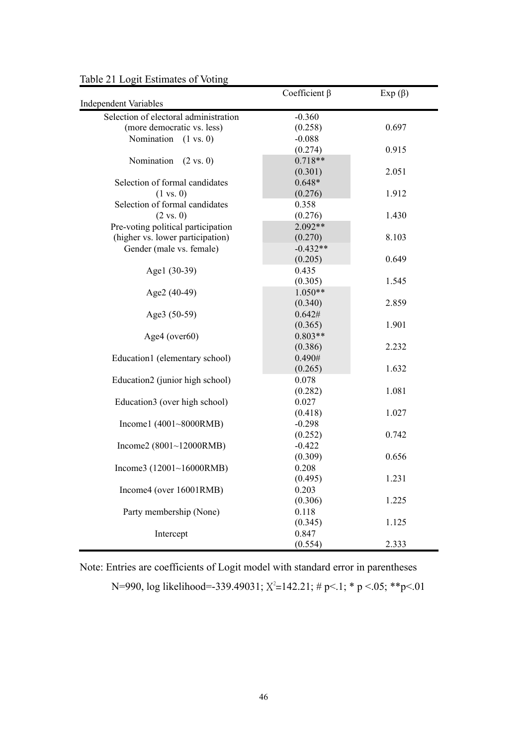Table 21 Logit Estimates of Voting

| Independent Variables | Coefficient β | Exp (β) |
|---|---|---|
| Selection of electoral administration (more democratic vs. less) | -0.360<br>(0.258) | 0.697 |
| Nomination (1 vs. 0) | -0.088<br>(0.274) | 0.915 |
| Nomination (2 vs. 0) | 0.718**<br>(0.301) | 2.051 |
| Selection of formal candidates (1 vs. 0) | 0.648*<br>(0.276) | 1.912 |
| Selection of formal candidates (2 vs. 0) | 0.358<br>(0.276) | 1.430 |
| Pre-voting political participation (higher vs. lower participation) | 2.092**<br>(0.270) | 8.103 |
| Gender (male vs. female) | -0.432**<br>(0.205) | 0.649 |
| Age1 (30-39) | 0.435<br>(0.305) | 1.545 |
| Age2 (40-49) | 1.050**<br>(0.340) | 2.859 |
| Age3 (50-59) | 0.642#<br>(0.365) | 1.901 |
| Age4 (over60) | 0.803**<br>(0.386) | 2.232 |
| Education1 (elementary school) | 0.490#<br>(0.265) | 1.632 |
| Education2 (junior high school) | 0.078<br>(0.282) | 1.081 |
| Education3 (over high school) | 0.027<br>(0.418) | 1.027 |
| Income1 (4001~8000RMB) | -0.298<br>(0.252) | 0.742 |
| Income2 (8001~12000RMB) | -0.422<br>(0.309) | 0.656 |
| Income3 (12001~16000RMB) | 0.208<br>(0.495) | 1.231 |
| Income4 (over 16001RMB) | 0.203<br>(0.306) | 1.225 |
| Party membership (None) | 0.118<br>(0.345) | 1.125 |
| Intercept | 0.847<br>(0.554) | 2.333 |

Note: Entries are coefficients of Logit model with standard error in parentheses

N=990, log likelihood=-339.49031; $X^2$=142.21; # $p<.1$; * $p<.05$; ** $p<.01$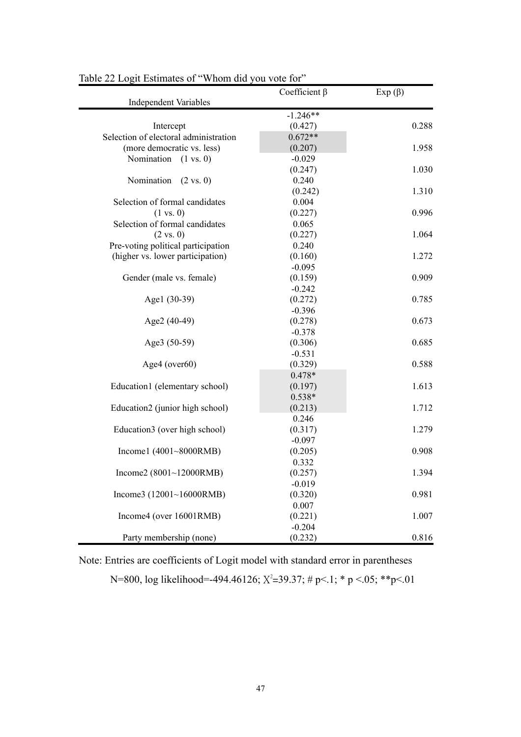Table 22 Logit Estimates of "Whom did you vote for"

| Independent Variables | Coefficient β | Exp (β) |
|---|---|---|
| Intercept | -1.246** (0.427) | 0.288 |
| Selection of electoral administration (more democratic vs. less) | 0.672** (0.207) | 1.958 |
| Nomination (1 vs. 0) | -0.029 (0.247) | 1.030 |
| Nomination (2 vs. 0) | 0.240 (0.242) | 1.310 |
| Selection of formal candidates (1 vs. 0) | 0.004 (0.227) | 0.996 |
| Selection of formal candidates (2 vs. 0) | 0.065 (0.227) | 1.064 |
| Pre-voting political participation (higher vs. lower participation) | 0.240 (0.160) | 1.272 |
| Gender (male vs. female) | -0.095 (0.159) | 0.909 |
| Age1 (30-39) | -0.242 (0.272) | 0.785 |
| Age2 (40-49) | -0.396 (0.278) | 0.673 |
| Age3 (50-59) | -0.378 (0.306) | 0.685 |
| Age4 (over60) | -0.531 (0.329) | 0.588 |
| Education1 (elementary school) | 0.478* (0.197) | 1.613 |
| Education2 (junior high school) | 0.538* (0.213) | 1.712 |
| Education3 (over high school) | 0.246 (0.317) | 1.279 |
| Income1 (4001~8000RMB) | -0.097 (0.205) | 0.908 |
| Income2 (8001~12000RMB) | 0.332 (0.257) | 1.394 |
| Income3 (12001~16000RMB) | -0.019 (0.320) | 0.981 |
| Income4 (over 16001RMB) | 0.007 (0.221) | 1.007 |
| Party membership (none) | -0.204 (0.232) | 0.816 |

Note: Entries are coefficients of Logit model with standard error in parentheses

N=800, log likelihood=-494.46126; $\chi^2$=39.37; # p<.1; * p <.05; **p<.01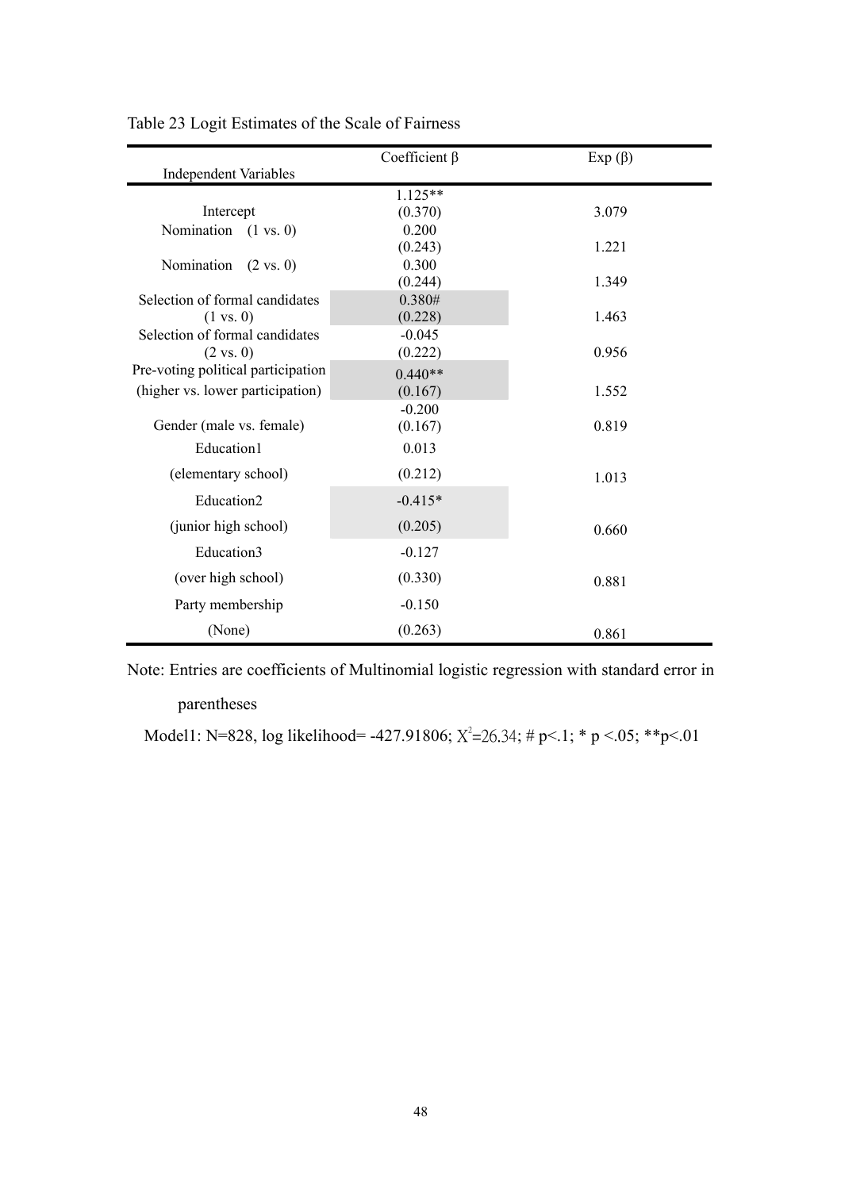Table 23 Logit Estimates of the Scale of Fairness

| Independent Variables | Coefficient β | Exp (β) |
|---|---|---|
| Intercept | 1.125** (0.370) | 3.079 |
| Nomination (1 vs. 0) | 0.200 (0.243) | 1.221 |
| Nomination (2 vs. 0) | 0.300 (0.244) | 1.349 |
| Selection of formal candidates (1 vs. 0) | 0.380# (0.228) | 1.463 |
| Selection of formal candidates (2 vs. 0) | -0.045 (0.222) | 0.956 |
| Pre-voting political participation (higher vs. lower participation) | 0.440** (0.167) | 1.552 |
| Gender (male vs. female) | -0.200 (0.167) | 0.819 |
| Education1 (elementary school) | 0.013 (0.212) | 1.013 |
| Education2 (junior high school) | -0.415* (0.205) | 0.660 |
| Education3 (over high school) | -0.127 (0.330) | 0.881 |
| Party membership (None) | -0.150 (0.263) | 0.861 |

Note: Entries are coefficients of Multinomial logistic regression with standard error in parentheses

Model1: N=828, log likelihood= -427.91806; $X^2$=26.34; # p<.1; * p <.05; **p<.01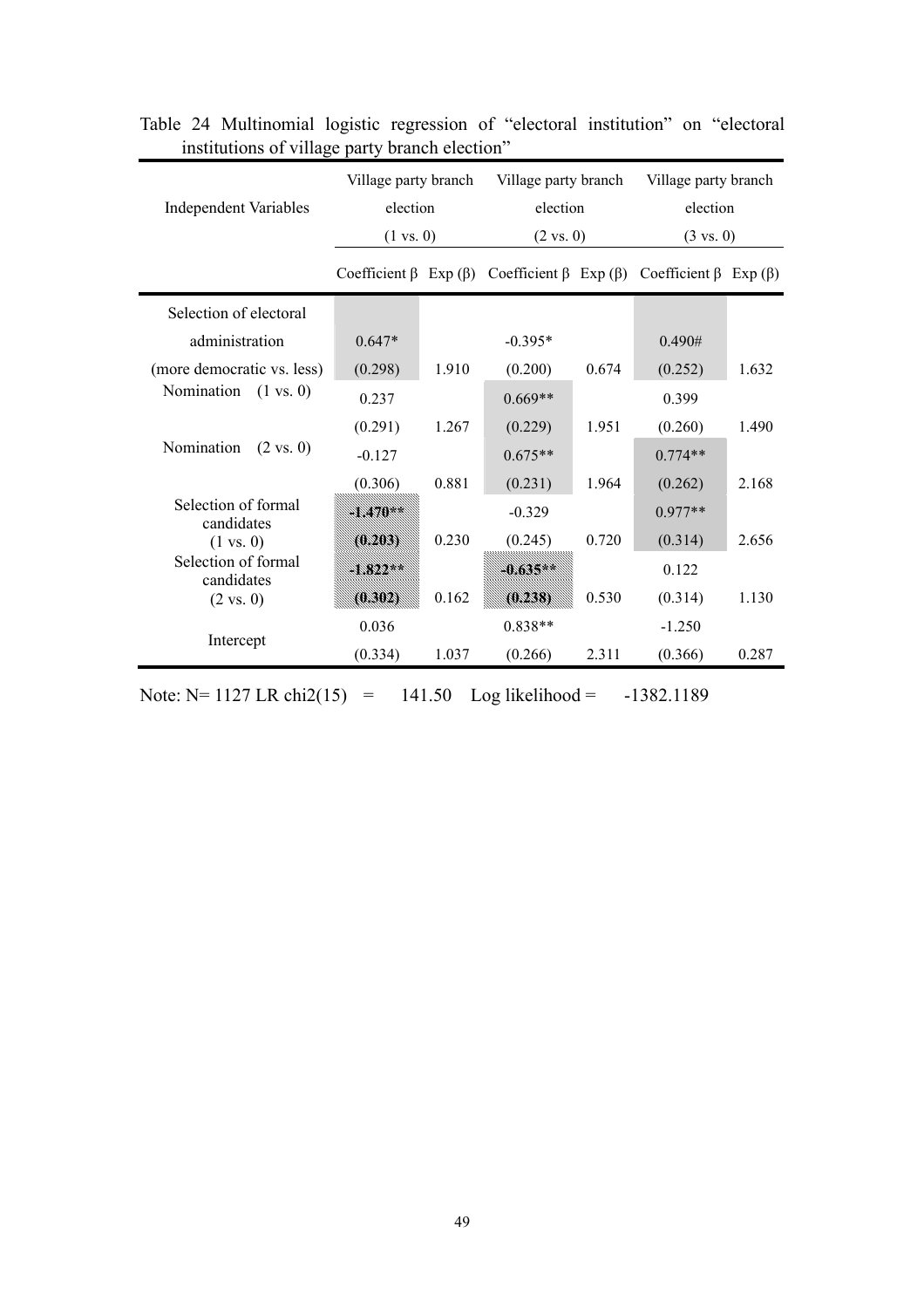Table 24 Multinomial logistic regression of "electoral institution" on "electoral institutions of village party branch election"

| Independent Variables | Village party branch election (1 vs. 0) | | Village party branch election (2 vs. 0) | | Village party branch election (3 vs. 0) | |
|---|---|---|---|---|---|---|
| | Coefficient β | Exp (β) | Coefficient β | Exp (β) | Coefficient β | Exp (β) |
| Selection of electoral administration (more democratic vs. less) | 0.647* (0.298) | 1.910 | -0.395* (0.200) | 0.674 | 0.490# (0.252) | 1.632 |
| Nomination (1 vs. 0) | 0.237 (0.291) | 1.267 | 0.669** (0.229) | 1.951 | 0.399 (0.260) | 1.490 |
| Nomination (2 vs. 0) | -0.127 (0.306) | 0.881 | 0.675** (0.231) | 1.964 | 0.774** (0.262) | 2.168 |
| Selection of formal candidates (1 vs. 0) | -1.470** (0.203) | 0.230 | -0.329 (0.245) | 0.720 | 0.977** (0.314) | 2.656 |
| Selection of formal candidates (2 vs. 0) | -1.822** (0.302) | 0.162 | -0.635** (0.238) | 0.530 | 0.122 (0.314) | 1.130 |
| Intercept | 0.036 (0.334) | 1.037 | 0.838** (0.266) | 2.311 | -1.250 (0.366) | 0.287 |

Note: N= 1127 LR chi2(15) = 141.50 Log likelihood = -1382.1189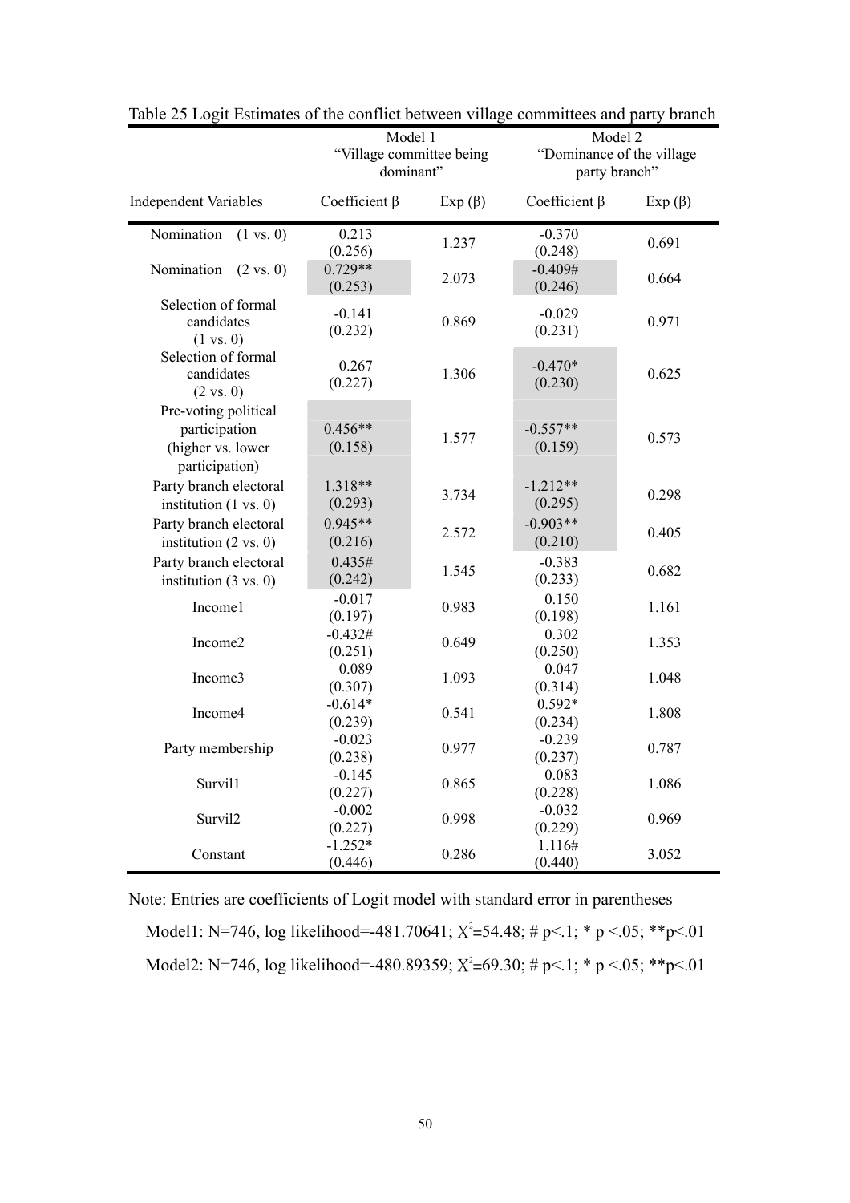Table 25 Logit Estimates of the conflict between village committees and party branch

| | Model 1 "Village committee being dominant" | | Model 2 "Dominance of the village party branch" | |
|---|---|---|---|---|
| Independent Variables | Coefficient β | Exp (β) | Coefficient β | Exp (β) |
| Nomination (1 vs. 0) | 0.213 (0.256) | 1.237 | -0.370 (0.248) | 0.691 |
| Nomination (2 vs. 0) | 0.729** (0.253) | 2.073 | -0.409# (0.246) | 0.664 |
| Selection of formal candidates (1 vs. 0) | -0.141 (0.232) | 0.869 | -0.029 (0.231) | 0.971 |
| Selection of formal candidates (2 vs. 0) | 0.267 (0.227) | 1.306 | -0.470* (0.230) | 0.625 |
| Pre-voting political participation (higher vs. lower participation) | 0.456** (0.158) | 1.577 | -0.557** (0.159) | 0.573 |
| Party branch electoral institution (1 vs. 0) | 1.318** (0.293) | 3.734 | -1.212** (0.295) | 0.298 |
| Party branch electoral institution (2 vs. 0) | 0.945** (0.216) | 2.572 | -0.903** (0.210) | 0.405 |
| Party branch electoral institution (3 vs. 0) | 0.435# (0.242) | 1.545 | -0.383 (0.233) | 0.682 |
| Income1 | -0.017 (0.197) | 0.983 | 0.150 (0.198) | 1.161 |
| Income2 | -0.432# (0.251) | 0.649 | 0.302 (0.250) | 1.353 |
| Income3 | 0.089 (0.307) | 1.093 | 0.047 (0.314) | 1.048 |
| Income4 | -0.614* (0.239) | 0.541 | 0.592* (0.234) | 1.808 |
| Party membership | -0.023 (0.238) | 0.977 | -0.239 (0.237) | 0.787 |
| Survil1 | -0.145 (0.227) | 0.865 | 0.083 (0.228) | 1.086 |
| Survil2 | -0.002 (0.227) | 0.998 | -0.032 (0.229) | 0.969 |
| Constant | -1.252* (0.446) | 0.286 | 1.116# (0.440) | 3.052 |

Note: Entries are coefficients of Logit model with standard error in parentheses

Model1: N=746, log likelihood=-481.70641; $\chi^2$=54.48; # p<.1; * p <.05; **p<.01

Model2: N=746, log likelihood=-480.89359; $\chi^2$=69.30; # p<.1; * p <.05; **p<.01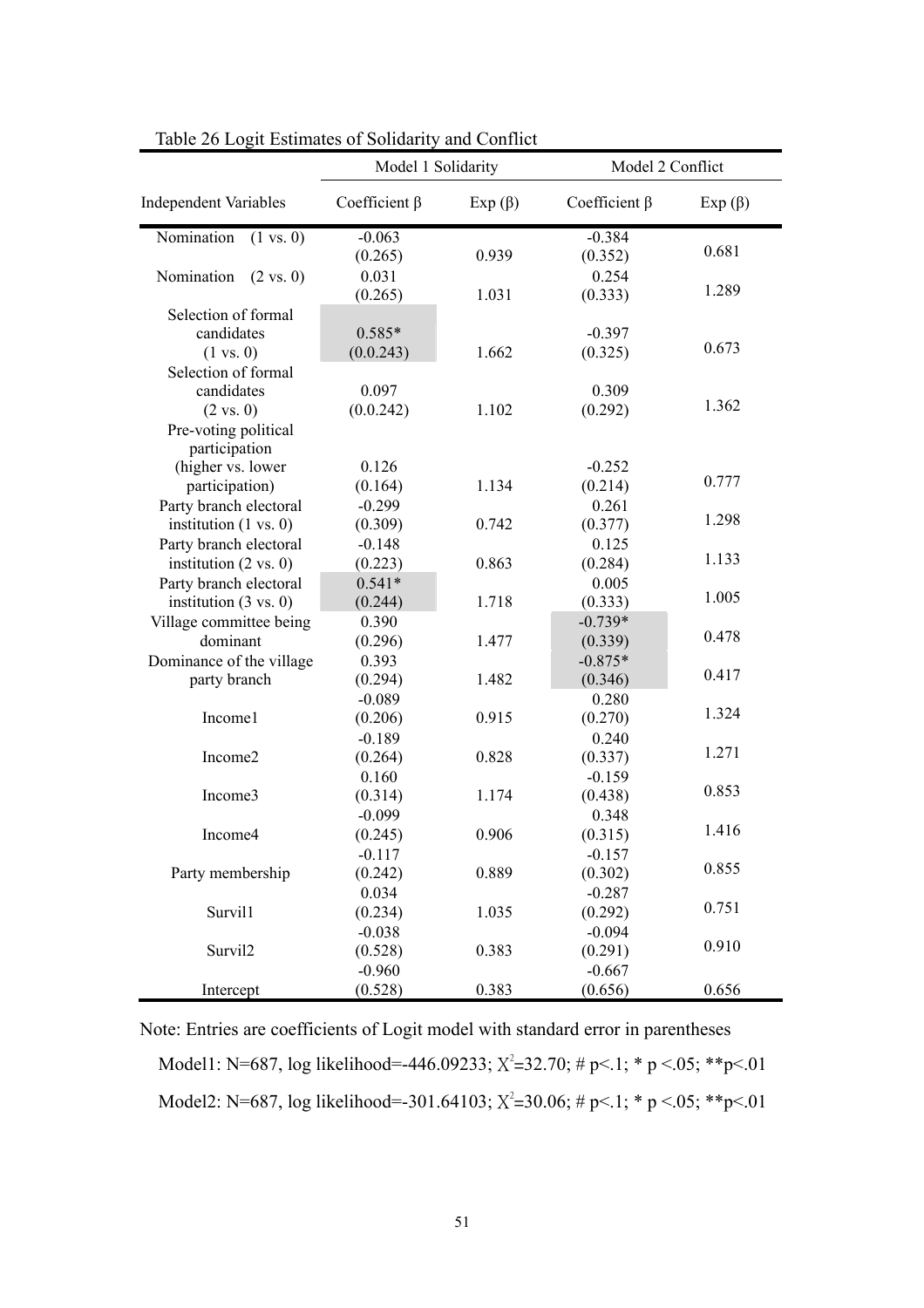Table 26 Logit Estimates of Solidarity and Conflict

| Independent Variables | Model 1 Solidarity | | Model 2 Conflict | |
|---|---|---|---|---|
| | Coefficient β | Exp (β) | Coefficient β | Exp (β) |
| Nomination (1 vs. 0) | -0.063 (0.265) | 0.939 | -0.384 (0.352) | 0.681 |
| Nomination (2 vs. 0) | 0.031 (0.265) | 1.031 | 0.254 (0.333) | 1.289 |
| Selection of formal candidates (1 vs. 0) | 0.585* (0.0.243) | 1.662 | -0.397 (0.325) | 0.673 |
| Selection of formal candidates (2 vs. 0) | 0.097 (0.0.242) | 1.102 | 0.309 (0.292) | 1.362 |
| Pre-voting political participation (higher vs. lower participation) | 0.126 (0.164) | 1.134 | -0.252 (0.214) | 0.777 |
| Party branch electoral institution (1 vs. 0) | -0.299 (0.309) | 0.742 | 0.261 (0.377) | 1.298 |
| Party branch electoral institution (2 vs. 0) | -0.148 (0.223) | 0.863 | 0.125 (0.284) | 1.133 |
| Party branch electoral institution (3 vs. 0) | 0.541* (0.244) | 1.718 | 0.005 (0.333) | 1.005 |
| Village committee being dominant | 0.390 (0.296) | 1.477 | -0.739* (0.339) | 0.478 |
| Dominance of the village party branch | 0.393 (0.294) | 1.482 | -0.875* (0.346) | 0.417 |
| Income1 | -0.089 (0.206) | 0.915 | 0.280 (0.270) | 1.324 |
| Income2 | -0.189 (0.264) | 0.828 | 0.240 (0.337) | 1.271 |
| Income3 | 0.160 (0.314) | 1.174 | -0.159 (0.438) | 0.853 |
| Income4 | -0.099 (0.245) | 0.906 | 0.348 (0.315) | 1.416 |
| Party membership | -0.117 (0.242) | 0.889 | -0.157 (0.302) | 0.855 |
| Survil1 | 0.034 (0.234) | 1.035 | -0.287 (0.292) | 0.751 |
| Survil2 | -0.038 (0.528) | 0.383 | -0.094 (0.291) | 0.910 |
| Intercept | -0.960 (0.528) | 0.383 | -0.667 (0.656) | 0.656 |

Note: Entries are coefficients of Logit model with standard error in parentheses

Model1: N=687, log likelihood=-446.09233; $\chi^2$=32.70; # p<.1; * p <.05; **p<.01

Model2: N=687, log likelihood=-301.64103; $\chi^2$=30.06; # p<.1; * p <.05; **p<.01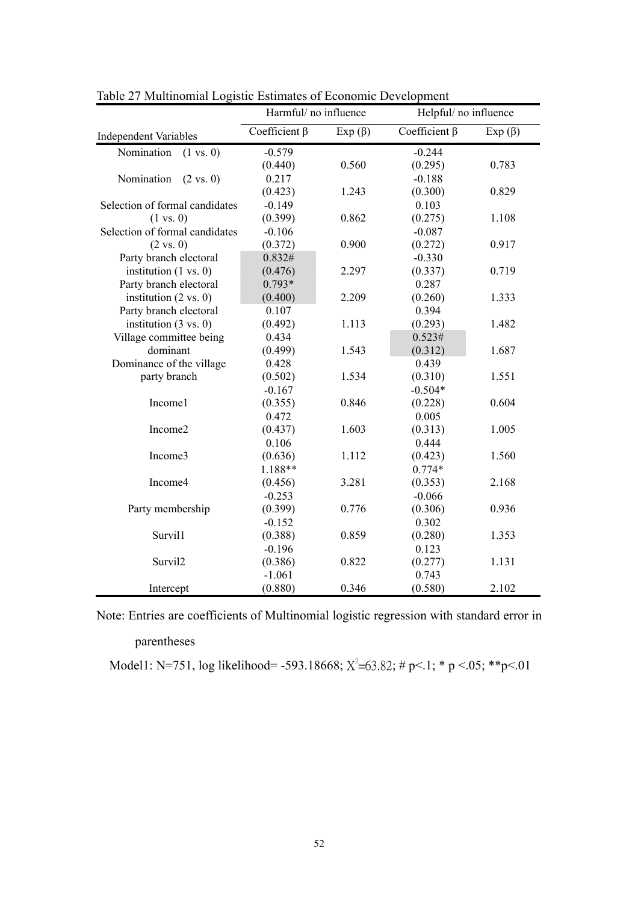Table 27 Multinomial Logistic Estimates of Economic Development

| Independent Variables | Harmful/ no influence | | Helpful/ no influence | |
|---|---|---|---|---|
| | Coefficient β | Exp (β) | Coefficient β | Exp (β) |
| Nomination (1 vs. 0) | -0.579 (0.440) | 0.560 | -0.244 (0.295) | 0.783 |
| Nomination (2 vs. 0) | 0.217 (0.423) | 1.243 | -0.188 (0.300) | 0.829 |
| Selection of formal candidates (1 vs. 0) | -0.149 (0.399) | 0.862 | 0.103 (0.275) | 1.108 |
| Selection of formal candidates (2 vs. 0) | -0.106 (0.372) | 0.900 | -0.087 (0.272) | 0.917 |
| Party branch electoral institution (1 vs. 0) | 0.832# (0.476) | 2.297 | -0.330 (0.337) | 0.719 |
| Party branch electoral institution (2 vs. 0) | 0.793* (0.400) | 2.209 | 0.287 (0.260) | 1.333 |
| Party branch electoral institution (3 vs. 0) | 0.107 (0.492) | 1.113 | 0.394 (0.293) | 1.482 |
| Village committee being dominant | 0.434 (0.499) | 1.543 | 0.523# (0.312) | 1.687 |
| Dominance of the village party branch | 0.428 (0.502) | 1.534 | 0.439 (0.310) | 1.551 |
| Income1 | -0.167 (0.355) | 0.846 | -0.504* (0.228) | 0.604 |
| Income2 | 0.472 (0.437) | 1.603 | 0.005 (0.313) | 1.005 |
| Income3 | 0.106 (0.636) | 1.112 | 0.444 (0.423) | 1.560 |
| Income4 | 1.188** (0.456) | 3.281 | 0.774* (0.353) | 2.168 |
| Party membership | -0.253 (0.399) | 0.776 | -0.066 (0.306) | 0.936 |
| Survil1 | -0.152 (0.388) | 0.859 | 0.302 (0.280) | 1.353 |
| Survil2 | -0.196 (0.386) | 0.822 | 0.123 (0.277) | 1.131 |
| Intercept | -1.061 (0.880) | 0.346 | 0.743 (0.580) | 2.102 |

Note: Entries are coefficients of Multinomial logistic regression with standard error in parentheses

Model1: N=751, log likelihood= -593.18668; $\chi^2$=63.82; # p<.1; * p <.05; **p<.01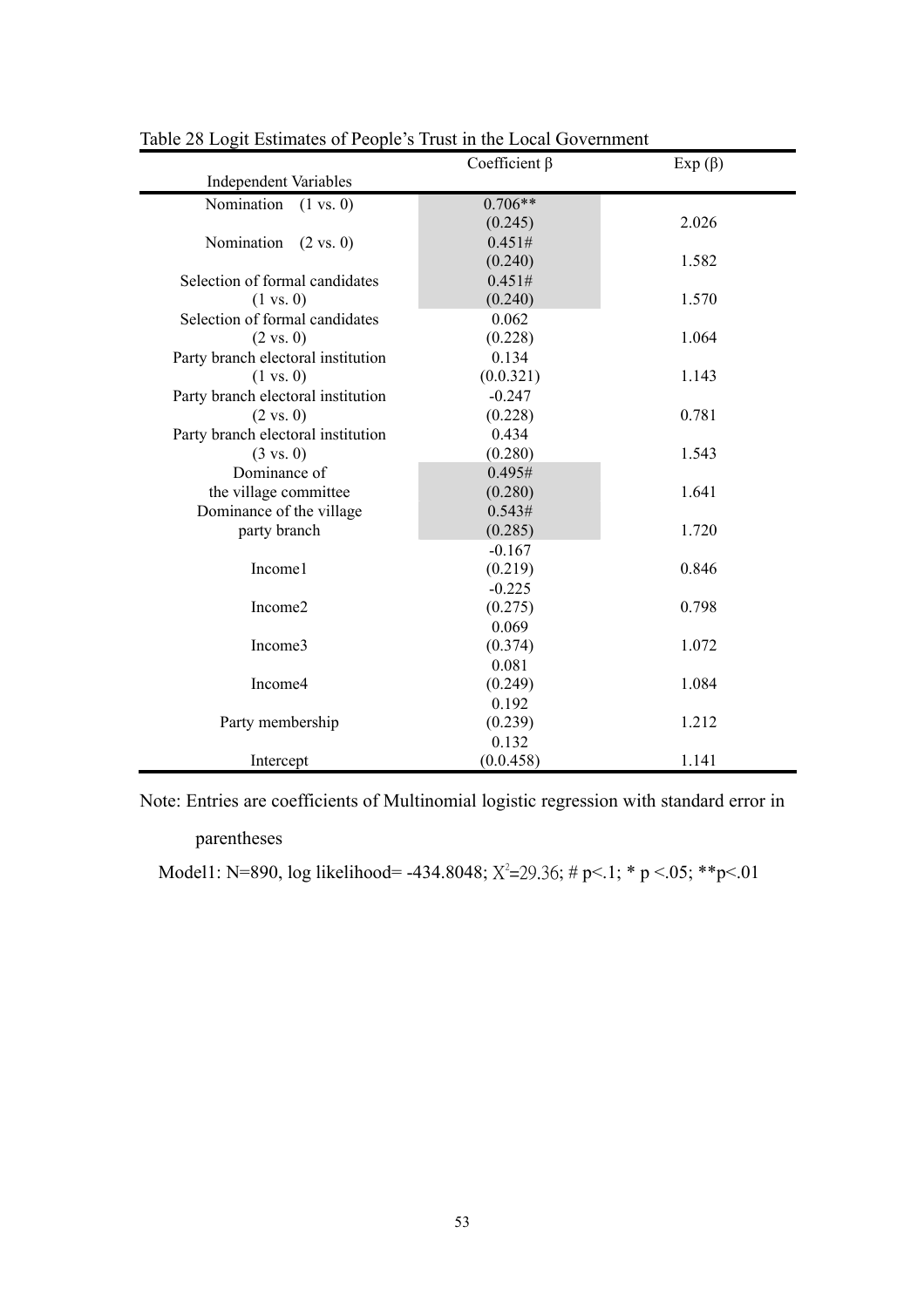Table 28 Logit Estimates of People's Trust in the Local Government

| Independent Variables | Coefficient β | Exp (β) |
|---|---|---|
| Nomination (1 vs. 0) | 0.706** (0.245) | 2.026 |
| Nomination (2 vs. 0) | 0.451# (0.240) | 1.582 |
| Selection of formal candidates (1 vs. 0) | 0.451# (0.240) | 1.570 |
| Selection of formal candidates (2 vs. 0) | 0.062 (0.228) | 1.064 |
| Party branch electoral institution (1 vs. 0) | 0.134 (0.0.321) | 1.143 |
| Party branch electoral institution (2 vs. 0) | -0.247 (0.228) | 0.781 |
| Party branch electoral institution (3 vs. 0) | 0.434 (0.280) | 1.543 |
| Dominance of the village committee | 0.495# (0.280) | 1.641 |
| Dominance of the village party branch | 0.543# (0.285) | 1.720 |
| Income1 | -0.167 (0.219) | 0.846 |
| Income2 | -0.225 (0.275) | 0.798 |
| Income3 | 0.069 (0.374) | 1.072 |
| Income4 | 0.081 (0.249) | 1.084 |
| Party membership | 0.192 (0.239) | 1.212 |
| Intercept | 0.132 (0.0.458) | 1.141 |

Note: Entries are coefficients of Multinomial logistic regression with standard error in parentheses

Model1: N=890, log likelihood= -434.8048; $X^2$=29.36; # p<.1; * p <.05; **p<.01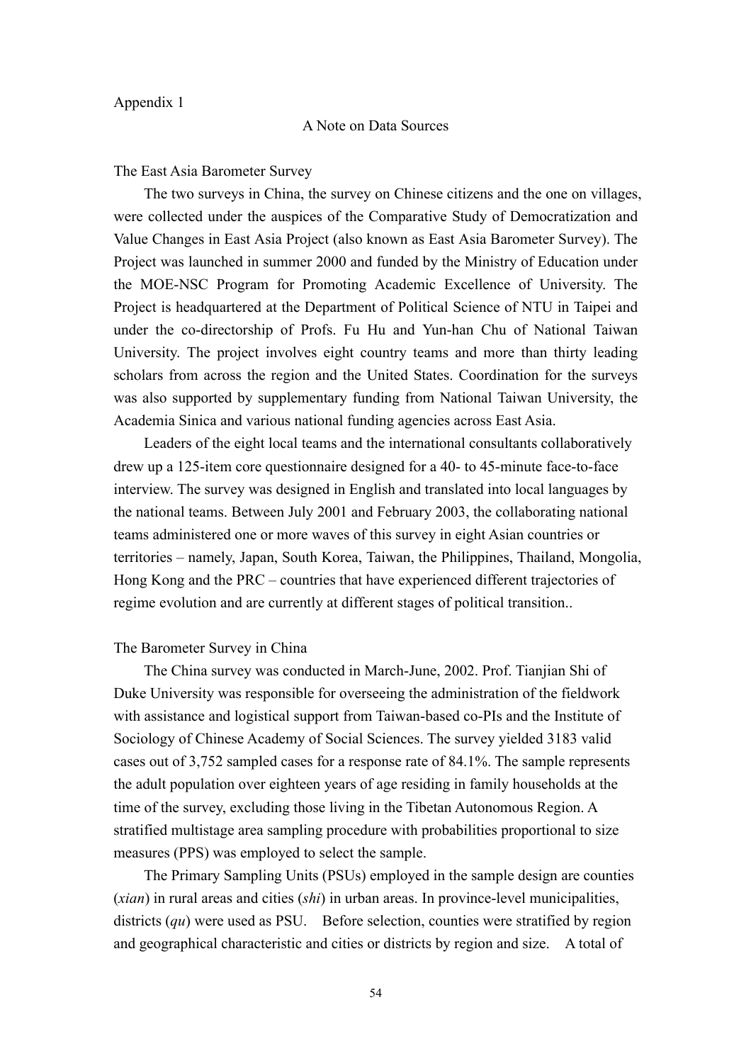Appendix 1

## A Note on Data Sources

### The East Asia Barometer Survey

The two surveys in China, the survey on Chinese citizens and the one on villages, were collected under the auspices of the Comparative Study of Democratization and Value Changes in East Asia Project (also known as East Asia Barometer Survey). The Project was launched in summer 2000 and funded by the Ministry of Education under the MOE-NSC Program for Promoting Academic Excellence of University. The Project is headquartered at the Department of Political Science of NTU in Taipei and under the co-directorship of Profs. Fu Hu and Yun-han Chu of National Taiwan University. The project involves eight country teams and more than thirty leading scholars from across the region and the United States. Coordination for the surveys was also supported by supplementary funding from National Taiwan University, the Academia Sinica and various national funding agencies across East Asia.

Leaders of the eight local teams and the international consultants collaboratively drew up a 125-item core questionnaire designed for a 40- to 45-minute face-to-face interview. The survey was designed in English and translated into local languages by the national teams. Between July 2001 and February 2003, the collaborating national teams administered one or more waves of this survey in eight Asian countries or territories – namely, Japan, South Korea, Taiwan, the Philippines, Thailand, Mongolia, Hong Kong and the PRC – countries that have experienced different trajectories of regime evolution and are currently at different stages of political transition..

### The Barometer Survey in China

The China survey was conducted in March-June, 2002. Prof. Tianjian Shi of Duke University was responsible for overseeing the administration of the fieldwork with assistance and logistical support from Taiwan-based co-PIs and the Institute of Sociology of Chinese Academy of Social Sciences. The survey yielded 3183 valid cases out of 3,752 sampled cases for a response rate of 84.1%. The sample represents the adult population over eighteen years of age residing in family households at the time of the survey, excluding those living in the Tibetan Autonomous Region. A stratified multistage area sampling procedure with probabilities proportional to size measures (PPS) was employed to select the sample.

The Primary Sampling Units (PSUs) employed in the sample design are counties (*xian*) in rural areas and cities (*shi*) in urban areas. In province-level municipalities, districts (*qu*) were used as PSU. Before selection, counties were stratified by region and geographical characteristic and cities or districts by region and size. A total of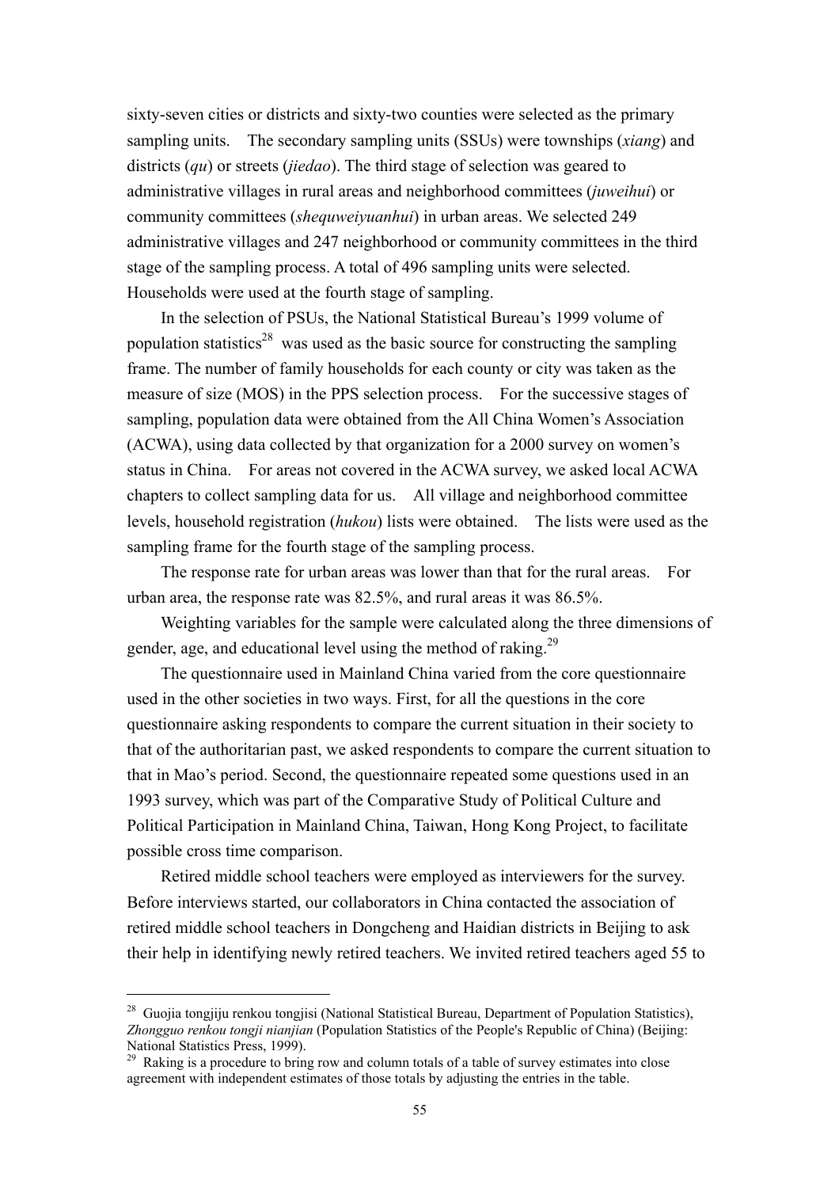sixty-seven cities or districts and sixty-two counties were selected as the primary sampling units. The secondary sampling units (SSUs) were townships (*xiang*) and districts (*qu*) or streets (*jiedao*). The third stage of selection was geared to administrative villages in rural areas and neighborhood committees (*juweihui*) or community committees (*shequweiyuanhui*) in urban areas. We selected 249 administrative villages and 247 neighborhood or community committees in the third stage of the sampling process. A total of 496 sampling units were selected. Households were used at the fourth stage of sampling.

In the selection of PSUs, the National Statistical Bureau's 1999 volume of population statistics[28] was used as the basic source for constructing the sampling frame. The number of family households for each county or city was taken as the measure of size (MOS) in the PPS selection process. For the successive stages of sampling, population data were obtained from the All China Women's Association (ACWA), using data collected by that organization for a 2000 survey on women's status in China. For areas not covered in the ACWA survey, we asked local ACWA chapters to collect sampling data for us. All village and neighborhood committee levels, household registration (*hukou*) lists were obtained. The lists were used as the sampling frame for the fourth stage of the sampling process.

The response rate for urban areas was lower than that for the rural areas. For urban area, the response rate was 82.5%, and rural areas it was 86.5%.

Weighting variables for the sample were calculated along the three dimensions of gender, age, and educational level using the method of raking.[29]

The questionnaire used in Mainland China varied from the core questionnaire used in the other societies in two ways. First, for all the questions in the core questionnaire asking respondents to compare the current situation in their society to that of the authoritarian past, we asked respondents to compare the current situation to that in Mao's period. Second, the questionnaire repeated some questions used in an 1993 survey, which was part of the Comparative Study of Political Culture and Political Participation in Mainland China, Taiwan, Hong Kong Project, to facilitate possible cross time comparison.

Retired middle school teachers were employed as interviewers for the survey. Before interviews started, our collaborators in China contacted the association of retired middle school teachers in Dongcheng and Haidian districts in Beijing to ask their help in identifying newly retired teachers. We invited retired teachers aged 55 to

---

[28] Guojia tongjiju renkou tongjisi (National Statistical Bureau, Department of Population Statistics), *Zhongguo renkou tongji nianjian* (Population Statistics of the People's Republic of China) (Beijing: National Statistics Press, 1999).

[29] Raking is a procedure to bring row and column totals of a table of survey estimates into close agreement with independent estimates of those totals by adjusting the entries in the table.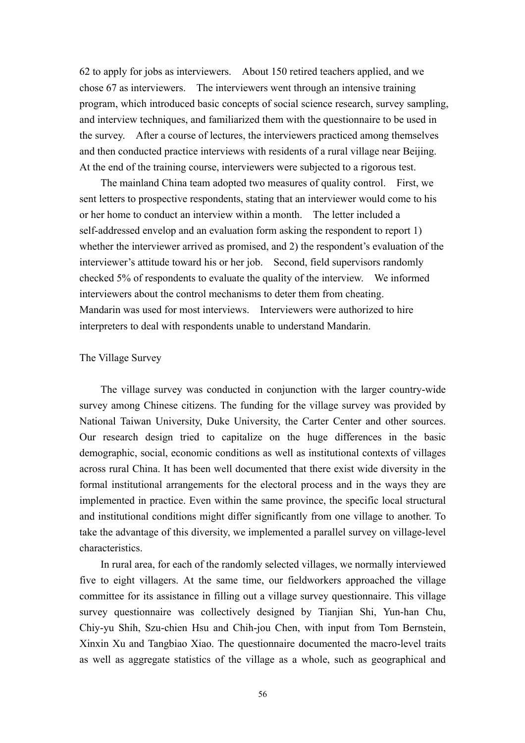62 to apply for jobs as interviewers. About 150 retired teachers applied, and we chose 67 as interviewers. The interviewers went through an intensive training program, which introduced basic concepts of social science research, survey sampling, and interview techniques, and familiarized them with the questionnaire to be used in the survey. After a course of lectures, the interviewers practiced among themselves and then conducted practice interviews with residents of a rural village near Beijing. At the end of the training course, interviewers were subjected to a rigorous test.

The mainland China team adopted two measures of quality control. First, we sent letters to prospective respondents, stating that an interviewer would come to his or her home to conduct an interview within a month. The letter included a self-addressed envelop and an evaluation form asking the respondent to report 1) whether the interviewer arrived as promised, and 2) the respondent's evaluation of the interviewer's attitude toward his or her job. Second, field supervisors randomly checked 5% of respondents to evaluate the quality of the interview. We informed interviewers about the control mechanisms to deter them from cheating. Mandarin was used for most interviews. Interviewers were authorized to hire interpreters to deal with respondents unable to understand Mandarin.

## The Village Survey

The village survey was conducted in conjunction with the larger country-wide survey among Chinese citizens. The funding for the village survey was provided by National Taiwan University, Duke University, the Carter Center and other sources. Our research design tried to capitalize on the huge differences in the basic demographic, social, economic conditions as well as institutional contexts of villages across rural China. It has been well documented that there exist wide diversity in the formal institutional arrangements for the electoral process and in the ways they are implemented in practice. Even within the same province, the specific local structural and institutional conditions might differ significantly from one village to another. To take the advantage of this diversity, we implemented a parallel survey on village-level characteristics.

In rural area, for each of the randomly selected villages, we normally interviewed five to eight villagers. At the same time, our fieldworkers approached the village committee for its assistance in filling out a village survey questionnaire. This village survey questionnaire was collectively designed by Tianjian Shi, Yun-han Chu, Chiy-yu Shih, Szu-chien Hsu and Chih-jou Chen, with input from Tom Bernstein, Xinxin Xu and Tangbiao Xiao. The questionnaire documented the macro-level traits as well as aggregate statistics of the village as a whole, such as geographical and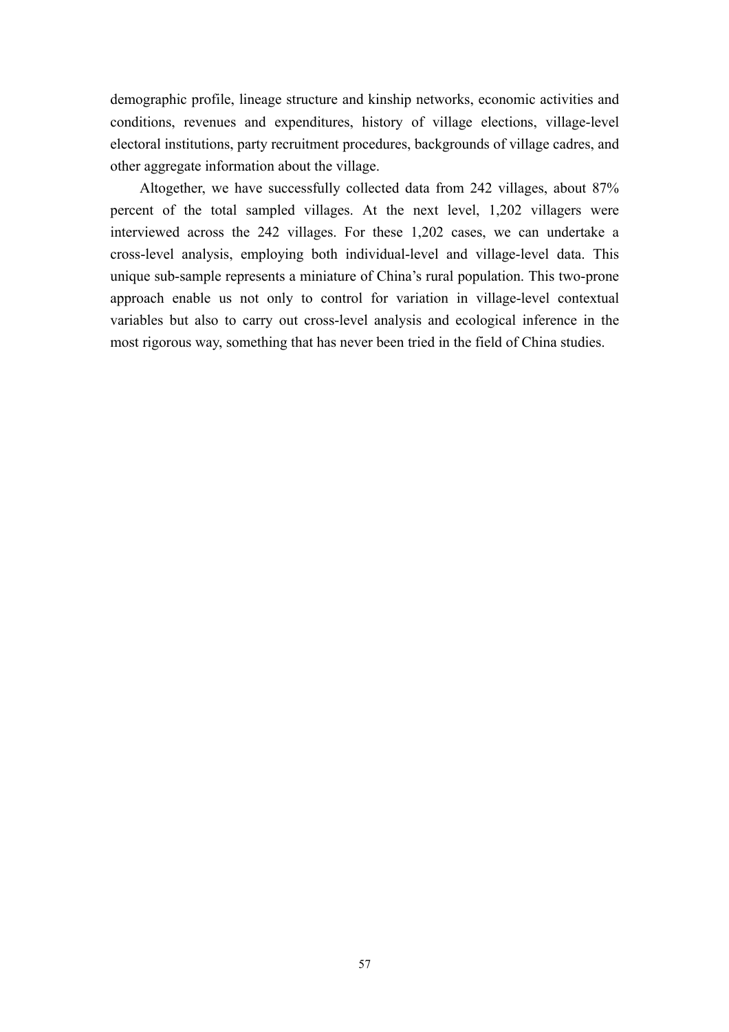demographic profile, lineage structure and kinship networks, economic activities and conditions, revenues and expenditures, history of village elections, village-level electoral institutions, party recruitment procedures, backgrounds of village cadres, and other aggregate information about the village.

Altogether, we have successfully collected data from 242 villages, about 87% percent of the total sampled villages. At the next level, 1,202 villagers were interviewed across the 242 villages. For these 1,202 cases, we can undertake a cross-level analysis, employing both individual-level and village-level data. This unique sub-sample represents a miniature of China's rural population. This two-prone approach enable us not only to control for variation in village-level contextual variables but also to carry out cross-level analysis and ecological inference in the most rigorous way, something that has never been tried in the field of China studies.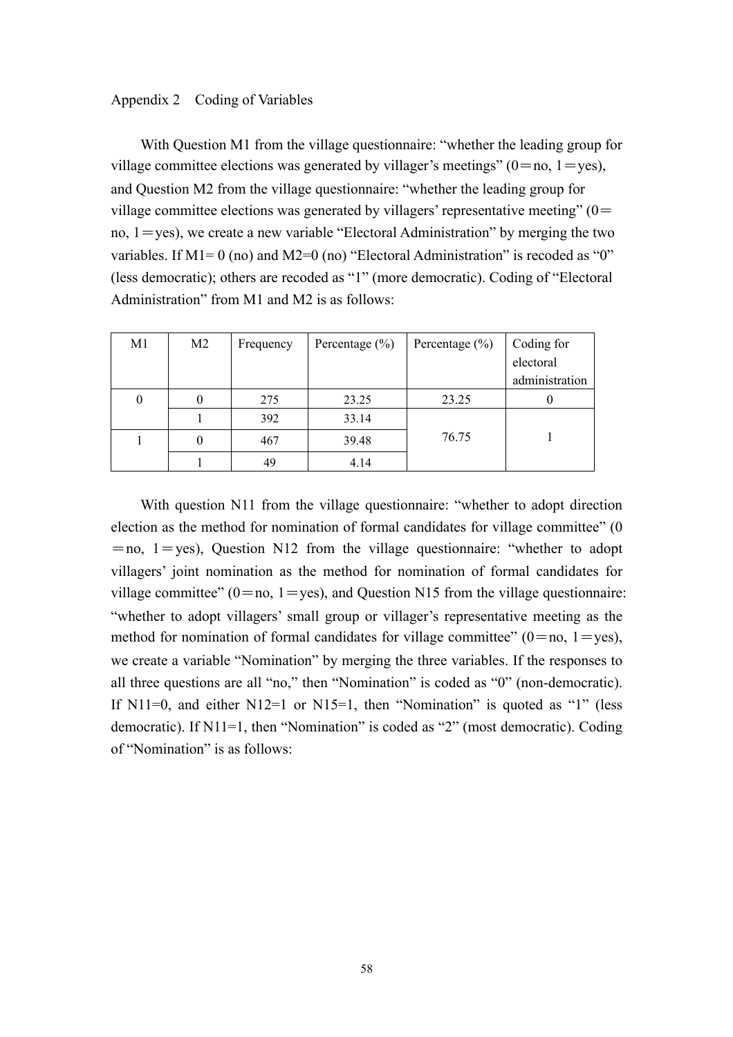Appendix 2 Coding of Variables

With Question M1 from the village questionnaire: "whether the leading group for village committee elections was generated by villager's meetings" (0＝no, 1＝yes), and Question M2 from the village questionnaire: "whether the leading group for village committee elections was generated by villagers' representative meeting" (0＝no, 1＝yes), we create a new variable "Electoral Administration" by merging the two variables. If M1= 0 (no) and M2=0 (no) "Electoral Administration" is recoded as "0" (less democratic); others are recoded as "1" (more democratic). Coding of "Electoral Administration" from M1 and M2 is as follows:

| M1 | M2 | Frequency | Percentage (%) | Percentage (%) | Coding for electoral administration |
|---|---|---|---|---|---|
| 0 | 0 | 275 | 23.25 | 23.25 | 0 |
| | 1 | 392 | 33.14 | 76.75 | 1 |
| 1 | 0 | 467 | 39.48 | | |
| | 1 | 49 | 4.14 | | |

With question N11 from the village questionnaire: "whether to adopt direction election as the method for nomination of formal candidates for village committee" (0＝no, 1＝yes), Question N12 from the village questionnaire: "whether to adopt villagers' joint nomination as the method for nomination of formal candidates for village committee" (0＝no, 1＝yes), and Question N15 from the village questionnaire: "whether to adopt villagers' small group or villager's representative meeting as the method for nomination of formal candidates for village committee" (0＝no, 1＝yes), we create a variable "Nomination" by merging the three variables. If the responses to all three questions are all "no," then "Nomination" is coded as "0" (non-democratic). If N11=0, and either N12=1 or N15=1, then "Nomination" is quoted as "1" (less democratic). If N11=1, then "Nomination" is coded as "2" (most democratic). Coding of "Nomination" is as follows: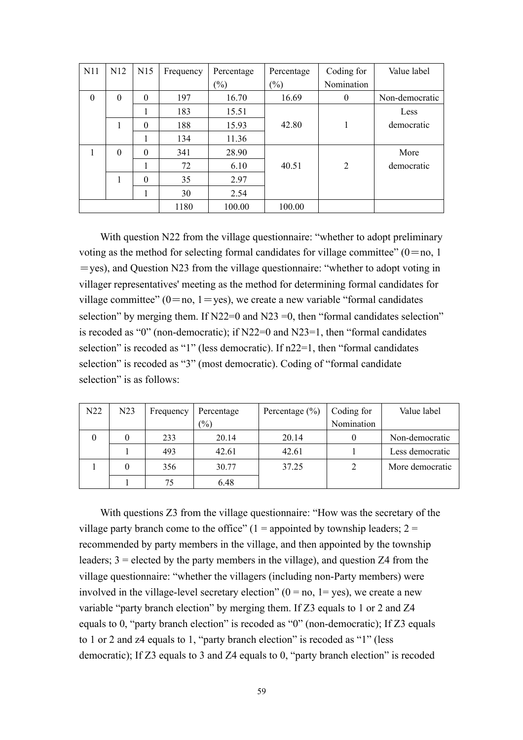| N11 | N12 | N15 | Frequency | Percentage (%) | Percentage (%) | Coding for Nomination | Value label |
|---|---|---|---|---|---|---|---|
| 0 | 0 | 0 | 197 | 16.70 | 16.69 | 0 | Non-democratic |
| | | 1 | 183 | 15.51 | 42.80 | 1 | Less democratic |
| | 1 | 0 | 188 | 15.93 | | | |
| | | 1 | 134 | 11.36 | | | |
| 1 | 0 | 0 | 341 | 28.90 | 40.51 | 2 | More democratic |
| | | 1 | 72 | 6.10 | | | |
| | 1 | 0 | 35 | 2.97 | | | |
| | | 1 | 30 | 2.54 | | | |
| | | | 1180 | 100.00 | 100.00 | | |

With question N22 from the village questionnaire: "whether to adopt preliminary voting as the method for selecting formal candidates for village committee" (0＝no, 1＝yes), and Question N23 from the village questionnaire: "whether to adopt voting in villager representatives' meeting as the method for determining formal candidates for village committee" (0＝no, 1＝yes), we create a new variable "formal candidates selection" by merging them. If N22=0 and N23 =0, then "formal candidates selection" is recoded as "0" (non-democratic); if N22=0 and N23=1, then "formal candidates selection" is recoded as "1" (less democratic). If n22=1, then "formal candidates selection" is recoded as "3" (most democratic). Coding of "formal candidate selection" is as follows:

| N22 | N23 | Frequency | Percentage (%) | Percentage (%) | Coding for Nomination | Value label |
|---|---|---|---|---|---|---|
| 0 | 0 | 233 | 20.14 | 20.14 | 0 | Non-democratic |
| | 1 | 493 | 42.61 | 42.61 | 1 | Less democratic |
| 1 | 0 | 356 | 30.77 | 37.25 | 2 | More democratic |
| | 1 | 75 | 6.48 | | | |

With questions Z3 from the village questionnaire: "How was the secretary of the village party branch come to the office" (1 = appointed by township leaders; 2 = recommended by party members in the village, and then appointed by the township leaders; 3 = elected by the party members in the village), and question Z4 from the village questionnaire: "whether the villagers (including non-Party members) were involved in the village-level secretary election" (0 = no, 1= yes), we create a new variable "party branch election" by merging them. If Z3 equals to 1 or 2 and Z4 equals to 0, "party branch election" is recoded as "0" (non-democratic); If Z3 equals to 1 or 2 and z4 equals to 1, "party branch election" is recoded as "1" (less democratic); If Z3 equals to 3 and Z4 equals to 0, "party branch election" is recoded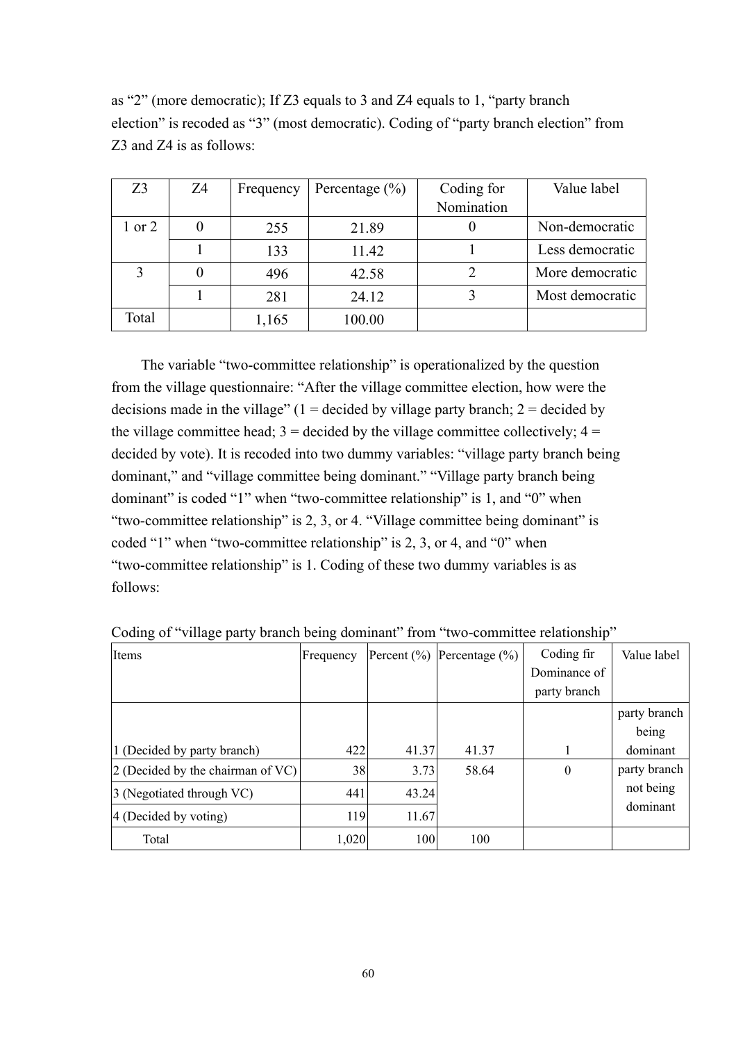as "2" (more democratic); If Z3 equals to 3 and Z4 equals to 1, "party branch election" is recoded as "3" (most democratic). Coding of "party branch election" from Z3 and Z4 is as follows:

| Z3 | Z4 | Frequency | Percentage (%) | Coding for Nomination | Value label |
|---|---|---|---|---|---|
| 1 or 2 | 0 | 255 | 21.89 | 0 | Non-democratic |
| | 1 | 133 | 11.42 | 1 | Less democratic |
| 3 | 0 | 496 | 42.58 | 2 | More democratic |
| | 1 | 281 | 24.12 | 3 | Most democratic |
| Total | | 1,165 | 100.00 | | |

The variable "two-committee relationship" is operationalized by the question from the village questionnaire: "After the village committee election, how were the decisions made in the village" (1 = decided by village party branch; 2 = decided by the village committee head; 3 = decided by the village committee collectively; 4 = decided by vote). It is recoded into two dummy variables: "village party branch being dominant," and "village committee being dominant." "Village party branch being dominant" is coded "1" when "two-committee relationship" is 1, and "0" when "two-committee relationship" is 2, 3, or 4. "Village committee being dominant" is coded "1" when "two-committee relationship" is 2, 3, or 4, and "0" when "two-committee relationship" is 1. Coding of these two dummy variables is as follows:

Coding of "village party branch being dominant" from "two-committee relationship"

| Items | Frequency | Percent (%) | Percentage (%) | Coding fir Dominance of party branch | Value label |
|---|---|---|---|---|---|
| 1 (Decided by party branch) | 422 | 41.37 | 41.37 | 1 | party branch being dominant |
| 2 (Decided by the chairman of VC) | 38 | 3.73 | 58.64 | 0 | party branch not being dominant |
| 3 (Negotiated through VC) | 441 | 43.24 | | | |
| 4 (Decided by voting) | 119 | 11.67 | | | |
| Total | 1,020 | 100 | 100 | | |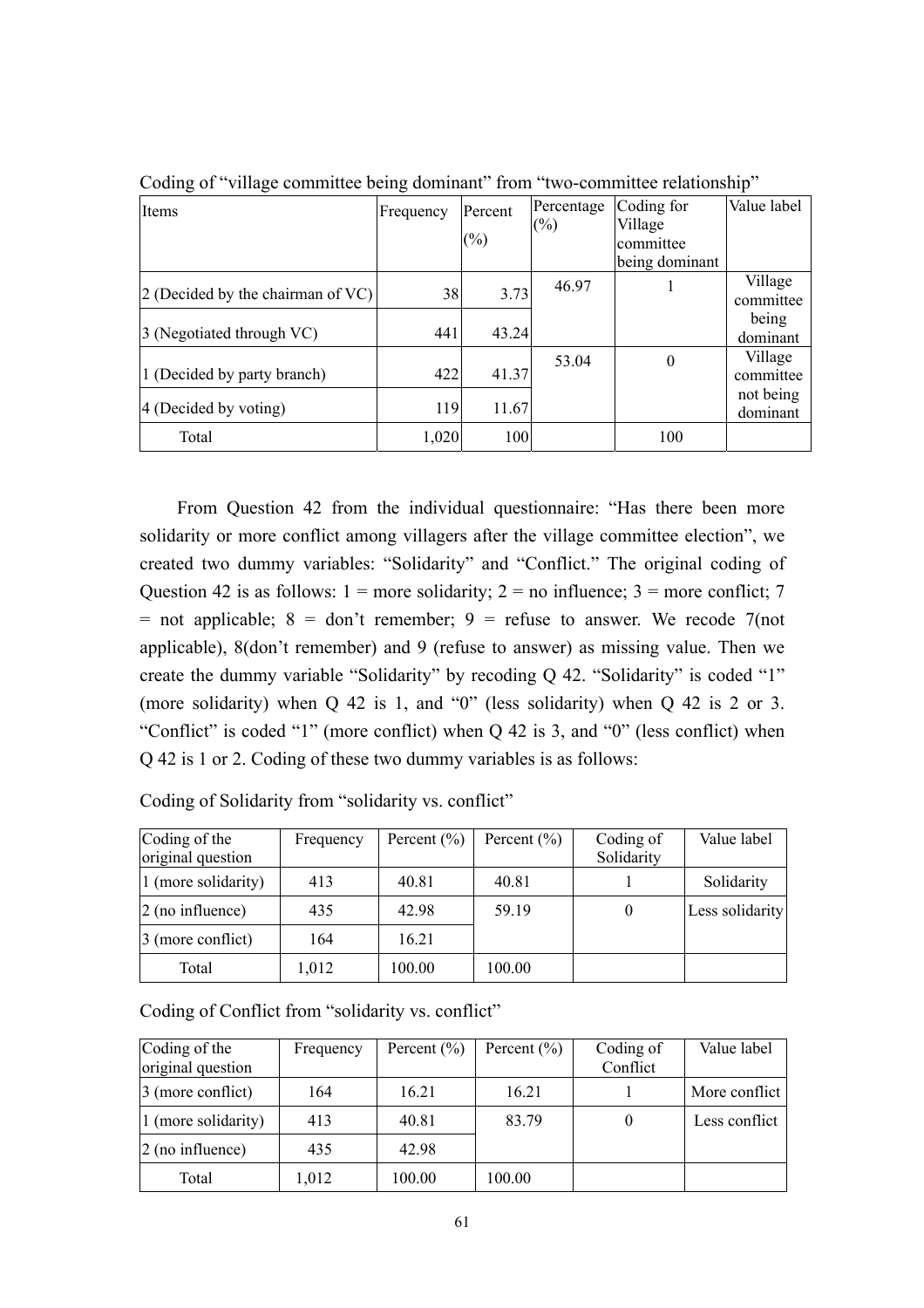Coding of "village committee being dominant" from "two-committee relationship"

| Items | Frequency | Percent (%) | Percentage (%) | Coding for Village committee being dominant | Value label |
|---|---|---|---|---|---|
| 2 (Decided by the chairman of VC) | 38 | 3.73 | 46.97 | 1 | Village committee being dominant |
| 3 (Negotiated through VC) | 441 | 43.24 | | | |
| 1 (Decided by party branch) | 422 | 41.37 | 53.04 | 0 | Village committee not being dominant |
| 4 (Decided by voting) | 119 | 11.67 | | | |
| Total | 1,020 | 100 | | 100 | |

From Question 42 from the individual questionnaire: "Has there been more solidarity or more conflict among villagers after the village committee election", we created two dummy variables: "Solidarity" and "Conflict." The original coding of Question 42 is as follows: 1 = more solidarity; 2 = no influence; 3 = more conflict; 7 = not applicable; 8 = don't remember; 9 = refuse to answer. We recode 7(not applicable), 8(don't remember) and 9 (refuse to answer) as missing value. Then we create the dummy variable "Solidarity" by recoding Q 42. "Solidarity" is coded "1" (more solidarity) when Q 42 is 1, and "0" (less solidarity) when Q 42 is 2 or 3. "Conflict" is coded "1" (more conflict) when Q 42 is 3, and "0" (less conflict) when Q 42 is 1 or 2. Coding of these two dummy variables is as follows:

Coding of Solidarity from "solidarity vs. conflict"

| Coding of the original question | Frequency | Percent (%) | Percent (%) | Coding of Solidarity | Value label |
|---|---|---|---|---|---|
| 1 (more solidarity) | 413 | 40.81 | 40.81 | 1 | Solidarity |
| 2 (no influence) | 435 | 42.98 | 59.19 | 0 | Less solidarity |
| 3 (more conflict) | 164 | 16.21 | | | |
| Total | 1,012 | 100.00 | 100.00 | | |

Coding of Conflict from "solidarity vs. conflict"

| Coding of the original question | Frequency | Percent (%) | Percent (%) | Coding of Conflict | Value label |
|---|---|---|---|---|---|
| 3 (more conflict) | 164 | 16.21 | 16.21 | 1 | More conflict |
| 1 (more solidarity) | 413 | 40.81 | 83.79 | 0 | Less conflict |
| 2 (no influence) | 435 | 42.98 | | | |
| Total | 1,012 | 100.00 | 100.00 | | |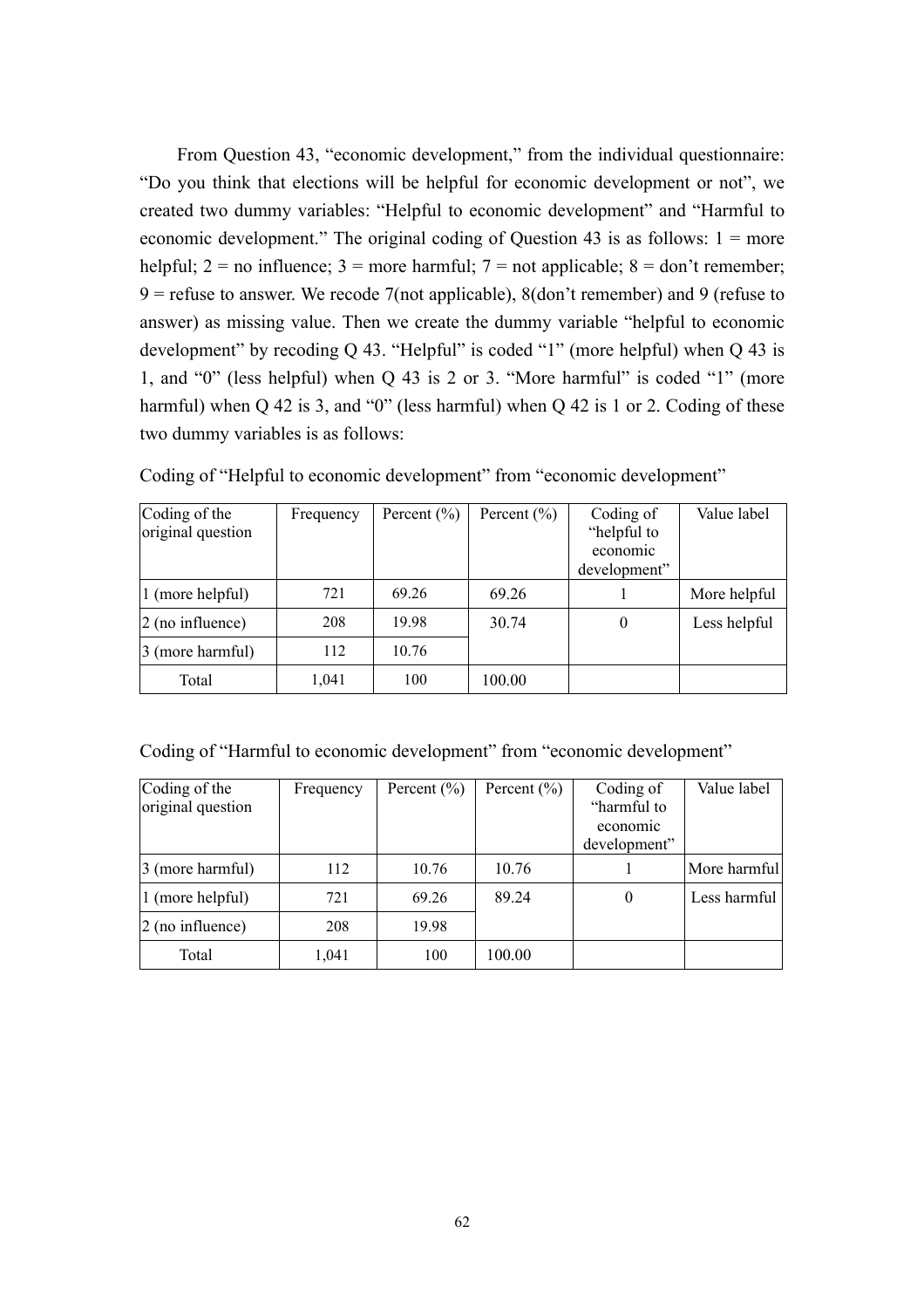From Question 43, "economic development," from the individual questionnaire: "Do you think that elections will be helpful for economic development or not", we created two dummy variables: "Helpful to economic development" and "Harmful to economic development." The original coding of Question 43 is as follows: 1 = more helpful; 2 = no influence; 3 = more harmful; 7 = not applicable; 8 = don't remember; 9 = refuse to answer. We recode 7(not applicable), 8(don't remember) and 9 (refuse to answer) as missing value. Then we create the dummy variable "helpful to economic development" by recoding Q 43. "Helpful" is coded "1" (more helpful) when Q 43 is 1, and "0" (less helpful) when Q 43 is 2 or 3. "More harmful" is coded "1" (more harmful) when Q 42 is 3, and "0" (less harmful) when Q 42 is 1 or 2. Coding of these two dummy variables is as follows:

Coding of "Helpful to economic development" from "economic development"

| Coding of the original question | Frequency | Percent (%) | Percent (%) | Coding of "helpful to economic development" | Value label |
|---|---|---|---|---|---|
| 1 (more helpful) | 721 | 69.26 | 69.26 | 1 | More helpful |
| 2 (no influence) | 208 | 19.98 | 30.74 | 0 | Less helpful |
| 3 (more harmful) | 112 | 10.76 | | | |
| Total | 1,041 | 100 | 100.00 | | |

Coding of "Harmful to economic development" from "economic development"

| Coding of the original question | Frequency | Percent (%) | Percent (%) | Coding of "harmful to economic development" | Value label |
|---|---|---|---|---|---|
| 3 (more harmful) | 112 | 10.76 | 10.76 | 1 | More harmful |
| 1 (more helpful) | 721 | 69.26 | 89.24 | 0 | Less harmful |
| 2 (no influence) | 208 | 19.98 | | | |
| Total | 1,041 | 100 | 100.00 | | |